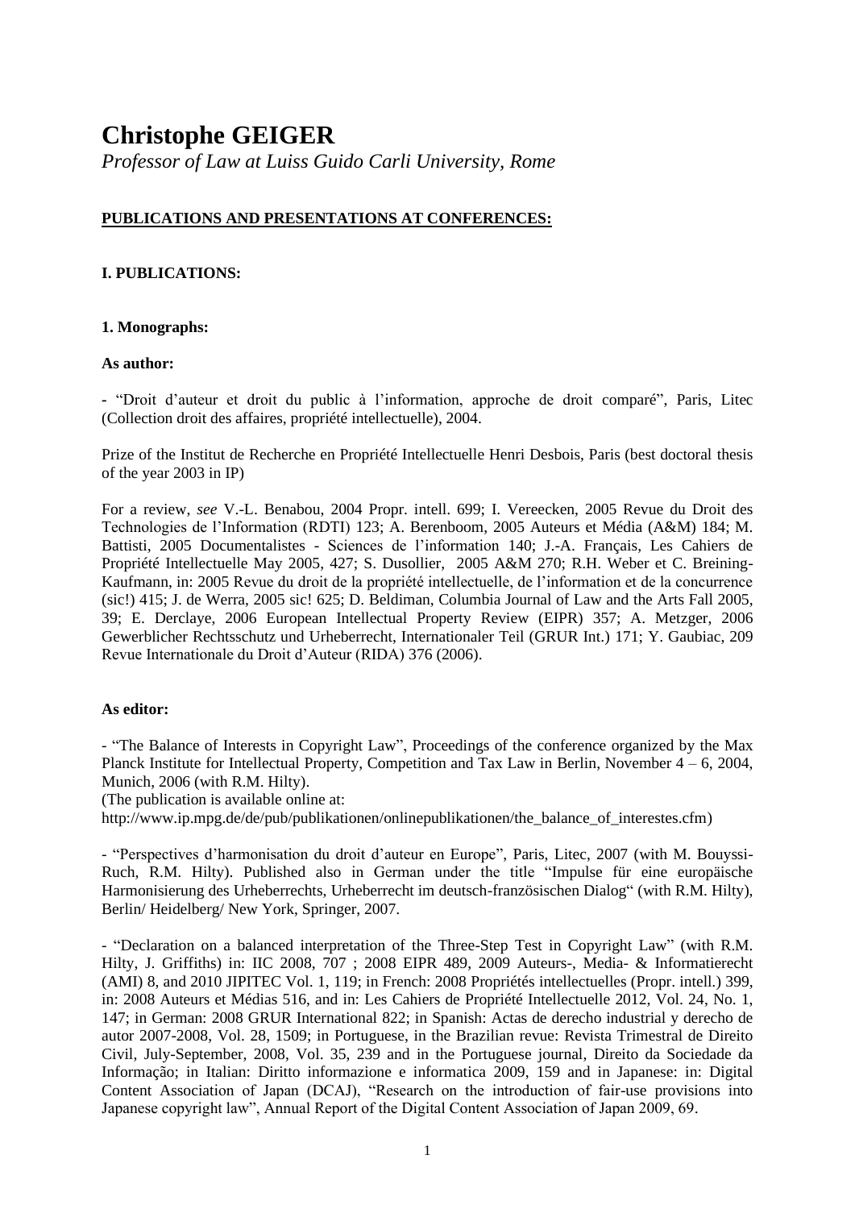# Christophe GEIGER

*Professor of Law at Luiss Guido Carli University, Rome*

## PUBLICATIONS AND PRESENTATIONS AT CONFERENCES:

### I. PUBLICATIONS:

#### 1. Monographs:

**As author:**

- "Droit d'auteur et droit du public à l'information, approche de droit comparé", Paris, Litec (Collection droit des affaires, propriété intellectuelle), 2004.

Prize of the Institut de Recherche en Propriété Intellectuelle Henri Desbois, Paris (best doctoral thesis of the year 2003 in IP)

For a review, *see* V.-L. Benabou, 2004 Propr. intell. 699; I. Vereecken, 2005 Revue du Droit des Technologies de l'Information (RDTI) 123; A. Berenboom, 2005 Auteurs et Média (A&M) 184; M. Battisti, 2005 Documentalistes - Sciences de l'information 140; J.-A. Français, Les Cahiers de Propriété Intellectuelle May 2005, 427; S. Dusollier, 2005 A&M 270; R.H. Weber et C. Breining-Kaufmann, in: 2005 Revue du droit de la propriété intellectuelle, de l'information et de la concurrence (sic!) 415; J. de Werra, 2005 sic! 625; D. Beldiman, Columbia Journal of Law and the Arts Fall 2005, 39; E. Derclaye, 2006 European Intellectual Property Review (EIPR) 357; A. Metzger, 2006 Gewerblicher Rechtsschutz und Urheberrecht, Internationaler Teil (GRUR Int.) 171; Y. Gaubiac, 209 Revue Internationale du Droit d'Auteur (RIDA) 376 (2006).

**As editor:**

- "The Balance of Interests in Copyright Law", Proceedings of the conference organized by the Max Planck Institute for Intellectual Property, Competition and Tax Law in Berlin, November 4 – 6, 2004, Munich, 2006 (with R.M. Hilty).
(The publication is available online at:
http://www.ip.mpg.de/de/pub/publikationen/onlinepublikationen/the_balance_of_interestes.cfm)

- "Perspectives d'harmonisation du droit d'auteur en Europe", Paris, Litec, 2007 (with M. Bouyssi-Ruch, R.M. Hilty). Published also in German under the title "Impulse für eine europäische Harmonisierung des Urheberrechts, Urheberrecht im deutsch-französischen Dialog" (with R.M. Hilty), Berlin/ Heidelberg/ New York, Springer, 2007.

- "Declaration on a balanced interpretation of the Three-Step Test in Copyright Law" (with R.M. Hilty, J. Griffiths) in: IIC 2008, 707 ; 2008 EIPR 489, 2009 Auteurs-, Media- & Informatierecht (AMI) 8, and 2010 JIPITEC Vol. 1, 119; in French: 2008 Propriétés intellectuelles (Propr. intell.) 399, in: 2008 Auteurs et Médias 516, and in: Les Cahiers de Propriété Intellectuelle 2012, Vol. 24, No. 1, 147; in German: 2008 GRUR International 822; in Spanish: Actas de derecho industrial y derecho de autor 2007-2008, Vol. 28, 1509; in Portuguese, in the Brazilian revue: Revista Trimestral de Direito Civil, July-September, 2008, Vol. 35, 239 and in the Portuguese journal, Direito da Sociedade da Informação; in Italian: Diritto informazione e informatica 2009, 159 and in Japanese: in: Digital Content Association of Japan (DCAJ), "Research on the introduction of fair-use provisions into Japanese copyright law", Annual Report of the Digital Content Association of Japan 2009, 69.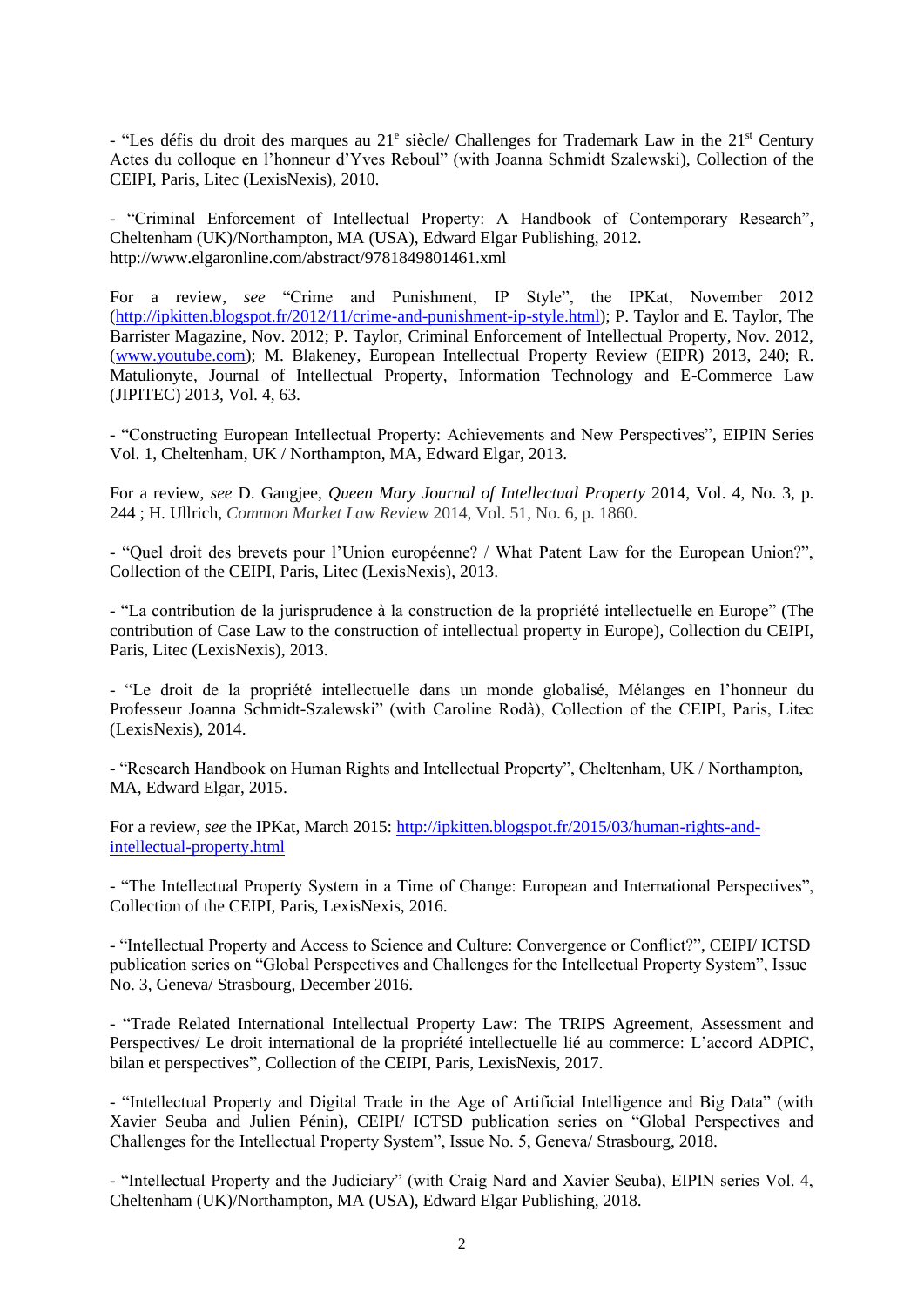- "Les défis du droit des marques au 21e siècle/ Challenges for Trademark Law in the 21st Century Actes du colloque en l'honneur d'Yves Reboul" (with Joanna Schmidt Szalewski), Collection of the CEIPI, Paris, Litec (LexisNexis), 2010.

- "Criminal Enforcement of Intellectual Property: A Handbook of Contemporary Research", Cheltenham (UK)/Northampton, MA (USA), Edward Elgar Publishing, 2012. http://www.elgaronline.com/abstract/9781849801461.xml

For a review, *see* "Crime and Punishment, IP Style", the IPKat, November 2012 (http://ipkitten.blogspot.fr/2012/11/crime-and-punishment-ip-style.html); P. Taylor and E. Taylor, The Barrister Magazine, Nov. 2012; P. Taylor, Criminal Enforcement of Intellectual Property, Nov. 2012, (www.youtube.com); M. Blakeney, European Intellectual Property Review (EIPR) 2013, 240; R. Matulionyte, Journal of Intellectual Property, Information Technology and E-Commerce Law (JIPITEC) 2013, Vol. 4, 63.

- "Constructing European Intellectual Property: Achievements and New Perspectives", EIPIN Series Vol. 1, Cheltenham, UK / Northampton, MA, Edward Elgar, 2013.

For a review, *see* D. Gangjee, *Queen Mary Journal of Intellectual Property* 2014, Vol. 4, No. 3, p. 244 ; H. Ullrich, *Common Market Law Review* 2014, Vol. 51, No. 6, p. 1860.

- "Quel droit des brevets pour l'Union européenne? / What Patent Law for the European Union?", Collection of the CEIPI, Paris, Litec (LexisNexis), 2013.

- "La contribution de la jurisprudence à la construction de la propriété intellectuelle en Europe" (The contribution of Case Law to the construction of intellectual property in Europe), Collection du CEIPI, Paris, Litec (LexisNexis), 2013.

- "Le droit de la propriété intellectuelle dans un monde globalisé, Mélanges en l'honneur du Professeur Joanna Schmidt-Szalewski" (with Caroline Rodà), Collection of the CEIPI, Paris, Litec (LexisNexis), 2014.

- "Research Handbook on Human Rights and Intellectual Property", Cheltenham, UK / Northampton, MA, Edward Elgar, 2015.

For a review, *see* the IPKat, March 2015: http://ipkitten.blogspot.fr/2015/03/human-rights-and-intellectual-property.html

- "The Intellectual Property System in a Time of Change: European and International Perspectives", Collection of the CEIPI, Paris, LexisNexis, 2016.

- "Intellectual Property and Access to Science and Culture: Convergence or Conflict?", CEIPI/ ICTSD publication series on "Global Perspectives and Challenges for the Intellectual Property System", Issue No. 3, Geneva/ Strasbourg, December 2016.

- "Trade Related International Intellectual Property Law: The TRIPS Agreement, Assessment and Perspectives/ Le droit international de la propriété intellectuelle lié au commerce: L'accord ADPIC, bilan et perspectives", Collection of the CEIPI, Paris, LexisNexis, 2017.

- "Intellectual Property and Digital Trade in the Age of Artificial Intelligence and Big Data" (with Xavier Seuba and Julien Pénin), CEIPI/ ICTSD publication series on "Global Perspectives and Challenges for the Intellectual Property System", Issue No. 5, Geneva/ Strasbourg, 2018.

- "Intellectual Property and the Judiciary" (with Craig Nard and Xavier Seuba), EIPIN series Vol. 4, Cheltenham (UK)/Northampton, MA (USA), Edward Elgar Publishing, 2018.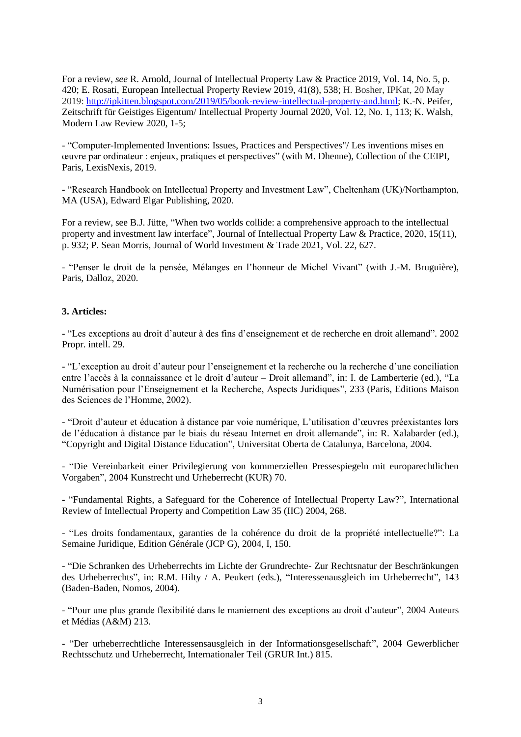For a review, *see* R. Arnold, Journal of Intellectual Property Law & Practice 2019, Vol. 14, No. 5, p. 420; E. Rosati, European Intellectual Property Review 2019, 41(8), 538; H. Bosher, IPKat, 20 May 2019: [http://ipkitten.blogspot.com/2019/05/book-review-intellectual-property-and.html](http://ipkitten.blogspot.com/2019/05/book-review-intellectual-property-and.html); K.-N. Peifer, Zeitschrift für Geistiges Eigentum/ Intellectual Property Journal 2020, Vol. 12, No. 1, 113; K. Walsh, Modern Law Review 2020, 1-5;

- "Computer-Implemented Inventions: Issues, Practices and Perspectives"/ Les inventions mises en œuvre par ordinateur : enjeux, pratiques et perspectives" (with M. Dhenne), Collection of the CEIPI, Paris, LexisNexis, 2019.

- "Research Handbook on Intellectual Property and Investment Law", Cheltenham (UK)/Northampton, MA (USA), Edward Elgar Publishing, 2020.

For a review, see B.J. Jütte, "When two worlds collide: a comprehensive approach to the intellectual property and investment law interface", Journal of Intellectual Property Law & Practice, 2020, 15(11), p. 932; P. Sean Morris, Journal of World Investment & Trade 2021, Vol. 22, 627.

- "Penser le droit de la pensée, Mélanges en l'honneur de Michel Vivant" (with J.-M. Bruguière), Paris, Dalloz, 2020.

**3. Articles:**

- "Les exceptions au droit d'auteur à des fins d'enseignement et de recherche en droit allemand". 2002 Propr. intell. 29.

- "L'exception au droit d'auteur pour l'enseignement et la recherche ou la recherche d'une conciliation entre l'accès à la connaissance et le droit d'auteur – Droit allemand", in: I. de Lamberterie (ed.), "La Numérisation pour l'Enseignement et la Recherche, Aspects Juridiques", 233 (Paris, Editions Maison des Sciences de l'Homme, 2002).

- "Droit d'auteur et éducation à distance par voie numérique, L'utilisation d'œuvres préexistantes lors de l'éducation à distance par le biais du réseau Internet en droit allemande", in: R. Xalabarder (ed.), "Copyright and Digital Distance Education", Universitat Oberta de Catalunya, Barcelona, 2004.

- "Die Vereinbarkeit einer Privilegierung von kommerziellen Pressespiegeln mit europarechtlichen Vorgaben", 2004 Kunstrecht und Urheberrecht (KUR) 70.

- "Fundamental Rights, a Safeguard for the Coherence of Intellectual Property Law?", International Review of Intellectual Property and Competition Law 35 (IIC) 2004, 268.

- "Les droits fondamentaux, garanties de la cohérence du droit de la propriété intellectuelle?": La Semaine Juridique, Edition Générale (JCP G), 2004, I, 150.

- "Die Schranken des Urheberrechts im Lichte der Grundrechte- Zur Rechtsnatur der Beschränkungen des Urheberrechts", in: R.M. Hilty / A. Peukert (eds.), "Interessenausgleich im Urheberrecht", 143 (Baden-Baden, Nomos, 2004).

- "Pour une plus grande flexibilité dans le maniement des exceptions au droit d'auteur", 2004 Auteurs et Médias (A&M) 213.

- "Der urheberrechtliche Interessensausgleich in der Informationsgesellschaft", 2004 Gewerblicher Rechtsschutz und Urheberrecht, Internationaler Teil (GRUR Int.) 815.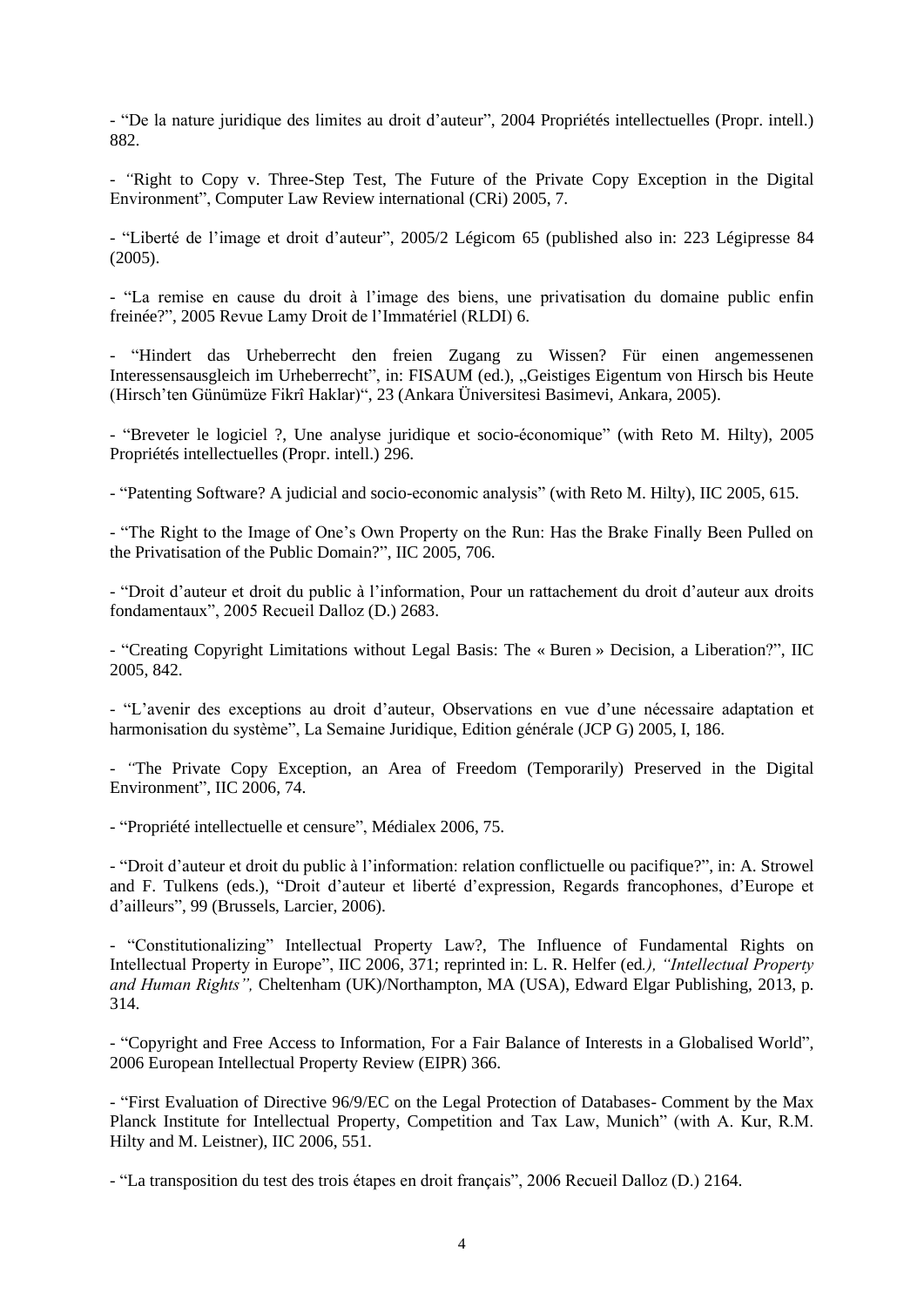- "De la nature juridique des limites au droit d'auteur", 2004 Propriétés intellectuelles (Propr. intell.) 882.

- "Right to Copy v. Three-Step Test, The Future of the Private Copy Exception in the Digital Environment", Computer Law Review international (CRi) 2005, 7.

- "Liberté de l'image et droit d'auteur", 2005/2 Légicom 65 (published also in: 223 Légipresse 84 (2005).

- "La remise en cause du droit à l'image des biens, une privatisation du domaine public enfin freinée?", 2005 Revue Lamy Droit de l'Immatériel (RLDI) 6.

- "Hindert das Urheberrecht den freien Zugang zu Wissen? Für einen angemessenen Interessensausgleich im Urheberrecht", in: FISAUM (ed.), „Geistiges Eigentum von Hirsch bis Heute (Hirsch'ten Günümüze Fikrî Haklar)", 23 (Ankara Üniversitesi Basimevi, Ankara, 2005).

- "Breveter le logiciel ?, Une analyse juridique et socio-économique" (with Reto M. Hilty), 2005 Propriétés intellectuelles (Propr. intell.) 296.

- "Patenting Software? A judicial and socio-economic analysis" (with Reto M. Hilty), IIC 2005, 615.

- "The Right to the Image of One's Own Property on the Run: Has the Brake Finally Been Pulled on the Privatisation of the Public Domain?", IIC 2005, 706.

- "Droit d'auteur et droit du public à l'information, Pour un rattachement du droit d'auteur aux droits fondamentaux", 2005 Recueil Dalloz (D.) 2683.

- "Creating Copyright Limitations without Legal Basis: The « Buren » Decision, a Liberation?", IIC 2005, 842.

- "L'avenir des exceptions au droit d'auteur, Observations en vue d'une nécessaire adaptation et harmonisation du système", La Semaine Juridique, Edition générale (JCP G) 2005, I, 186.

- "The Private Copy Exception, an Area of Freedom (Temporarily) Preserved in the Digital Environment", IIC 2006, 74.

- "Propriété intellectuelle et censure", Médialex 2006, 75.

- "Droit d'auteur et droit du public à l'information: relation conflictuelle ou pacifique?", in: A. Strowel and F. Tulkens (eds.), "Droit d'auteur et liberté d'expression, Regards francophones, d'Europe et d'ailleurs", 99 (Brussels, Larcier, 2006).

- "Constitutionalizing" Intellectual Property Law?, The Influence of Fundamental Rights on Intellectual Property in Europe", IIC 2006, 371; reprinted in: L. R. Helfer (ed*.), "Intellectual Property and Human Rights",* Cheltenham (UK)/Northampton, MA (USA), Edward Elgar Publishing, 2013, p. 314.

- "Copyright and Free Access to Information, For a Fair Balance of Interests in a Globalised World", 2006 European Intellectual Property Review (EIPR) 366.

- "First Evaluation of Directive 96/9/EC on the Legal Protection of Databases- Comment by the Max Planck Institute for Intellectual Property, Competition and Tax Law, Munich" (with A. Kur, R.M. Hilty and M. Leistner), IIC 2006, 551.

- "La transposition du test des trois étapes en droit français", 2006 Recueil Dalloz (D.) 2164.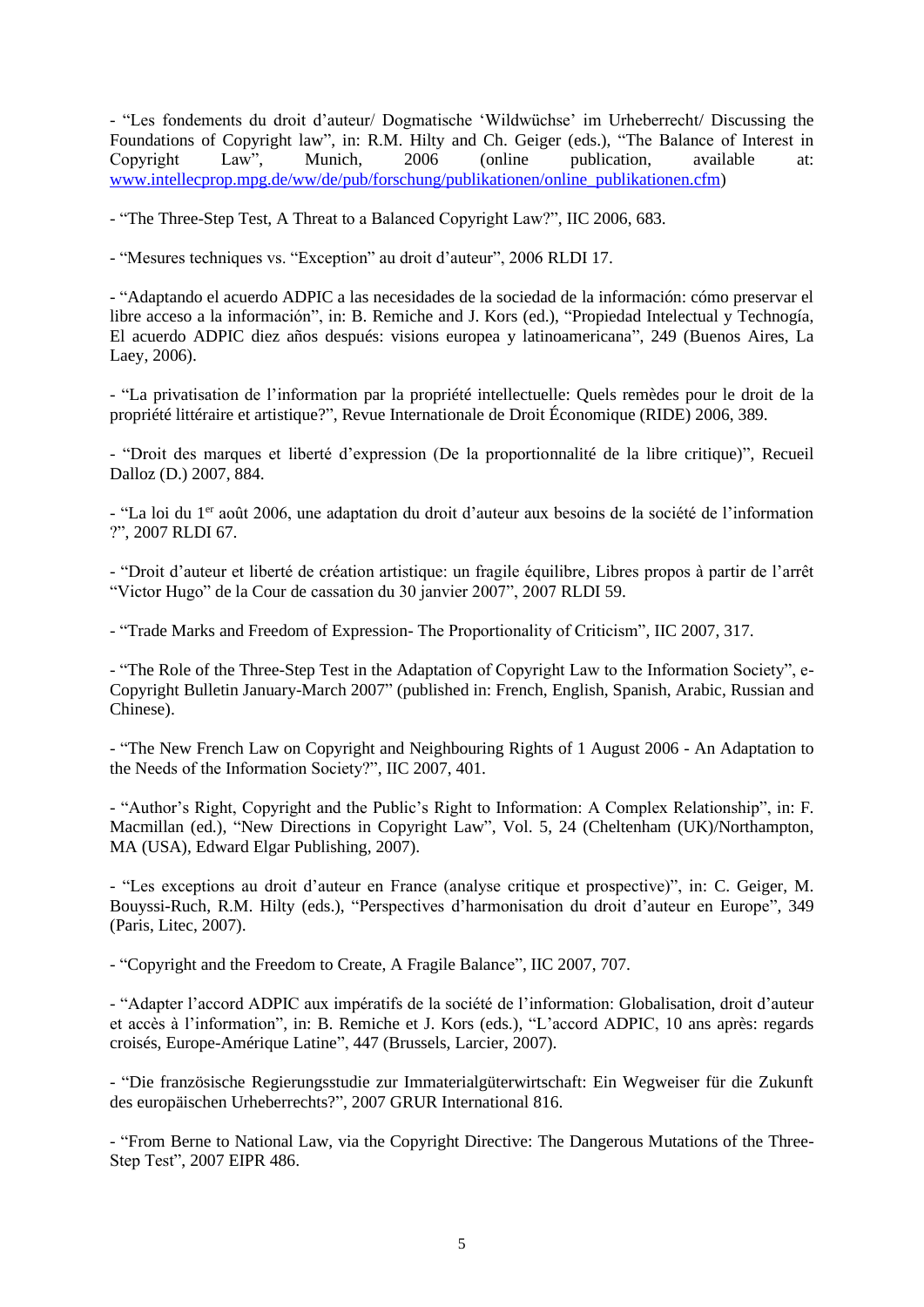- "Les fondements du droit d'auteur/ Dogmatische 'Wildwüchse' im Urheberrecht/ Discussing the Foundations of Copyright law", in: R.M. Hilty and Ch. Geiger (eds.), "The Balance of Interest in Copyright Law", Munich, 2006 (online publication, available at: [www.intellecprop.mpg.de/ww/de/pub/forschung/publikationen/online_publikationen.cfm](www.intellecprop.mpg.de/ww/de/pub/forschung/publikationen/online_publikationen.cfm))

- "The Three-Step Test, A Threat to a Balanced Copyright Law?", IIC 2006, 683.

- "Mesures techniques vs. "Exception" au droit d'auteur", 2006 RLDI 17.

- "Adaptando el acuerdo ADPIC a las necesidades de la sociedad de la información: cómo preservar el libre acceso a la información", in: B. Remiche and J. Kors (ed.), "Propiedad Intelectual y Technogía, El acuerdo ADPIC diez años después: visions europea y latinoamericana", 249 (Buenos Aires, La Laey, 2006).

- "La privatisation de l'information par la propriété intellectuelle: Quels remèdes pour le droit de la propriété littéraire et artistique?", Revue Internationale de Droit Économique (RIDE) 2006, 389.

- "Droit des marques et liberté d'expression (De la proportionnalité de la libre critique)", Recueil Dalloz (D.) 2007, 884.

- "La loi du 1er août 2006, une adaptation du droit d'auteur aux besoins de la société de l'information ?", 2007 RLDI 67.

- "Droit d'auteur et liberté de création artistique: un fragile équilibre, Libres propos à partir de l'arrêt "Victor Hugo" de la Cour de cassation du 30 janvier 2007", 2007 RLDI 59.

- "Trade Marks and Freedom of Expression- The Proportionality of Criticism", IIC 2007, 317.

- "The Role of the Three-Step Test in the Adaptation of Copyright Law to the Information Society", e-Copyright Bulletin January-March 2007" (published in: French, English, Spanish, Arabic, Russian and Chinese).

- "The New French Law on Copyright and Neighbouring Rights of 1 August 2006 - An Adaptation to the Needs of the Information Society?", IIC 2007, 401.

- "Author's Right, Copyright and the Public's Right to Information: A Complex Relationship", in: F. Macmillan (ed.), "New Directions in Copyright Law", Vol. 5, 24 (Cheltenham (UK)/Northampton, MA (USA), Edward Elgar Publishing, 2007).

- "Les exceptions au droit d'auteur en France (analyse critique et prospective)", in: C. Geiger, M. Bouyssi-Ruch, R.M. Hilty (eds.), "Perspectives d'harmonisation du droit d'auteur en Europe", 349 (Paris, Litec, 2007).

- "Copyright and the Freedom to Create, A Fragile Balance", IIC 2007, 707.

- "Adapter l'accord ADPIC aux impératifs de la société de l'information: Globalisation, droit d'auteur et accès à l'information", in: B. Remiche et J. Kors (eds.), "L'accord ADPIC, 10 ans après: regards croisés, Europe-Amérique Latine", 447 (Brussels, Larcier, 2007).

- "Die französische Regierungsstudie zur Immaterialgüterwirtschaft: Ein Wegweiser für die Zukunft des europäischen Urheberrechts?", 2007 GRUR International 816.

- "From Berne to National Law, via the Copyright Directive: The Dangerous Mutations of the Three-Step Test", 2007 EIPR 486.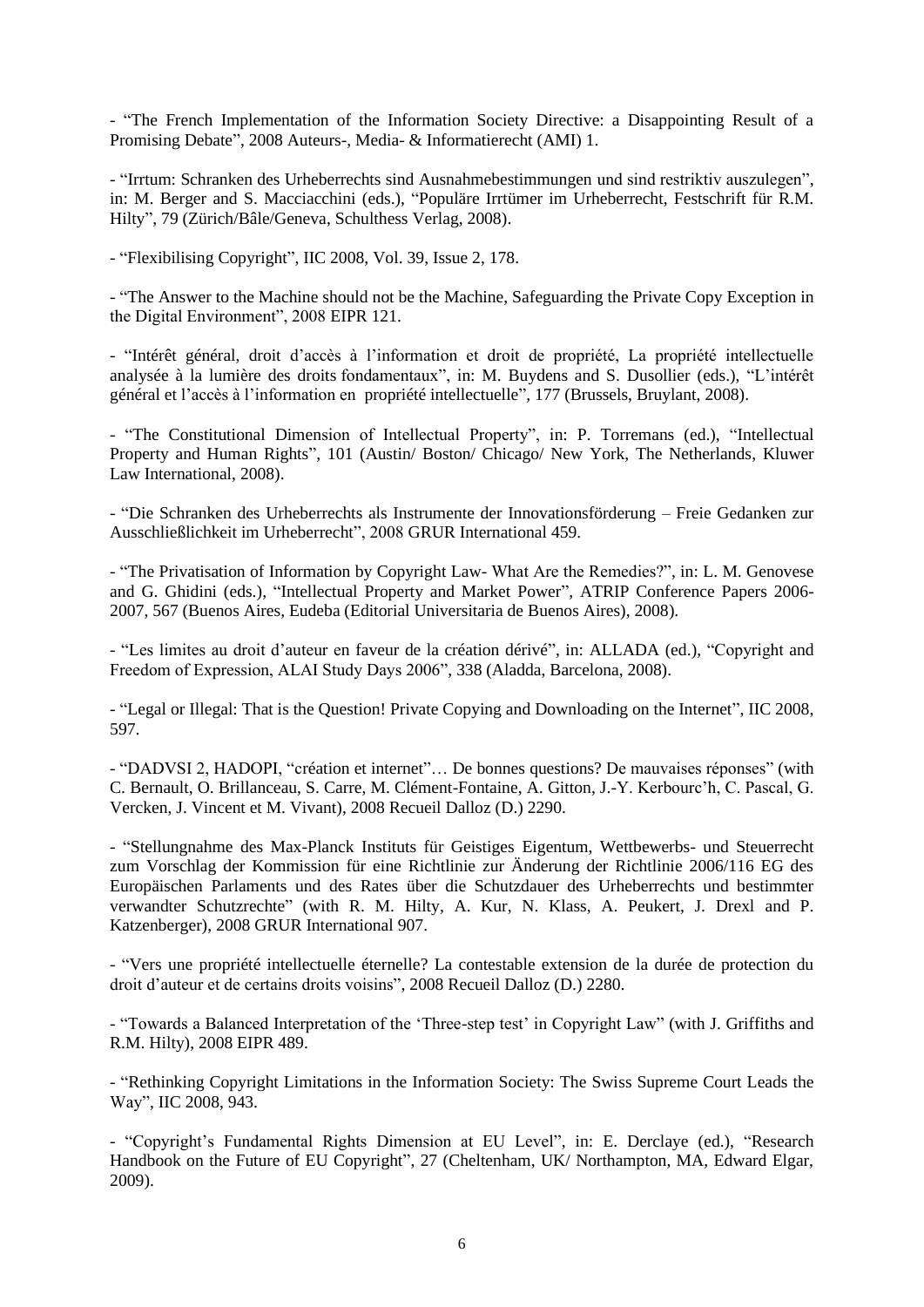- “The French Implementation of the Information Society Directive: a Disappointing Result of a Promising Debate”, 2008 Auteurs-, Media- & Informatierecht (AMI) 1.

- “Irrtum: Schranken des Urheberrechts sind Ausnahmebestimmungen und sind restriktiv auszulegen”, in: M. Berger and S. Macciacchini (eds.), “Populäre Irrtümer im Urheberrecht, Festschrift für R.M. Hilty”, 79 (Zürich/Bâle/Geneva, Schulthess Verlag, 2008).

- “Flexibilising Copyright”, IIC 2008, Vol. 39, Issue 2, 178.

- “The Answer to the Machine should not be the Machine, Safeguarding the Private Copy Exception in the Digital Environment”, 2008 EIPR 121.

- “Intérêt général, droit d’accès à l’information et droit de propriété, La propriété intellectuelle analysée à la lumière des droits fondamentaux”, in: M. Buydens and S. Dusollier (eds.), “L’intérêt général et l’accès à l’information en propriété intellectuelle”, 177 (Brussels, Bruylant, 2008).

- “The Constitutional Dimension of Intellectual Property”, in: P. Torremans (ed.), “Intellectual Property and Human Rights”, 101 (Austin/ Boston/ Chicago/ New York, The Netherlands, Kluwer Law International, 2008).

- “Die Schranken des Urheberrechts als Instrumente der Innovationsförderung – Freie Gedanken zur Ausschließlichkeit im Urheberrecht”, 2008 GRUR International 459.

- “The Privatisation of Information by Copyright Law- What Are the Remedies?”, in: L. M. Genovese and G. Ghidini (eds.), “Intellectual Property and Market Power”, ATRIP Conference Papers 2006-2007, 567 (Buenos Aires, Eudeba (Editorial Universitaria de Buenos Aires), 2008).

- “Les limites au droit d’auteur en faveur de la création dérivé”, in: ALLADA (ed.), “Copyright and Freedom of Expression, ALAI Study Days 2006”, 338 (Aladda, Barcelona, 2008).

- “Legal or Illegal: That is the Question! Private Copying and Downloading on the Internet”, IIC 2008, 597.

- “DADVSI 2, HADOPI, “création et internet”… De bonnes questions? De mauvaises réponses” (with C. Bernault, O. Brillanceau, S. Carre, M. Clément-Fontaine, A. Gitton, J.-Y. Kerbourc’h, C. Pascal, G. Vercken, J. Vincent et M. Vivant), 2008 Recueil Dalloz (D.) 2290.

- “Stellungnahme des Max-Planck Instituts für Geistiges Eigentum, Wettbewerbs- und Steuerrecht zum Vorschlag der Kommission für eine Richtlinie zur Änderung der Richtlinie 2006/116 EG des Europäischen Parlaments und des Rates über die Schutzdauer des Urheberrechts und bestimmter verwandter Schutzrechte” (with R. M. Hilty, A. Kur, N. Klass, A. Peukert, J. Drexl and P. Katzenberger), 2008 GRUR International 907.

- “Vers une propriété intellectuelle éternelle? La contestable extension de la durée de protection du droit d’auteur et de certains droits voisins”, 2008 Recueil Dalloz (D.) 2280.

- “Towards a Balanced Interpretation of the ‘Three-step test’ in Copyright Law” (with J. Griffiths and R.M. Hilty), 2008 EIPR 489.

- “Rethinking Copyright Limitations in the Information Society: The Swiss Supreme Court Leads the Way”, IIC 2008, 943.

- “Copyright’s Fundamental Rights Dimension at EU Level”, in: E. Derclaye (ed.), “Research Handbook on the Future of EU Copyright”, 27 (Cheltenham, UK/ Northampton, MA, Edward Elgar, 2009).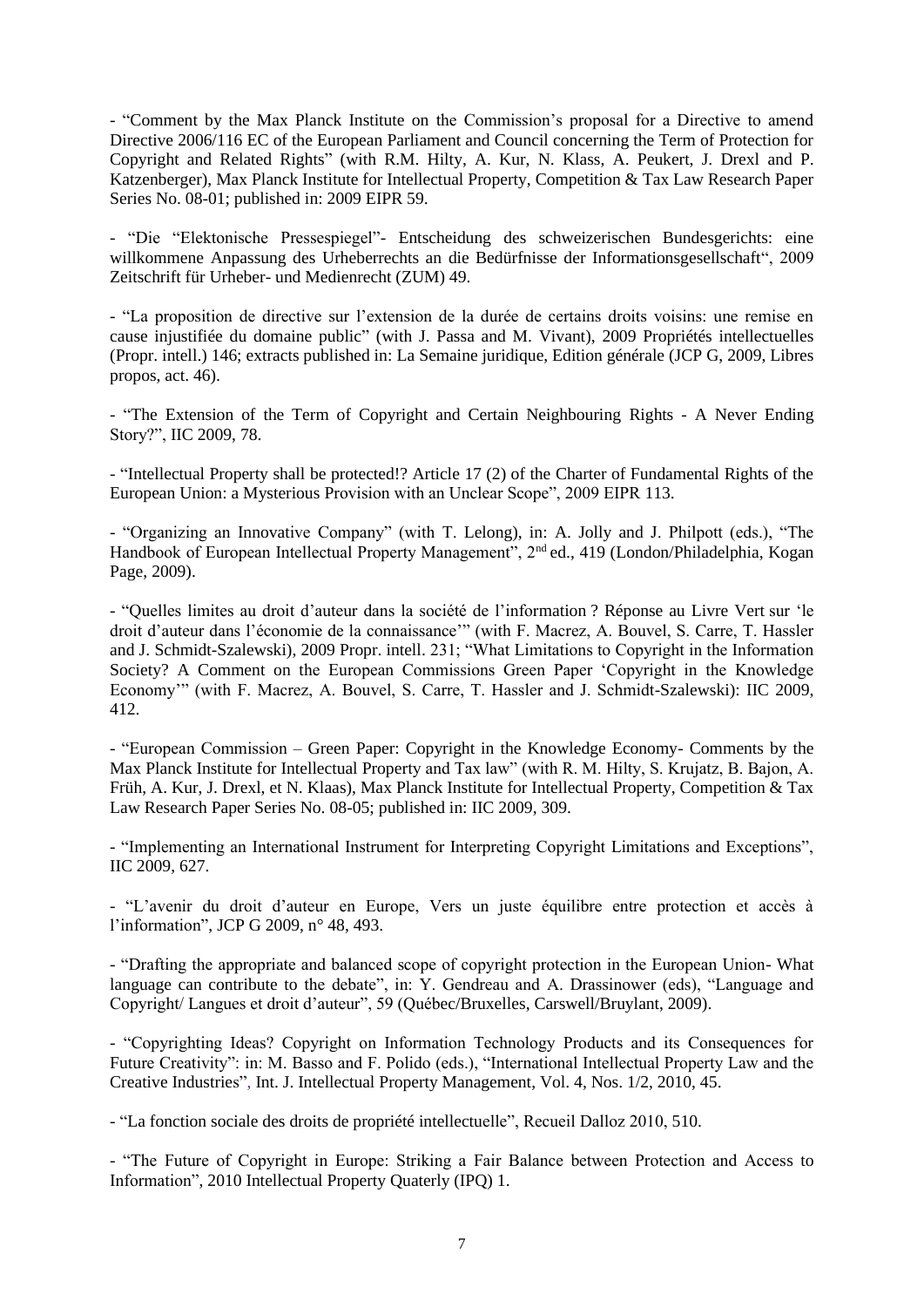- "Comment by the Max Planck Institute on the Commission's proposal for a Directive to amend Directive 2006/116 EC of the European Parliament and Council concerning the Term of Protection for Copyright and Related Rights" (with R.M. Hilty, A. Kur, N. Klass, A. Peukert, J. Drexl and P. Katzenberger), Max Planck Institute for Intellectual Property, Competition & Tax Law Research Paper Series No. 08-01; published in: 2009 EIPR 59.

- "Die "Elektonische Pressespiegel"- Entscheidung des schweizerischen Bundesgerichts: eine willkommene Anpassung des Urheberrechts an die Bedürfnisse der Informationsgesellschaft", 2009 Zeitschrift für Urheber- und Medienrecht (ZUM) 49.

- "La proposition de directive sur l'extension de la durée de certains droits voisins: une remise en cause injustifiée du domaine public" (with J. Passa and M. Vivant), 2009 Propriétés intellectuelles (Propr. intell.) 146; extracts published in: La Semaine juridique, Edition générale (JCP G, 2009, Libres propos, act. 46).

- "The Extension of the Term of Copyright and Certain Neighbouring Rights - A Never Ending Story?", IIC 2009, 78.

- "Intellectual Property shall be protected!? Article 17 (2) of the Charter of Fundamental Rights of the European Union: a Mysterious Provision with an Unclear Scope", 2009 EIPR 113.

- "Organizing an Innovative Company" (with T. Lelong), in: A. Jolly and J. Philpott (eds.), "The Handbook of European Intellectual Property Management", 2nd ed., 419 (London/Philadelphia, Kogan Page, 2009).

- "Quelles limites au droit d'auteur dans la société de l'information ? Réponse au Livre Vert sur 'le droit d'auteur dans l'économie de la connaissance'" (with F. Macrez, A. Bouvel, S. Carre, T. Hassler and J. Schmidt-Szalewski), 2009 Propr. intell. 231; "What Limitations to Copyright in the Information Society? A Comment on the European Commissions Green Paper 'Copyright in the Knowledge Economy'" (with F. Macrez, A. Bouvel, S. Carre, T. Hassler and J. Schmidt-Szalewski): IIC 2009, 412.

- "European Commission – Green Paper: Copyright in the Knowledge Economy- Comments by the Max Planck Institute for Intellectual Property and Tax law" (with R. M. Hilty, S. Krujatz, B. Bajon, A. Früh, A. Kur, J. Drexl, et N. Klaas), Max Planck Institute for Intellectual Property, Competition & Tax Law Research Paper Series No. 08-05; published in: IIC 2009, 309.

- "Implementing an International Instrument for Interpreting Copyright Limitations and Exceptions", IIC 2009, 627.

- "L'avenir du droit d'auteur en Europe, Vers un juste équilibre entre protection et accès à l'information", JCP G 2009, n° 48, 493.

- "Drafting the appropriate and balanced scope of copyright protection in the European Union- What language can contribute to the debate", in: Y. Gendreau and A. Drassinower (eds), "Language and Copyright/ Langues et droit d'auteur", 59 (Québec/Bruxelles, Carswell/Bruylant, 2009).

- "Copyrighting Ideas? Copyright on Information Technology Products and its Consequences for Future Creativity": in: M. Basso and F. Polido (eds.), "International Intellectual Property Law and the Creative Industries", Int. J. Intellectual Property Management, Vol. 4, Nos. 1/2, 2010, 45.

- "La fonction sociale des droits de propriété intellectuelle", Recueil Dalloz 2010, 510.

- "The Future of Copyright in Europe: Striking a Fair Balance between Protection and Access to Information", 2010 Intellectual Property Quaterly (IPQ) 1.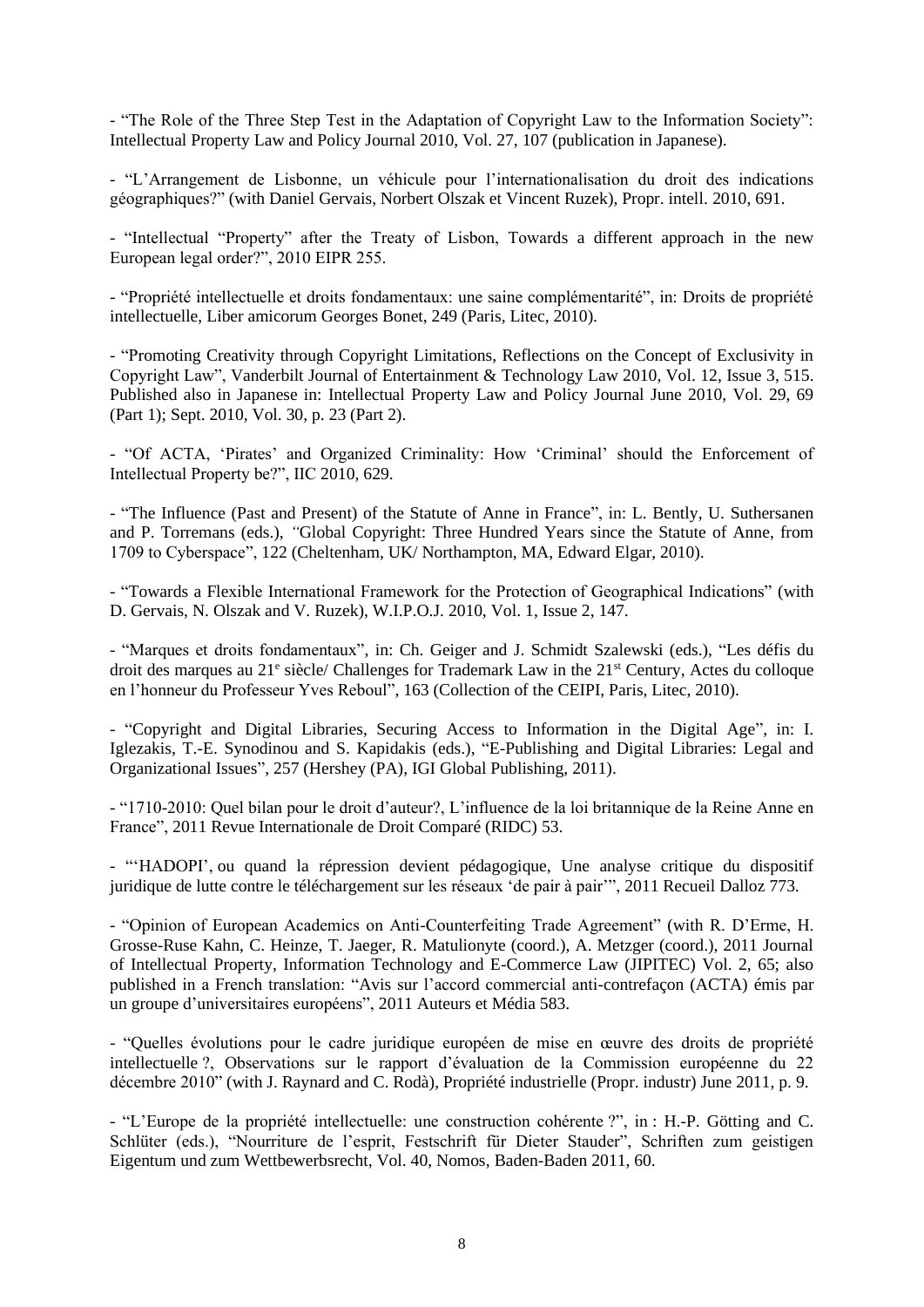- "The Role of the Three Step Test in the Adaptation of Copyright Law to the Information Society": Intellectual Property Law and Policy Journal 2010, Vol. 27, 107 (publication in Japanese).

- "L'Arrangement de Lisbonne, un véhicule pour l'internationalisation du droit des indications géographiques?" (with Daniel Gervais, Norbert Olszak et Vincent Ruzek), Propr. intell. 2010, 691.

- "Intellectual "Property" after the Treaty of Lisbon, Towards a different approach in the new European legal order?", 2010 EIPR 255.

- "Propriété intellectuelle et droits fondamentaux: une saine complémentarité", in: Droits de propriété intellectuelle, Liber amicorum Georges Bonet, 249 (Paris, Litec, 2010).

- "Promoting Creativity through Copyright Limitations, Reflections on the Concept of Exclusivity in Copyright Law", Vanderbilt Journal of Entertainment & Technology Law 2010, Vol. 12, Issue 3, 515. Published also in Japanese in: Intellectual Property Law and Policy Journal June 2010, Vol. 29, 69 (Part 1); Sept. 2010, Vol. 30, p. 23 (Part 2).

- "Of ACTA, 'Pirates' and Organized Criminality: How 'Criminal' should the Enforcement of Intellectual Property be?", IIC 2010, 629.

- "The Influence (Past and Present) of the Statute of Anne in France", in: L. Bently, U. Suthersanen and P. Torremans (eds.), "Global Copyright: Three Hundred Years since the Statute of Anne, from 1709 to Cyberspace", 122 (Cheltenham, UK/ Northampton, MA, Edward Elgar, 2010).

- "Towards a Flexible International Framework for the Protection of Geographical Indications" (with D. Gervais, N. Olszak and V. Ruzek), W.I.P.O.J. 2010, Vol. 1, Issue 2, 147.

- "Marques et droits fondamentaux", in: Ch. Geiger and J. Schmidt Szalewski (eds.), "Les défis du droit des marques au 21e siècle/ Challenges for Trademark Law in the 21st Century, Actes du colloque en l'honneur du Professeur Yves Reboul", 163 (Collection of the CEIPI, Paris, Litec, 2010).

- "Copyright and Digital Libraries, Securing Access to Information in the Digital Age", in: I. Iglezakis, T.-E. Synodinou and S. Kapidakis (eds.), "E-Publishing and Digital Libraries: Legal and Organizational Issues", 257 (Hershey (PA), IGI Global Publishing, 2011).

- "1710-2010: Quel bilan pour le droit d'auteur?, L'influence de la loi britannique de la Reine Anne en France", 2011 Revue Internationale de Droit Comparé (RIDC) 53.

- "'HADOPI', ou quand la répression devient pédagogique, Une analyse critique du dispositif juridique de lutte contre le téléchargement sur les réseaux 'de pair à pair'", 2011 Recueil Dalloz 773.

- "Opinion of European Academics on Anti-Counterfeiting Trade Agreement" (with R. D'Erme, H. Grosse-Ruse Kahn, C. Heinze, T. Jaeger, R. Matulionyte (coord.), A. Metzger (coord.), 2011 Journal of Intellectual Property, Information Technology and E-Commerce Law (JIPITEC) Vol. 2, 65; also published in a French translation: "Avis sur l'accord commercial anti-contrefaçon (ACTA) émis par un groupe d'universitaires européens", 2011 Auteurs et Média 583.

- "Quelles évolutions pour le cadre juridique européen de mise en œuvre des droits de propriété intellectuelle ?, Observations sur le rapport d'évaluation de la Commission européenne du 22 décembre 2010" (with J. Raynard and C. Rodà), Propriété industrielle (Propr. industr) June 2011, p. 9.

- "L'Europe de la propriété intellectuelle: une construction cohérente ?", in : H.-P. Götting and C. Schlüter (eds.), "Nourriture de l'esprit, Festschrift für Dieter Stauder", Schriften zum geistigen Eigentum und zum Wettbewerbsrecht, Vol. 40, Nomos, Baden-Baden 2011, 60.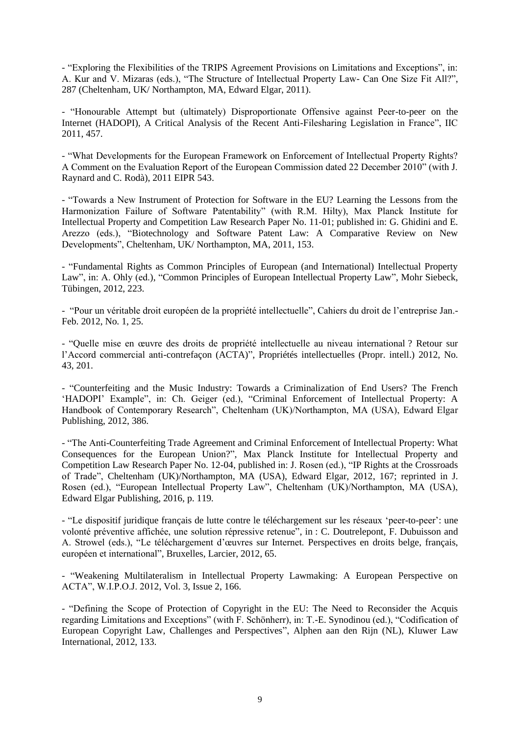- "Exploring the Flexibilities of the TRIPS Agreement Provisions on Limitations and Exceptions", in: A. Kur and V. Mizaras (eds.), "The Structure of Intellectual Property Law- Can One Size Fit All?", 287 (Cheltenham, UK/ Northampton, MA, Edward Elgar, 2011).

- "Honourable Attempt but (ultimately) Disproportionate Offensive against Peer-to-peer on the Internet (HADOPI), A Critical Analysis of the Recent Anti-Filesharing Legislation in France", IIC 2011, 457.

- "What Developments for the European Framework on Enforcement of Intellectual Property Rights? A Comment on the Evaluation Report of the European Commission dated 22 December 2010" (with J. Raynard and C. Rodà), 2011 EIPR 543.

- "Towards a New Instrument of Protection for Software in the EU? Learning the Lessons from the Harmonization Failure of Software Patentability" (with R.M. Hilty), Max Planck Institute for Intellectual Property and Competition Law Research Paper No. 11-01; published in: G. Ghidini and E. Arezzo (eds.), "Biotechnology and Software Patent Law: A Comparative Review on New Developments", Cheltenham, UK/ Northampton, MA, 2011, 153.

- "Fundamental Rights as Common Principles of European (and International) Intellectual Property Law", in: A. Ohly (ed.), "Common Principles of European Intellectual Property Law", Mohr Siebeck, Tübingen, 2012, 223.

- "Pour un véritable droit européen de la propriété intellectuelle", Cahiers du droit de l'entreprise Jan.-Feb. 2012, No. 1, 25.

- "Quelle mise en œuvre des droits de propriété intellectuelle au niveau international ? Retour sur l'Accord commercial anti-contrefaçon (ACTA)", Propriétés intellectuelles (Propr. intell.) 2012, No. 43, 201.

- "Counterfeiting and the Music Industry: Towards a Criminalization of End Users? The French 'HADOPI' Example", in: Ch. Geiger (ed.), "Criminal Enforcement of Intellectual Property: A Handbook of Contemporary Research", Cheltenham (UK)/Northampton, MA (USA), Edward Elgar Publishing, 2012, 386.

- "The Anti-Counterfeiting Trade Agreement and Criminal Enforcement of Intellectual Property: What Consequences for the European Union?", Max Planck Institute for Intellectual Property and Competition Law Research Paper No. 12-04, published in: J. Rosen (ed.), "IP Rights at the Crossroads of Trade", Cheltenham (UK)/Northampton, MA (USA), Edward Elgar, 2012, 167; reprinted in J. Rosen (ed.), "European Intellectual Property Law", Cheltenham (UK)/Northampton, MA (USA), Edward Elgar Publishing, 2016, p. 119.

- "Le dispositif juridique français de lutte contre le téléchargement sur les réseaux 'peer-to-peer': une volonté préventive affichée, une solution répressive retenue", in : C. Doutrelepont, F. Dubuisson and A. Strowel (eds.), "Le téléchargement d'œuvres sur Internet. Perspectives en droits belge, français, européen et international", Bruxelles, Larcier, 2012, 65.

- "Weakening Multilateralism in Intellectual Property Lawmaking: A European Perspective on ACTA", W.I.P.O.J. 2012, Vol. 3, Issue 2, 166.

- "Defining the Scope of Protection of Copyright in the EU: The Need to Reconsider the Acquis regarding Limitations and Exceptions" (with F. Schönherr), in: T.-E. Synodinou (ed.), "Codification of European Copyright Law, Challenges and Perspectives", Alphen aan den Rijn (NL), Kluwer Law International, 2012, 133.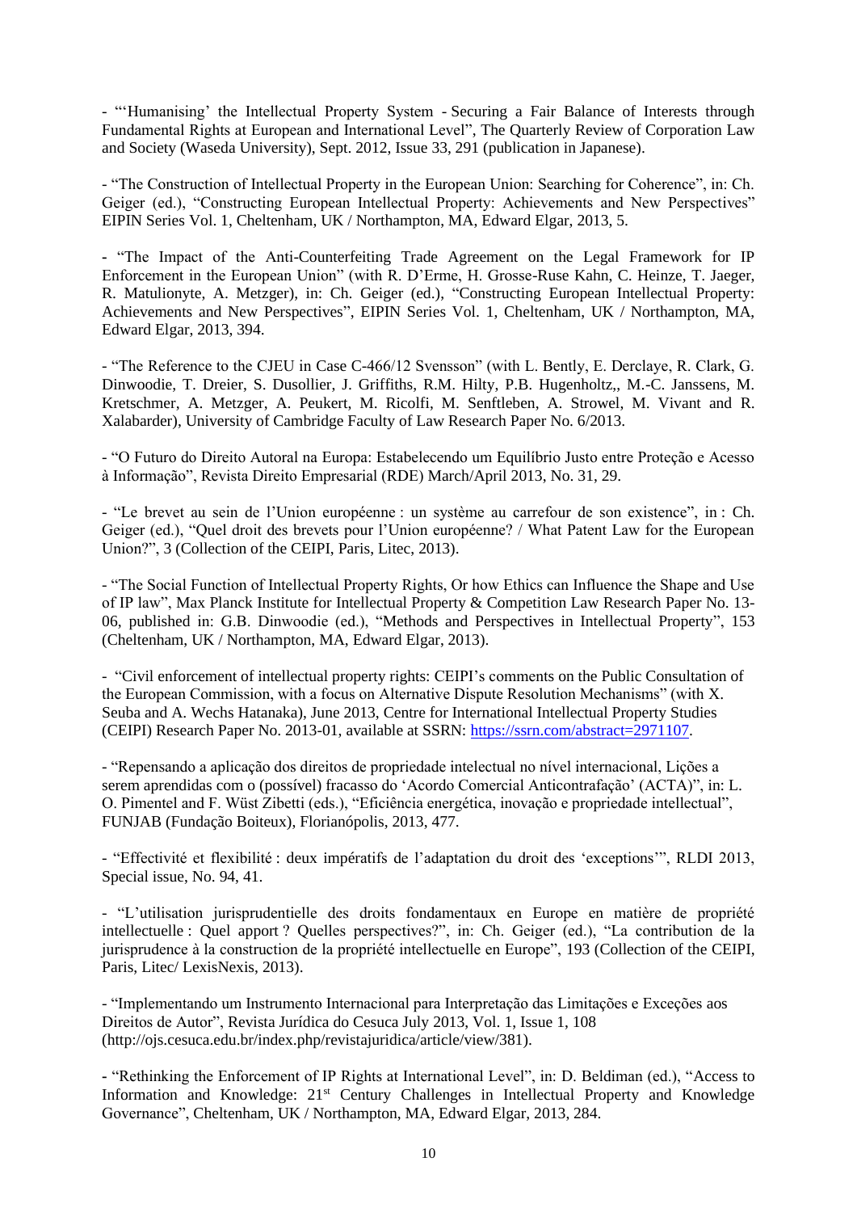- "'Humanising' the Intellectual Property System - Securing a Fair Balance of Interests through Fundamental Rights at European and International Level", The Quarterly Review of Corporation Law and Society (Waseda University), Sept. 2012, Issue 33, 291 (publication in Japanese).

- "The Construction of Intellectual Property in the European Union: Searching for Coherence", in: Ch. Geiger (ed.), "Constructing European Intellectual Property: Achievements and New Perspectives" EIPIN Series Vol. 1, Cheltenham, UK / Northampton, MA, Edward Elgar, 2013, 5.

- "The Impact of the Anti-Counterfeiting Trade Agreement on the Legal Framework for IP Enforcement in the European Union" (with R. D'Erme, H. Grosse-Ruse Kahn, C. Heinze, T. Jaeger, R. Matulionyte, A. Metzger), in: Ch. Geiger (ed.), "Constructing European Intellectual Property: Achievements and New Perspectives", EIPIN Series Vol. 1, Cheltenham, UK / Northampton, MA, Edward Elgar, 2013, 394.

- "The Reference to the CJEU in Case C-466/12 Svensson" (with L. Bently, E. Derclaye, R. Clark, G. Dinwoodie, T. Dreier, S. Dusollier, J. Griffiths, R.M. Hilty, P.B. Hugenholtz,, M.-C. Janssens, M. Kretschmer, A. Metzger, A. Peukert, M. Ricolfi, M. Senftleben, A. Strowel, M. Vivant and R. Xalabarder), University of Cambridge Faculty of Law Research Paper No. 6/2013.

- "O Futuro do Direito Autoral na Europa: Estabelecendo um Equilíbrio Justo entre Proteção e Acesso à Informação", Revista Direito Empresarial (RDE) March/April 2013, No. 31, 29.

- "Le brevet au sein de l'Union européenne : un système au carrefour de son existence", in : Ch. Geiger (ed.), "Quel droit des brevets pour l'Union européenne? / What Patent Law for the European Union?", 3 (Collection of the CEIPI, Paris, Litec, 2013).

- "The Social Function of Intellectual Property Rights, Or how Ethics can Influence the Shape and Use of IP law", Max Planck Institute for Intellectual Property & Competition Law Research Paper No. 13-06, published in: G.B. Dinwoodie (ed.), "Methods and Perspectives in Intellectual Property", 153 (Cheltenham, UK / Northampton, MA, Edward Elgar, 2013).

- "Civil enforcement of intellectual property rights: CEIPI's comments on the Public Consultation of the European Commission, with a focus on Alternative Dispute Resolution Mechanisms" (with X. Seuba and A. Wechs Hatanaka), June 2013, Centre for International Intellectual Property Studies (CEIPI) Research Paper No. 2013-01, available at SSRN: https://ssrn.com/abstract=2971107.

- "Repensando a aplicação dos direitos de propriedade intelectual no nível internacional, Lições a serem aprendidas com o (possível) fracasso do 'Acordo Comercial Anticontrafação' (ACTA)", in: L. O. Pimentel and F. Wüst Zibetti (eds.), "Eficiência energética, inovação e propriedade intellectual", FUNJAB (Fundação Boiteux), Florianópolis, 2013, 477.

- "Effectivité et flexibilité : deux impératifs de l'adaptation du droit des 'exceptions'", RLDI 2013, Special issue, No. 94, 41.

- "L'utilisation jurisprudentielle des droits fondamentaux en Europe en matière de propriété intellectuelle : Quel apport ? Quelles perspectives?", in: Ch. Geiger (ed.), "La contribution de la jurisprudence à la construction de la propriété intellectuelle en Europe", 193 (Collection of the CEIPI, Paris, Litec/ LexisNexis, 2013).

- "Implementando um Instrumento Internacional para Interpretação das Limitações e Exceções aos Direitos de Autor", Revista Jurídica do Cesuca July 2013, Vol. 1, Issue 1, 108 (http://ojs.cesuca.edu.br/index.php/revistajuridica/article/view/381).

- "Rethinking the Enforcement of IP Rights at International Level", in: D. Beldiman (ed.), "Access to Information and Knowledge: 21st Century Challenges in Intellectual Property and Knowledge Governance", Cheltenham, UK / Northampton, MA, Edward Elgar, 2013, 284.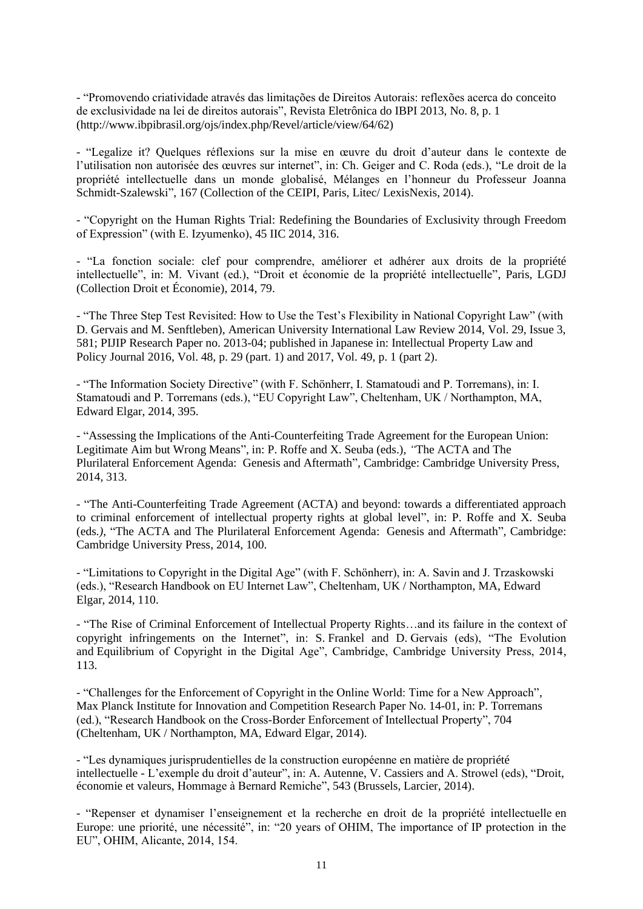- "Promovendo criatividade através das limitações de Direitos Autorais: reflexões acerca do conceito de exclusividade na lei de direitos autorais", Revista Eletrônica do IBPI 2013, No. 8, p. 1 (http://www.ibpibrasil.org/ojs/index.php/Revel/article/view/64/62)

- "Legalize it? Quelques réflexions sur la mise en œuvre du droit d'auteur dans le contexte de l'utilisation non autorisée des œuvres sur internet", in: Ch. Geiger and C. Roda (eds.), "Le droit de la propriété intellectuelle dans un monde globalisé, Mélanges en l'honneur du Professeur Joanna Schmidt-Szalewski", 167 (Collection of the CEIPI, Paris, Litec/ LexisNexis, 2014).

- "Copyright on the Human Rights Trial: Redefining the Boundaries of Exclusivity through Freedom of Expression" (with E. Izyumenko), 45 IIC 2014, 316.

- "La fonction sociale: clef pour comprendre, améliorer et adhérer aux droits de la propriété intellectuelle", in: M. Vivant (ed.), "Droit et économie de la propriété intellectuelle", Paris, LGDJ (Collection Droit et Économie), 2014, 79.

- "The Three Step Test Revisited: How to Use the Test's Flexibility in National Copyright Law" (with D. Gervais and M. Senftleben), American University International Law Review 2014, Vol. 29, Issue 3, 581; PIJIP Research Paper no. 2013-04; published in Japanese in: Intellectual Property Law and Policy Journal 2016, Vol. 48, p. 29 (part. 1) and 2017, Vol. 49, p. 1 (part 2).

- "The Information Society Directive" (with F. Schönherr, I. Stamatoudi and P. Torremans), in: I. Stamatoudi and P. Torremans (eds.), "EU Copyright Law", Cheltenham, UK / Northampton, MA, Edward Elgar, 2014, 395.

- "Assessing the Implications of the Anti-Counterfeiting Trade Agreement for the European Union: Legitimate Aim but Wrong Means", in: P. Roffe and X. Seuba (eds.), "The ACTA and The Plurilateral Enforcement Agenda: Genesis and Aftermath", Cambridge: Cambridge University Press, 2014, 313.

- "The Anti-Counterfeiting Trade Agreement (ACTA) and beyond: towards a differentiated approach to criminal enforcement of intellectual property rights at global level", in: P. Roffe and X. Seuba (eds.), "The ACTA and The Plurilateral Enforcement Agenda: Genesis and Aftermath", Cambridge: Cambridge University Press, 2014, 100.

- "Limitations to Copyright in the Digital Age" (with F. Schönherr), in: A. Savin and J. Trzaskowski (eds.), "Research Handbook on EU Internet Law", Cheltenham, UK / Northampton, MA, Edward Elgar, 2014, 110.

- "The Rise of Criminal Enforcement of Intellectual Property Rights…and its failure in the context of copyright infringements on the Internet", in: S. Frankel and D. Gervais (eds), "The Evolution and Equilibrium of Copyright in the Digital Age", Cambridge, Cambridge University Press, 2014, 113.

- "Challenges for the Enforcement of Copyright in the Online World: Time for a New Approach", Max Planck Institute for Innovation and Competition Research Paper No. 14-01, in: P. Torremans (ed.), "Research Handbook on the Cross-Border Enforcement of Intellectual Property", 704 (Cheltenham, UK / Northampton, MA, Edward Elgar, 2014).

- "Les dynamiques jurisprudentielles de la construction européenne en matière de propriété intellectuelle - L'exemple du droit d'auteur", in: A. Autenne, V. Cassiers and A. Strowel (eds), "Droit, économie et valeurs, Hommage à Bernard Remiche", 543 (Brussels, Larcier, 2014).

- "Repenser et dynamiser l'enseignement et la recherche en droit de la propriété intellectuelle en Europe: une priorité, une nécessité", in: "20 years of OHIM, The importance of IP protection in the EU", OHIM, Alicante, 2014, 154.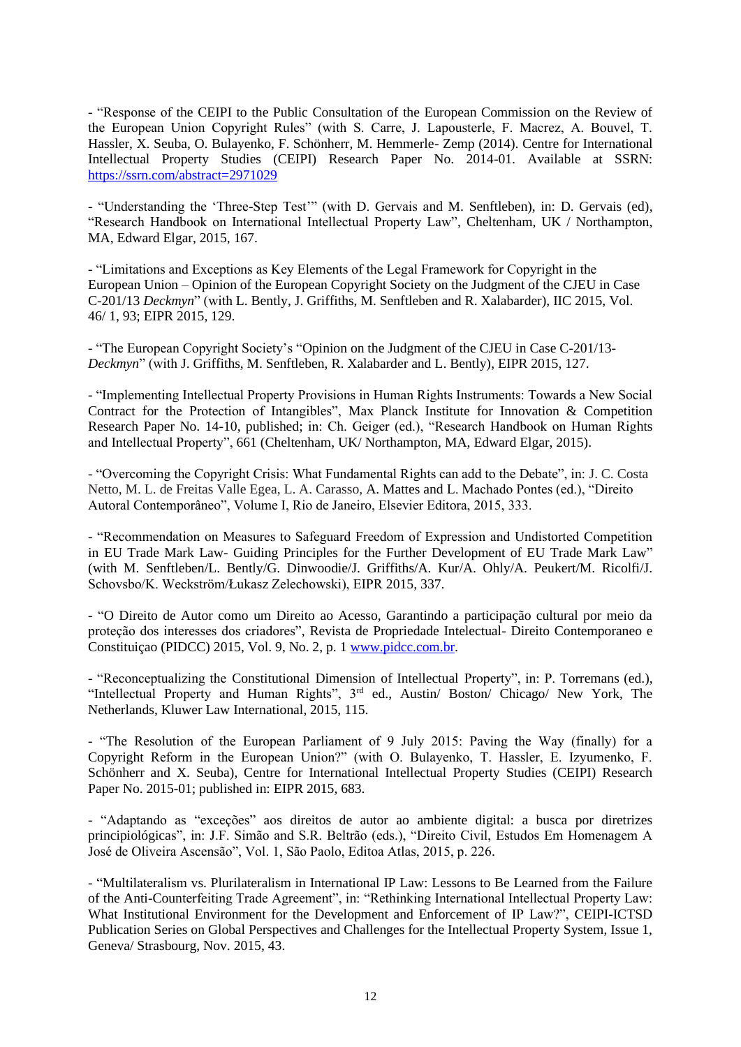- "Response of the CEIPI to the Public Consultation of the European Commission on the Review of the European Union Copyright Rules" (with S. Carre, J. Lapousterle, F. Macrez, A. Bouvel, T. Hassler, X. Seuba, O. Bulayenko, F. Schönherr, M. Hemmerle- Zemp (2014). Centre for International Intellectual Property Studies (CEIPI) Research Paper No. 2014-01. Available at SSRN: https://ssrn.com/abstract=2971029

- "Understanding the 'Three-Step Test'" (with D. Gervais and M. Senftleben), in: D. Gervais (ed), "Research Handbook on International Intellectual Property Law", Cheltenham, UK / Northampton, MA, Edward Elgar, 2015, 167.

- "Limitations and Exceptions as Key Elements of the Legal Framework for Copyright in the European Union – Opinion of the European Copyright Society on the Judgment of the CJEU in Case C-201/13 *Deckmyn*" (with L. Bently, J. Griffiths, M. Senftleben and R. Xalabarder), IIC 2015, Vol. 46/ 1, 93; EIPR 2015, 129.

- "The European Copyright Society's "Opinion on the Judgment of the CJEU in Case C-201/13-*Deckmyn*" (with J. Griffiths, M. Senftleben, R. Xalabarder and L. Bently), EIPR 2015, 127.

- "Implementing Intellectual Property Provisions in Human Rights Instruments: Towards a New Social Contract for the Protection of Intangibles", Max Planck Institute for Innovation & Competition Research Paper No. 14-10, published; in: Ch. Geiger (ed.), "Research Handbook on Human Rights and Intellectual Property", 661 (Cheltenham, UK/ Northampton, MA, Edward Elgar, 2015).

- "Overcoming the Copyright Crisis: What Fundamental Rights can add to the Debate", in: J. C. Costa Netto, M. L. de Freitas Valle Egea, L. A. Carasso, A. Mattes and L. Machado Pontes (ed.), "Direito Autoral Contemporâneo", Volume I, Rio de Janeiro, Elsevier Editora, 2015, 333.

- "Recommendation on Measures to Safeguard Freedom of Expression and Undistorted Competition in EU Trade Mark Law- Guiding Principles for the Further Development of EU Trade Mark Law" (with M. Senftleben/L. Bently/G. Dinwoodie/J. Griffiths/A. Kur/A. Ohly/A. Peukert/M. Ricolfi/J. Schovsbo/K. Weckström/Łukasz Zelechowski), EIPR 2015, 337.

- "O Direito de Autor como um Direito ao Acesso, Garantindo a participação cultural por meio da proteção dos interesses dos criadores", Revista de Propriedade Intelectual- Direito Contemporaneo e Constituiçao (PIDCC) 2015, Vol. 9, No. 2, p. 1 www.pidcc.com.br.

- "Reconceptualizing the Constitutional Dimension of Intellectual Property", in: P. Torremans (ed.), "Intellectual Property and Human Rights", 3rd ed., Austin/ Boston/ Chicago/ New York, The Netherlands, Kluwer Law International, 2015, 115.

- "The Resolution of the European Parliament of 9 July 2015: Paving the Way (finally) for a Copyright Reform in the European Union?" (with O. Bulayenko, T. Hassler, E. Izyumenko, F. Schönherr and X. Seuba), Centre for International Intellectual Property Studies (CEIPI) Research Paper No. 2015-01; published in: EIPR 2015, 683.

- "Adaptando as "exceções" aos direitos de autor ao ambiente digital: a busca por diretrizes principiológicas", in: J.F. Simão and S.R. Beltrão (eds.), "Direito Civil, Estudos Em Homenagem A José de Oliveira Ascensão", Vol. 1, São Paolo, Editoa Atlas, 2015, p. 226.

- "Multilateralism vs. Plurilateralism in International IP Law: Lessons to Be Learned from the Failure of the Anti-Counterfeiting Trade Agreement", in: "Rethinking International Intellectual Property Law: What Institutional Environment for the Development and Enforcement of IP Law?", CEIPI-ICTSD Publication Series on Global Perspectives and Challenges for the Intellectual Property System, Issue 1, Geneva/ Strasbourg, Nov. 2015, 43.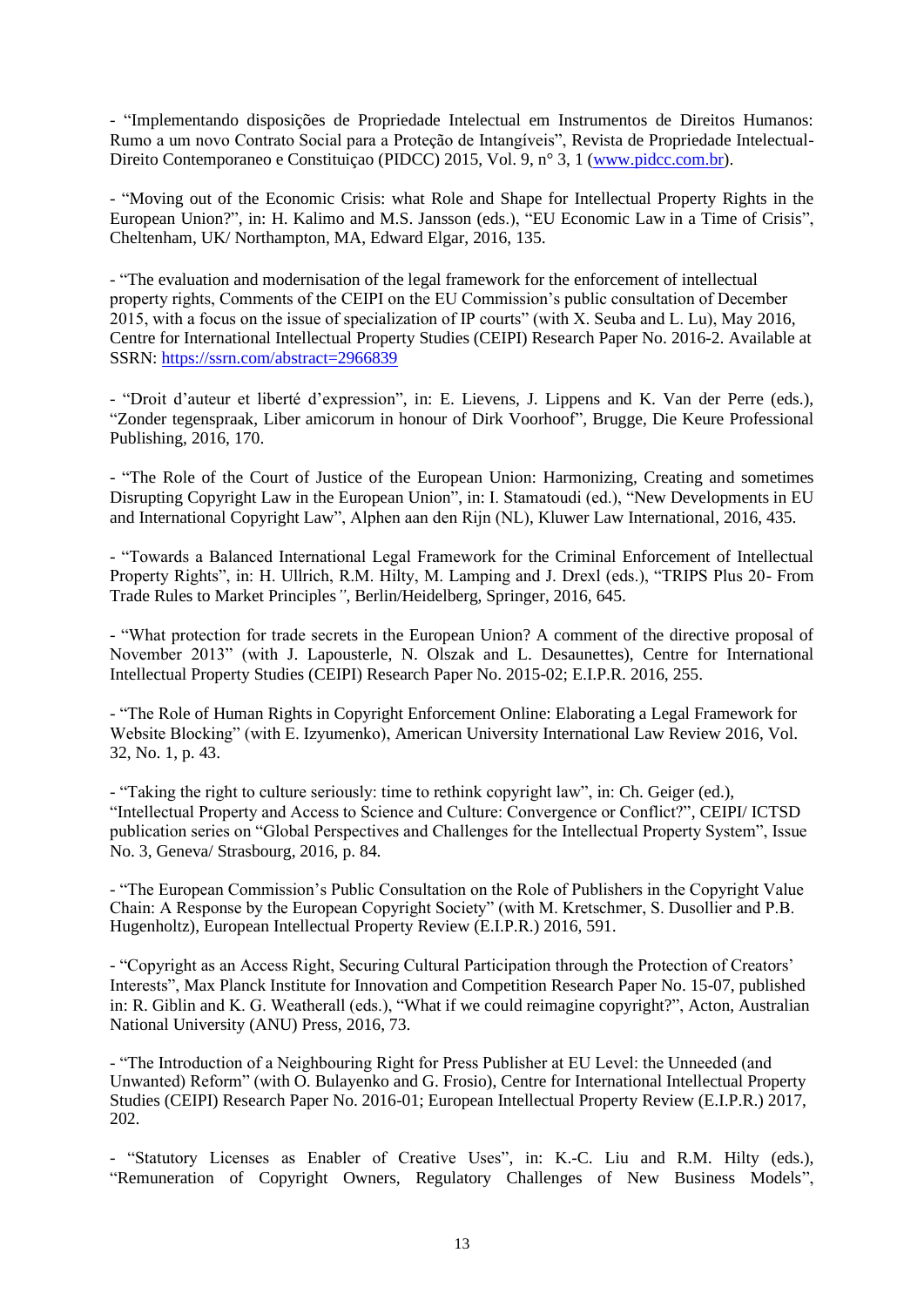- "Implementando disposições de Propriedade Intelectual em Instrumentos de Direitos Humanos: Rumo a um novo Contrato Social para a Proteção de Intangíveis", Revista de Propriedade Intelectual-Direito Contemporaneo e Constituiçao (PIDCC) 2015, Vol. 9, n° 3, 1 (www.pidcc.com.br).

- "Moving out of the Economic Crisis: what Role and Shape for Intellectual Property Rights in the European Union?", in: H. Kalimo and M.S. Jansson (eds.), "EU Economic Law in a Time of Crisis", Cheltenham, UK/ Northampton, MA, Edward Elgar, 2016, 135.

- "The evaluation and modernisation of the legal framework for the enforcement of intellectual property rights, Comments of the CEIPI on the EU Commission's public consultation of December 2015, with a focus on the issue of specialization of IP courts" (with X. Seuba and L. Lu), May 2016, Centre for International Intellectual Property Studies (CEIPI) Research Paper No. 2016-2. Available at SSRN: https://ssrn.com/abstract=2966839

- "Droit d'auteur et liberté d'expression", in: E. Lievens, J. Lippens and K. Van der Perre (eds.), "Zonder tegenspraak, Liber amicorum in honour of Dirk Voorhoof", Brugge, Die Keure Professional Publishing, 2016, 170.

- "The Role of the Court of Justice of the European Union: Harmonizing, Creating and sometimes Disrupting Copyright Law in the European Union", in: I. Stamatoudi (ed.), "New Developments in EU and International Copyright Law", Alphen aan den Rijn (NL), Kluwer Law International, 2016, 435.

- "Towards a Balanced International Legal Framework for the Criminal Enforcement of Intellectual Property Rights", in: H. Ullrich, R.M. Hilty, M. Lamping and J. Drexl (eds.), "TRIPS Plus 20- From Trade Rules to Market Principles", Berlin/Heidelberg, Springer, 2016, 645.

- "What protection for trade secrets in the European Union? A comment of the directive proposal of November 2013" (with J. Lapousterle, N. Olszak and L. Desaunettes), Centre for International Intellectual Property Studies (CEIPI) Research Paper No. 2015-02; E.I.P.R. 2016, 255.

- "The Role of Human Rights in Copyright Enforcement Online: Elaborating a Legal Framework for Website Blocking" (with E. Izyumenko), American University International Law Review 2016, Vol. 32, No. 1, p. 43.

- "Taking the right to culture seriously: time to rethink copyright law", in: Ch. Geiger (ed.), "Intellectual Property and Access to Science and Culture: Convergence or Conflict?", CEIPI/ ICTSD publication series on "Global Perspectives and Challenges for the Intellectual Property System", Issue No. 3, Geneva/ Strasbourg, 2016, p. 84.

- "The European Commission's Public Consultation on the Role of Publishers in the Copyright Value Chain: A Response by the European Copyright Society" (with M. Kretschmer, S. Dusollier and P.B. Hugenholtz), European Intellectual Property Review (E.I.P.R.) 2016, 591.

- "Copyright as an Access Right, Securing Cultural Participation through the Protection of Creators' Interests", Max Planck Institute for Innovation and Competition Research Paper No. 15-07, published in: R. Giblin and K. G. Weatherall (eds.), "What if we could reimagine copyright?", Acton, Australian National University (ANU) Press, 2016, 73.

- "The Introduction of a Neighbouring Right for Press Publisher at EU Level: the Unneeded (and Unwanted) Reform" (with O. Bulayenko and G. Frosio), Centre for International Intellectual Property Studies (CEIPI) Research Paper No. 2016-01; European Intellectual Property Review (E.I.P.R.) 2017, 202.

- "Statutory Licenses as Enabler of Creative Uses", in: K.-C. Liu and R.M. Hilty (eds.), "Remuneration of Copyright Owners, Regulatory Challenges of New Business Models",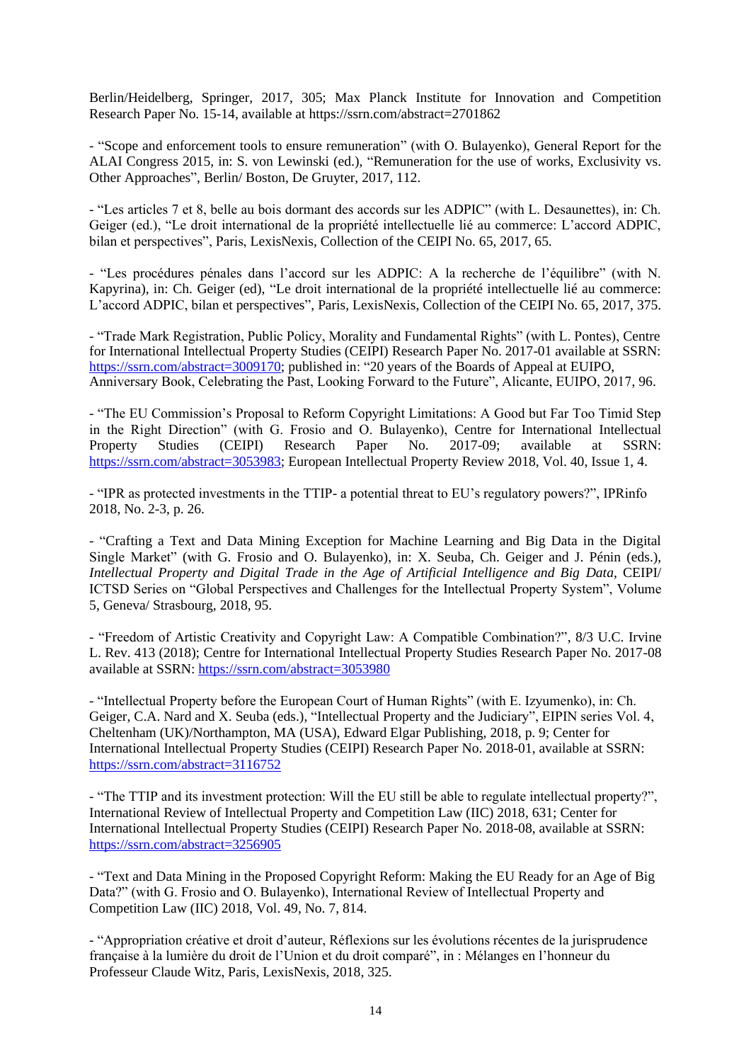Berlin/Heidelberg, Springer, 2017, 305; Max Planck Institute for Innovation and Competition Research Paper No. 15-14, available at https://ssrn.com/abstract=2701862

- "Scope and enforcement tools to ensure remuneration" (with O. Bulayenko), General Report for the ALAI Congress 2015, in: S. von Lewinski (ed.), "Remuneration for the use of works, Exclusivity vs. Other Approaches", Berlin/ Boston, De Gruyter, 2017, 112.

- "Les articles 7 et 8, belle au bois dormant des accords sur les ADPIC" (with L. Desaunettes), in: Ch. Geiger (ed.), "Le droit international de la propriété intellectuelle lié au commerce: L'accord ADPIC, bilan et perspectives", Paris, LexisNexis, Collection of the CEIPI No. 65, 2017, 65.

- "Les procédures pénales dans l'accord sur les ADPIC: A la recherche de l'équilibre" (with N. Kapyrina), in: Ch. Geiger (ed), "Le droit international de la propriété intellectuelle lié au commerce: L'accord ADPIC, bilan et perspectives", Paris, LexisNexis, Collection of the CEIPI No. 65, 2017, 375.

- "Trade Mark Registration, Public Policy, Morality and Fundamental Rights" (with L. Pontes), Centre for International Intellectual Property Studies (CEIPI) Research Paper No. 2017-01 available at SSRN: https://ssrn.com/abstract=3009170; published in: "20 years of the Boards of Appeal at EUIPO, Anniversary Book, Celebrating the Past, Looking Forward to the Future", Alicante, EUIPO, 2017, 96.

- "The EU Commission's Proposal to Reform Copyright Limitations: A Good but Far Too Timid Step in the Right Direction" (with G. Frosio and O. Bulayenko), Centre for International Intellectual Property Studies (CEIPI) Research Paper No. 2017-09; available at SSRN: https://ssrn.com/abstract=3053983; European Intellectual Property Review 2018, Vol. 40, Issue 1, 4.

- "IPR as protected investments in the TTIP- a potential threat to EU's regulatory powers?", IPRinfo 2018, No. 2-3, p. 26.

- "Crafting a Text and Data Mining Exception for Machine Learning and Big Data in the Digital Single Market" (with G. Frosio and O. Bulayenko), in: X. Seuba, Ch. Geiger and J. Pénin (eds.), *Intellectual Property and Digital Trade in the Age of Artificial Intelligence and Big Data*, CEIPI/ ICTSD Series on "Global Perspectives and Challenges for the Intellectual Property System", Volume 5, Geneva/ Strasbourg, 2018, 95.

- "Freedom of Artistic Creativity and Copyright Law: A Compatible Combination?", 8/3 U.C. Irvine L. Rev. 413 (2018); Centre for International Intellectual Property Studies Research Paper No. 2017-08 available at SSRN: https://ssrn.com/abstract=3053980

- "Intellectual Property before the European Court of Human Rights" (with E. Izyumenko), in: Ch. Geiger, C.A. Nard and X. Seuba (eds.), "Intellectual Property and the Judiciary", EIPIN series Vol. 4, Cheltenham (UK)/Northampton, MA (USA), Edward Elgar Publishing, 2018, p. 9; Center for International Intellectual Property Studies (CEIPI) Research Paper No. 2018-01, available at SSRN: https://ssrn.com/abstract=3116752

- "The TTIP and its investment protection: Will the EU still be able to regulate intellectual property?", International Review of Intellectual Property and Competition Law (IIC) 2018, 631; Center for International Intellectual Property Studies (CEIPI) Research Paper No. 2018-08, available at SSRN: https://ssrn.com/abstract=3256905

- "Text and Data Mining in the Proposed Copyright Reform: Making the EU Ready for an Age of Big Data?" (with G. Frosio and O. Bulayenko), International Review of Intellectual Property and Competition Law (IIC) 2018, Vol. 49, No. 7, 814.

- "Appropriation créative et droit d'auteur, Réflexions sur les évolutions récentes de la jurisprudence française à la lumière du droit de l'Union et du droit comparé", in : Mélanges en l'honneur du Professeur Claude Witz, Paris, LexisNexis, 2018, 325.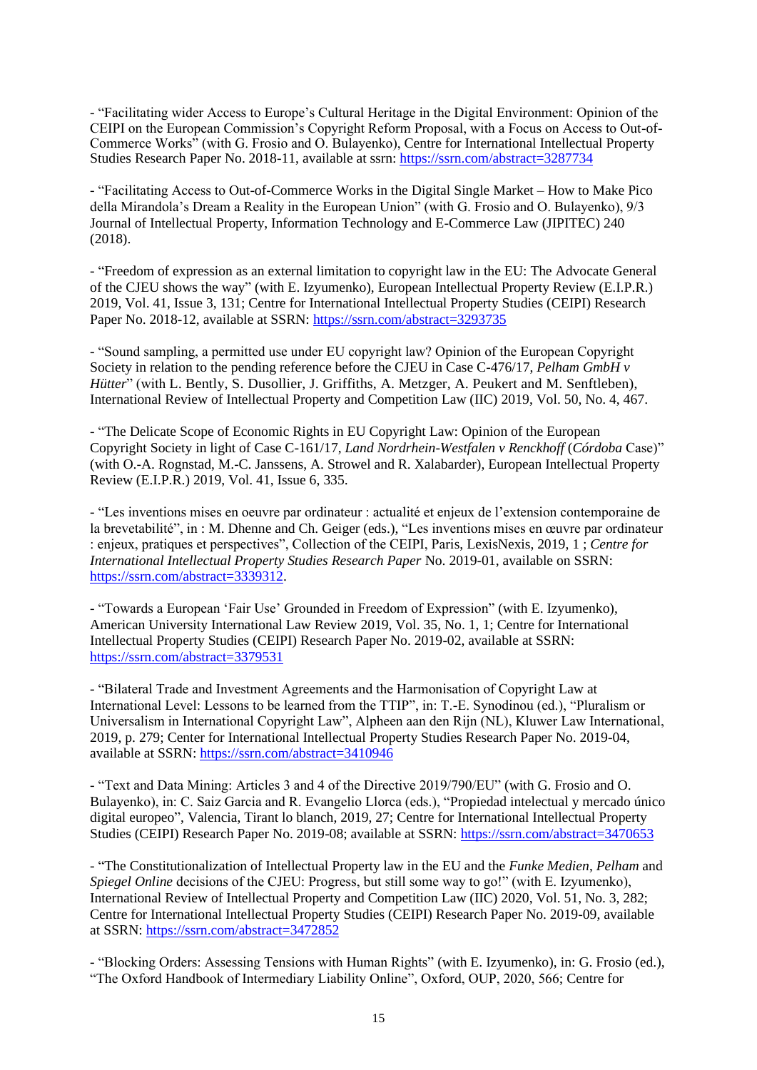- “Facilitating wider Access to Europe’s Cultural Heritage in the Digital Environment: Opinion of the CEIPI on the European Commission’s Copyright Reform Proposal, with a Focus on Access to Out-of-Commerce Works” (with G. Frosio and O. Bulayenko), Centre for International Intellectual Property Studies Research Paper No. 2018-11, available at ssrn: https://ssrn.com/abstract=3287734

- “Facilitating Access to Out-of-Commerce Works in the Digital Single Market – How to Make Pico della Mirandola’s Dream a Reality in the European Union” (with G. Frosio and O. Bulayenko), 9/3 Journal of Intellectual Property, Information Technology and E-Commerce Law (JIPITEC) 240 (2018).

- “Freedom of expression as an external limitation to copyright law in the EU: The Advocate General of the CJEU shows the way” (with E. Izyumenko), European Intellectual Property Review (E.I.P.R.) 2019, Vol. 41, Issue 3, 131; Centre for International Intellectual Property Studies (CEIPI) Research Paper No. 2018-12, available at SSRN: https://ssrn.com/abstract=3293735

- “Sound sampling, a permitted use under EU copyright law? Opinion of the European Copyright Society in relation to the pending reference before the CJEU in Case C-476/17, *Pelham GmbH v Hütter*” (with L. Bently, S. Dusollier, J. Griffiths, A. Metzger, A. Peukert and M. Senftleben), International Review of Intellectual Property and Competition Law (IIC) 2019, Vol. 50, No. 4, 467.

- “The Delicate Scope of Economic Rights in EU Copyright Law: Opinion of the European Copyright Society in light of Case C-161/17, *Land Nordrhein-Westfalen v Renckhoff* (*Córdoba* Case)” (with O.-A. Rognstad, M.-C. Janssens, A. Strowel and R. Xalabarder), European Intellectual Property Review (E.I.P.R.) 2019, Vol. 41, Issue 6, 335.

- “Les inventions mises en oeuvre par ordinateur : actualité et enjeux de l’extension contemporaine de la brevetabilité”, in : M. Dhenne and Ch. Geiger (eds.), “Les inventions mises en œuvre par ordinateur : enjeux, pratiques et perspectives”, Collection of the CEIPI, Paris, LexisNexis, 2019, 1 ; *Centre for International Intellectual Property Studies Research Paper* No. 2019-01, available on SSRN: https://ssrn.com/abstract=3339312.

- “Towards a European ‘Fair Use’ Grounded in Freedom of Expression” (with E. Izyumenko), American University International Law Review 2019, Vol. 35, No. 1, 1; Centre for International Intellectual Property Studies (CEIPI) Research Paper No. 2019-02, available at SSRN: https://ssrn.com/abstract=3379531

- “Bilateral Trade and Investment Agreements and the Harmonisation of Copyright Law at International Level: Lessons to be learned from the TTIP”, in: T.-E. Synodinou (ed.), “Pluralism or Universalism in International Copyright Law”, Alpheen aan den Rijn (NL), Kluwer Law International, 2019, p. 279; Center for International Intellectual Property Studies Research Paper No. 2019-04, available at SSRN: https://ssrn.com/abstract=3410946

- “Text and Data Mining: Articles 3 and 4 of the Directive 2019/790/EU” (with G. Frosio and O. Bulayenko), in: C. Saiz Garcia and R. Evangelio Llorca (eds.), “Propiedad intelectual y mercado único digital europeo”, Valencia, Tirant lo blanch, 2019, 27; Centre for International Intellectual Property Studies (CEIPI) Research Paper No. 2019-08; available at SSRN: https://ssrn.com/abstract=3470653

- “The Constitutionalization of Intellectual Property law in the EU and the *Funke Medien*, *Pelham* and *Spiegel Online* decisions of the CJEU: Progress, but still some way to go!” (with E. Izyumenko), International Review of Intellectual Property and Competition Law (IIC) 2020, Vol. 51, No. 3, 282; Centre for International Intellectual Property Studies (CEIPI) Research Paper No. 2019-09, available at SSRN: https://ssrn.com/abstract=3472852

- “Blocking Orders: Assessing Tensions with Human Rights” (with E. Izyumenko), in: G. Frosio (ed.), “The Oxford Handbook of Intermediary Liability Online”, Oxford, OUP, 2020, 566; Centre for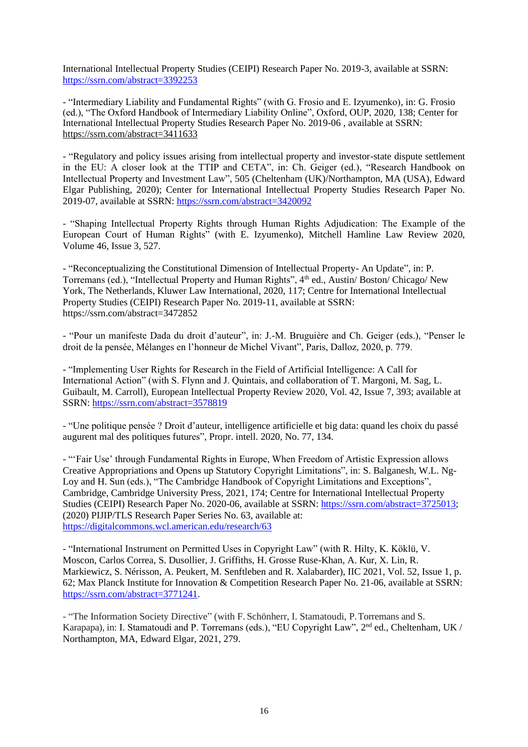International Intellectual Property Studies (CEIPI) Research Paper No. 2019-3, available at SSRN: https://ssrn.com/abstract=3392253

- "Intermediary Liability and Fundamental Rights" (with G. Frosio and E. Izyumenko), in: G. Frosio (ed.), "The Oxford Handbook of Intermediary Liability Online", Oxford, OUP, 2020, 138; Center for International Intellectual Property Studies Research Paper No. 2019-06 , available at SSRN: https://ssrn.com/abstract=3411633

- "Regulatory and policy issues arising from intellectual property and investor-state dispute settlement in the EU: A closer look at the TTIP and CETA", in: Ch. Geiger (ed.), "Research Handbook on Intellectual Property and Investment Law", 505 (Cheltenham (UK)/Northampton, MA (USA), Edward Elgar Publishing, 2020); Center for International Intellectual Property Studies Research Paper No. 2019-07, available at SSRN: https://ssrn.com/abstract=3420092

- "Shaping Intellectual Property Rights through Human Rights Adjudication: The Example of the European Court of Human Rights" (with E. Izyumenko), Mitchell Hamline Law Review 2020, Volume 46, Issue 3, 527.

- "Reconceptualizing the Constitutional Dimension of Intellectual Property- An Update", in: P. Torremans (ed.), "Intellectual Property and Human Rights", 4th ed., Austin/ Boston/ Chicago/ New York, The Netherlands, Kluwer Law International, 2020, 117; Centre for International Intellectual Property Studies (CEIPI) Research Paper No. 2019-11, available at SSRN: https://ssrn.com/abstract=3472852

- "Pour un manifeste Dada du droit d'auteur", in: J.-M. Bruguière and Ch. Geiger (eds.), "Penser le droit de la pensée, Mélanges en l'honneur de Michel Vivant", Paris, Dalloz, 2020, p. 779.

- "Implementing User Rights for Research in the Field of Artificial Intelligence: A Call for International Action" (with S. Flynn and J. Quintais, and collaboration of T. Margoni, M. Sag, L. Guibault, M. Carroll), European Intellectual Property Review 2020, Vol. 42, Issue 7, 393; available at SSRN: https://ssrn.com/abstract=3578819

- "Une politique pensée ? Droit d'auteur, intelligence artificielle et big data: quand les choix du passé augurent mal des politiques futures", Propr. intell. 2020, No. 77, 134.

- "'Fair Use' through Fundamental Rights in Europe, When Freedom of Artistic Expression allows Creative Appropriations and Opens up Statutory Copyright Limitations", in: S. Balganesh, W.L. Ng-Loy and H. Sun (eds.), "The Cambridge Handbook of Copyright Limitations and Exceptions", Cambridge, Cambridge University Press, 2021, 174; Centre for International Intellectual Property Studies (CEIPI) Research Paper No. 2020-06, available at SSRN: https://ssrn.com/abstract=3725013; (2020) PIJIP/TLS Research Paper Series No. 63, available at: https://digitalcommons.wcl.american.edu/research/63

- "International Instrument on Permitted Uses in Copyright Law" (with R. Hilty, K. Köklü, V. Moscon, Carlos Correa, S. Dusollier, J. Griffiths, H. Grosse Ruse-Khan, A. Kur, X. Lin, R. Markiewicz, S. Nérisson, A. Peukert, M. Senftleben and R. Xalabarder), IIC 2021, Vol. 52, Issue 1, p. 62; Max Planck Institute for Innovation & Competition Research Paper No. 21-06, available at SSRN: https://ssrn.com/abstract=3771241.

- "The Information Society Directive" (with F. Schönherr, I. Stamatoudi, P. Torremans and S. Karapapa), in: I. Stamatoudi and P. Torremans (eds.), "EU Copyright Law", 2nd ed., Cheltenham, UK / Northampton, MA, Edward Elgar, 2021, 279.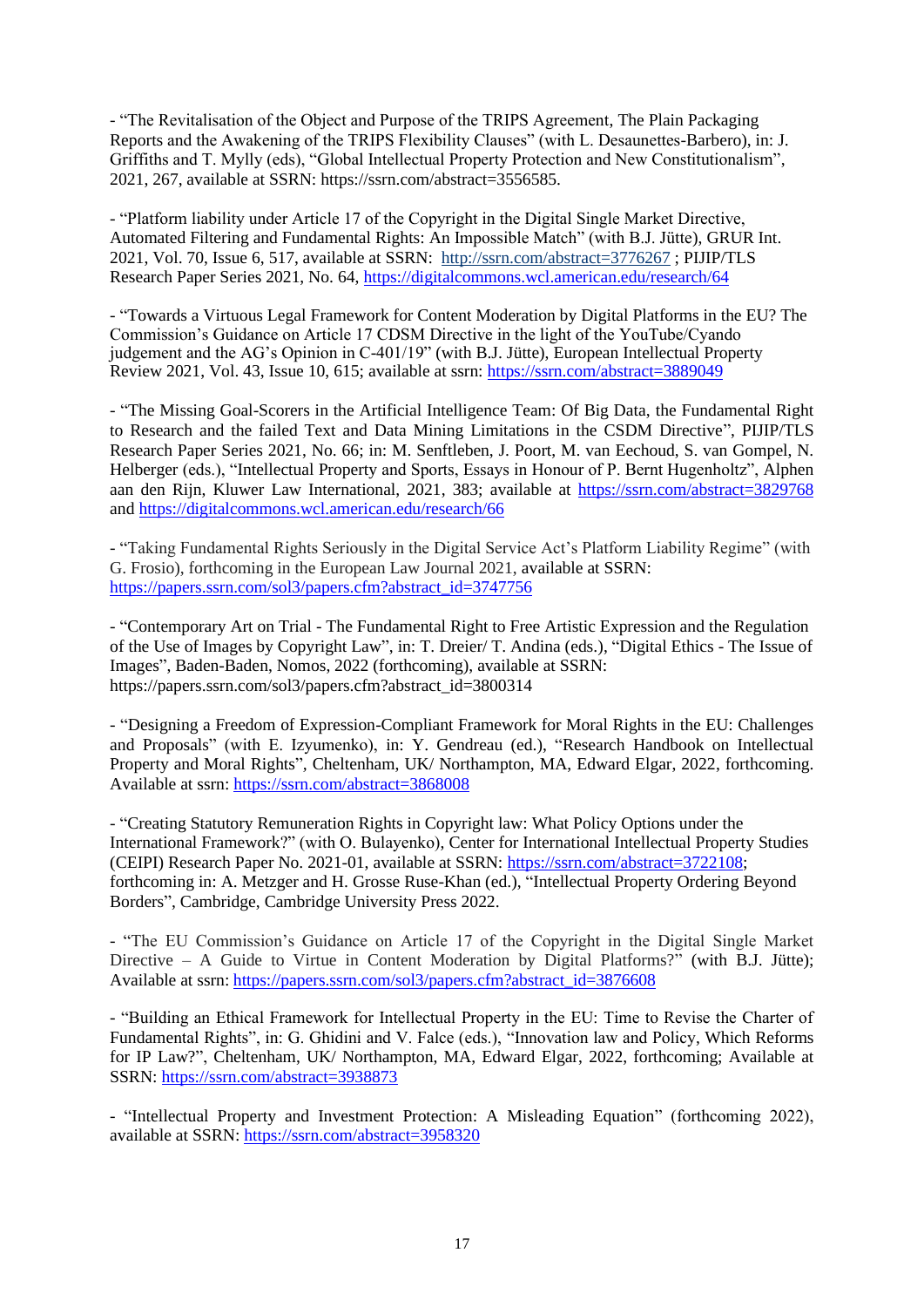- "The Revitalisation of the Object and Purpose of the TRIPS Agreement, The Plain Packaging Reports and the Awakening of the TRIPS Flexibility Clauses" (with L. Desaunettes-Barbero), in: J. Griffiths and T. Mylly (eds), "Global Intellectual Property Protection and New Constitutionalism", 2021, 267, available at SSRN: https://ssrn.com/abstract=3556585.

- "Platform liability under Article 17 of the Copyright in the Digital Single Market Directive, Automated Filtering and Fundamental Rights: An Impossible Match" (with B.J. Jütte), GRUR Int. 2021, Vol. 70, Issue 6, 517, available at SSRN: http://ssrn.com/abstract=3776267 ; PIJIP/TLS Research Paper Series 2021, No. 64, https://digitalcommons.wcl.american.edu/research/64

- "Towards a Virtuous Legal Framework for Content Moderation by Digital Platforms in the EU? The Commission's Guidance on Article 17 CDSM Directive in the light of the YouTube/Cyando judgement and the AG's Opinion in C-401/19" (with B.J. Jütte), European Intellectual Property Review 2021, Vol. 43, Issue 10, 615; available at ssrn: https://ssrn.com/abstract=3889049

- "The Missing Goal-Scorers in the Artificial Intelligence Team: Of Big Data, the Fundamental Right to Research and the failed Text and Data Mining Limitations in the CSDM Directive", PIJIP/TLS Research Paper Series 2021, No. 66; in: M. Senftleben, J. Poort, M. van Eechoud, S. van Gompel, N. Helberger (eds.), "Intellectual Property and Sports, Essays in Honour of P. Bernt Hugenholtz", Alphen aan den Rijn, Kluwer Law International, 2021, 383; available at https://ssrn.com/abstract=3829768 and https://digitalcommons.wcl.american.edu/research/66

- "Taking Fundamental Rights Seriously in the Digital Service Act's Platform Liability Regime" (with G. Frosio), forthcoming in the European Law Journal 2021, available at SSRN: https://papers.ssrn.com/sol3/papers.cfm?abstract_id=3747756

- "Contemporary Art on Trial - The Fundamental Right to Free Artistic Expression and the Regulation of the Use of Images by Copyright Law", in: T. Dreier/ T. Andina (eds.), "Digital Ethics - The Issue of Images", Baden-Baden, Nomos, 2022 (forthcoming), available at SSRN: https://papers.ssrn.com/sol3/papers.cfm?abstract_id=3800314

- "Designing a Freedom of Expression-Compliant Framework for Moral Rights in the EU: Challenges and Proposals" (with E. Izyumenko), in: Y. Gendreau (ed.), "Research Handbook on Intellectual Property and Moral Rights", Cheltenham, UK/ Northampton, MA, Edward Elgar, 2022, forthcoming. Available at ssrn: https://ssrn.com/abstract=3868008

- "Creating Statutory Remuneration Rights in Copyright law: What Policy Options under the International Framework?" (with O. Bulayenko), Center for International Intellectual Property Studies (CEIPI) Research Paper No. 2021-01, available at SSRN: https://ssrn.com/abstract=3722108; forthcoming in: A. Metzger and H. Grosse Ruse-Khan (ed.), "Intellectual Property Ordering Beyond Borders", Cambridge, Cambridge University Press 2022.

- "The EU Commission's Guidance on Article 17 of the Copyright in the Digital Single Market Directive – A Guide to Virtue in Content Moderation by Digital Platforms?" (with B.J. Jütte); Available at ssrn: https://papers.ssrn.com/sol3/papers.cfm?abstract_id=3876608

- "Building an Ethical Framework for Intellectual Property in the EU: Time to Revise the Charter of Fundamental Rights", in: G. Ghidini and V. Falce (eds.), "Innovation law and Policy, Which Reforms for IP Law?", Cheltenham, UK/ Northampton, MA, Edward Elgar, 2022, forthcoming; Available at SSRN: https://ssrn.com/abstract=3938873

- "Intellectual Property and Investment Protection: A Misleading Equation" (forthcoming 2022), available at SSRN: https://ssrn.com/abstract=3958320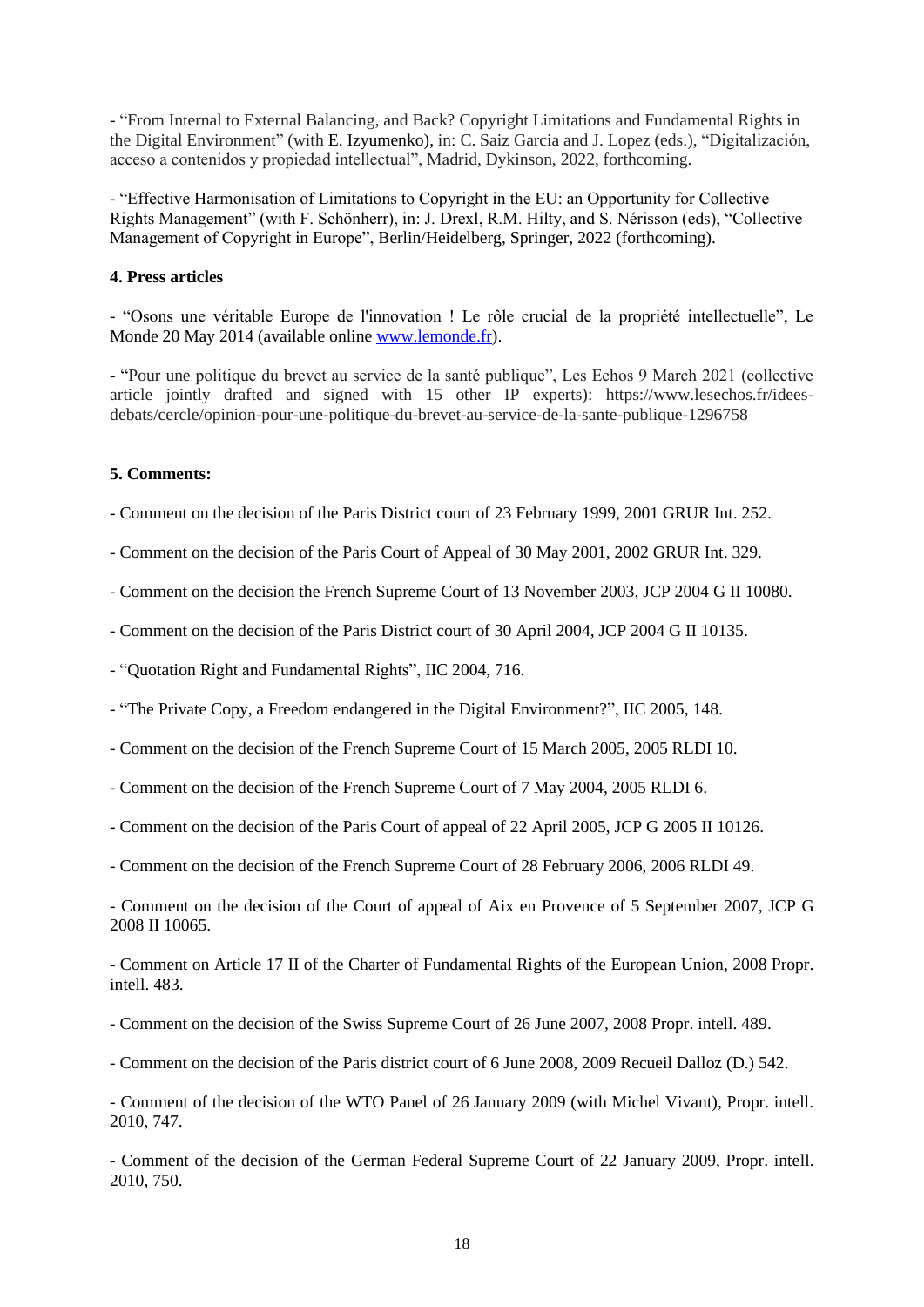- “From Internal to External Balancing, and Back? Copyright Limitations and Fundamental Rights in the Digital Environment” (with E. Izyumenko), in: C. Saiz Garcia and J. Lopez (eds.), “Digitalización, acceso a contenidos y propiedad intellectual”, Madrid, Dykinson, 2022, forthcoming.

- “Effective Harmonisation of Limitations to Copyright in the EU: an Opportunity for Collective Rights Management” (with F. Schönherr), in: J. Drexl, R.M. Hilty, and S. Nérisson (eds), “Collective Management of Copyright in Europe”, Berlin/Heidelberg, Springer, 2022 (forthcoming).

**4. Press articles**

- “Osons une véritable Europe de l'innovation ! Le rôle crucial de la propriété intellectuelle”, Le Monde 20 May 2014 (available online www.lemonde.fr).

- “Pour une politique du brevet au service de la santé publique”, Les Echos 9 March 2021 (collective article jointly drafted and signed with 15 other IP experts): https://www.lesechos.fr/idees-debats/cercle/opinion-pour-une-politique-du-brevet-au-service-de-la-sante-publique-1296758

**5. Comments:**

- Comment on the decision of the Paris District court of 23 February 1999, 2001 GRUR Int. 252.

- Comment on the decision of the Paris Court of Appeal of 30 May 2001, 2002 GRUR Int. 329.

- Comment on the decision the French Supreme Court of 13 November 2003, JCP 2004 G II 10080.

- Comment on the decision of the Paris District court of 30 April 2004, JCP 2004 G II 10135.

- “Quotation Right and Fundamental Rights”, IIC 2004, 716.

- “The Private Copy, a Freedom endangered in the Digital Environment?”, IIC 2005, 148.

- Comment on the decision of the French Supreme Court of 15 March 2005, 2005 RLDI 10.

- Comment on the decision of the French Supreme Court of 7 May 2004, 2005 RLDI 6.

- Comment on the decision of the Paris Court of appeal of 22 April 2005, JCP G 2005 II 10126.

- Comment on the decision of the French Supreme Court of 28 February 2006, 2006 RLDI 49.

- Comment on the decision of the Court of appeal of Aix en Provence of 5 September 2007, JCP G 2008 II 10065.

- Comment on Article 17 II of the Charter of Fundamental Rights of the European Union, 2008 Propr. intell. 483.

- Comment on the decision of the Swiss Supreme Court of 26 June 2007, 2008 Propr. intell. 489.

- Comment on the decision of the Paris district court of 6 June 2008, 2009 Recueil Dalloz (D.) 542.

- Comment of the decision of the WTO Panel of 26 January 2009 (with Michel Vivant), Propr. intell. 2010, 747.

- Comment of the decision of the German Federal Supreme Court of 22 January 2009, Propr. intell. 2010, 750.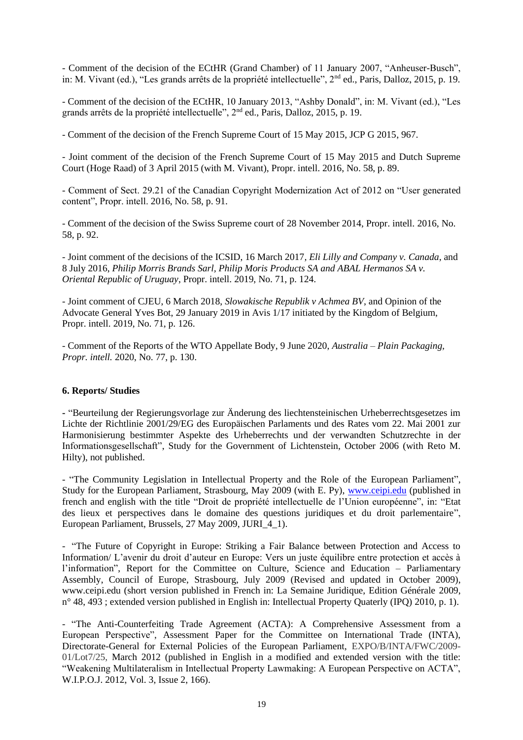- Comment of the decision of the ECtHR (Grand Chamber) of 11 January 2007, "Anheuser-Busch", in: M. Vivant (ed.), "Les grands arrêts de la propriété intellectuelle", 2nd ed., Paris, Dalloz, 2015, p. 19.

- Comment of the decision of the ECtHR, 10 January 2013, "Ashby Donald", in: M. Vivant (ed.), "Les grands arrêts de la propriété intellectuelle", 2nd ed., Paris, Dalloz, 2015, p. 19.

- Comment of the decision of the French Supreme Court of 15 May 2015, JCP G 2015, 967.

- Joint comment of the decision of the French Supreme Court of 15 May 2015 and Dutch Supreme Court (Hoge Raad) of 3 April 2015 (with M. Vivant), Propr. intell. 2016, No. 58, p. 89.

- Comment of Sect. 29.21 of the Canadian Copyright Modernization Act of 2012 on "User generated content", Propr. intell. 2016, No. 58, p. 91.

- Comment of the decision of the Swiss Supreme court of 28 November 2014, Propr. intell. 2016, No. 58, p. 92.

- Joint comment of the decisions of the ICSID, 16 March 2017, *Eli Lilly and Company v. Canada*, and 8 July 2016, *Philip Morris Brands Sarl, Philip Moris Products SA and ABAL Hermanos SA v. Oriental Republic of Uruguay*, Propr. intell. 2019, No. 71, p. 124.

- Joint comment of CJEU, 6 March 2018, *Slowakische Republik v Achmea BV*, and Opinion of the Advocate General Yves Bot, 29 January 2019 in Avis 1/17 initiated by the Kingdom of Belgium, Propr. intell. 2019, No. 71, p. 126.

- Comment of the Reports of the WTO Appellate Body, 9 June 2020, *Australia – Plain Packaging, Propr. intell.* 2020, No. 77, p. 130.

**6. Reports/ Studies**

- "Beurteilung der Regierungsvorlage zur Änderung des liechtensteinischen Urheberrechtsgesetzes im Lichte der Richtlinie 2001/29/EG des Europäischen Parlaments und des Rates vom 22. Mai 2001 zur Harmonisierung bestimmter Aspekte des Urheberrechts und der verwandten Schutzrechte in der Informationsgesellschaft", Study for the Government of Lichtenstein, October 2006 (with Reto M. Hilty), not published.

- "The Community Legislation in Intellectual Property and the Role of the European Parliament", Study for the European Parliament, Strasbourg, May 2009 (with E. Py), www.ceipi.edu (published in french and english with the title "Droit de propriété intellectuelle de l'Union européenne", in: "Etat des lieux et perspectives dans le domaine des questions juridiques et du droit parlementaire", European Parliament, Brussels, 27 May 2009, JURI_4_1).

- "The Future of Copyright in Europe: Striking a Fair Balance between Protection and Access to Information/ L'avenir du droit d'auteur en Europe: Vers un juste équilibre entre protection et accès à l'information", Report for the Committee on Culture, Science and Education – Parliamentary Assembly, Council of Europe, Strasbourg, July 2009 (Revised and updated in October 2009), www.ceipi.edu (short version published in French in: La Semaine Juridique, Edition Générale 2009, n° 48, 493 ; extended version published in English in: Intellectual Property Quaterly (IPQ) 2010, p. 1).

- "The Anti-Counterfeiting Trade Agreement (ACTA): A Comprehensive Assessment from a European Perspective", Assessment Paper for the Committee on International Trade (INTA), Directorate-General for External Policies of the European Parliament, EXPO/B/INTA/FWC/2009-01/Lot7/25, March 2012 (published in English in a modified and extended version with the title: "Weakening Multilateralism in Intellectual Property Lawmaking: A European Perspective on ACTA", W.I.P.O.J. 2012, Vol. 3, Issue 2, 166).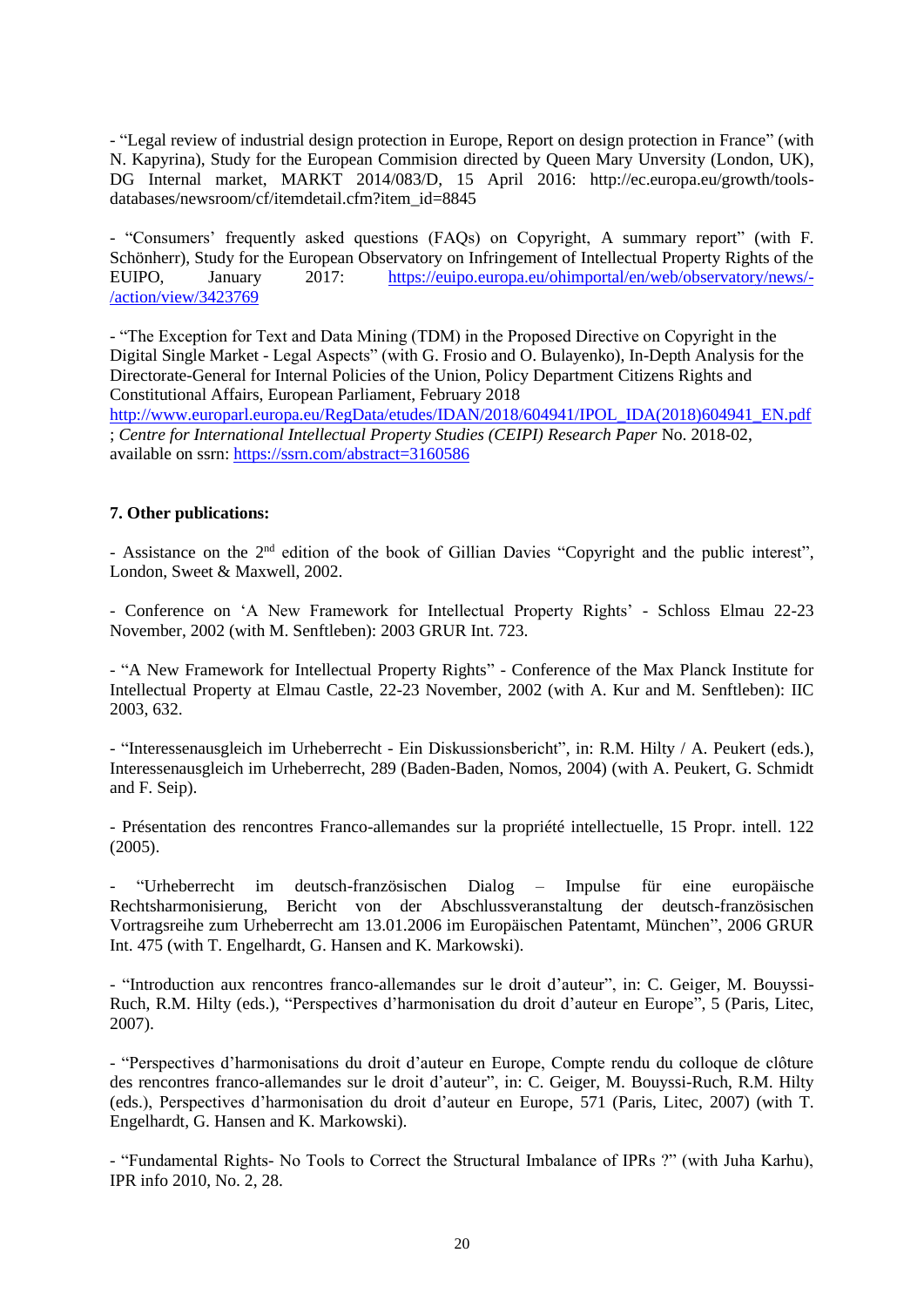- “Legal review of industrial design protection in Europe, Report on design protection in France” (with N. Kapyrina), Study for the European Commision directed by Queen Mary Unversity (London, UK), DG Internal market, MARKT 2014/083/D, 15 April 2016: http://ec.europa.eu/growth/tools-databases/newsroom/cf/itemdetail.cfm?item_id=8845

- “Consumers’ frequently asked questions (FAQs) on Copyright, A summary report” (with F. Schönherr), Study for the European Observatory on Infringement of Intellectual Property Rights of the EUIPO, January 2017: https://euipo.europa.eu/ohimportal/en/web/observatory/news/-/action/view/3423769

- “The Exception for Text and Data Mining (TDM) in the Proposed Directive on Copyright in the Digital Single Market - Legal Aspects” (with G. Frosio and O. Bulayenko), In-Depth Analysis for the Directorate-General for Internal Policies of the Union, Policy Department Citizens Rights and Constitutional Affairs, European Parliament, February 2018 http://www.europarl.europa.eu/RegData/etudes/IDAN/2018/604941/IPOL_IDA(2018)604941_EN.pdf ; *Centre for International Intellectual Property Studies (CEIPI) Research Paper* No. 2018-02, available on ssrn: https://ssrn.com/abstract=3160586

**7. Other publications:**

- Assistance on the 2nd edition of the book of Gillian Davies “Copyright and the public interest”, London, Sweet & Maxwell, 2002.

- Conference on ‘A New Framework for Intellectual Property Rights’ - Schloss Elmau 22-23 November, 2002 (with M. Senftleben): 2003 GRUR Int. 723.

- “A New Framework for Intellectual Property Rights” - Conference of the Max Planck Institute for Intellectual Property at Elmau Castle, 22-23 November, 2002 (with A. Kur and M. Senftleben): IIC 2003, 632.

- “Interessenausgleich im Urheberrecht - Ein Diskussionsbericht”, in: R.M. Hilty / A. Peukert (eds.), Interessenausgleich im Urheberrecht, 289 (Baden-Baden, Nomos, 2004) (with A. Peukert, G. Schmidt and F. Seip).

- Présentation des rencontres Franco-allemandes sur la propriété intellectuelle, 15 Propr. intell. 122 (2005).

- “Urheberrecht im deutsch-französischen Dialog – Impulse für eine europäische Rechtsharmonisierung, Bericht von der Abschlussveranstaltung der deutsch-französischen Vortragsreihe zum Urheberrecht am 13.01.2006 im Europäischen Patentamt, München”, 2006 GRUR Int. 475 (with T. Engelhardt, G. Hansen and K. Markowski).

- “Introduction aux rencontres franco-allemandes sur le droit d’auteur”, in: C. Geiger, M. Bouyssi-Ruch, R.M. Hilty (eds.), “Perspectives d’harmonisation du droit d’auteur en Europe”, 5 (Paris, Litec, 2007).

- “Perspectives d’harmonisations du droit d’auteur en Europe, Compte rendu du colloque de clôture des rencontres franco-allemandes sur le droit d’auteur”, in: C. Geiger, M. Bouyssi-Ruch, R.M. Hilty (eds.), Perspectives d’harmonisation du droit d’auteur en Europe, 571 (Paris, Litec, 2007) (with T. Engelhardt, G. Hansen and K. Markowski).

- “Fundamental Rights- No Tools to Correct the Structural Imbalance of IPRs ?” (with Juha Karhu), IPR info 2010, No. 2, 28.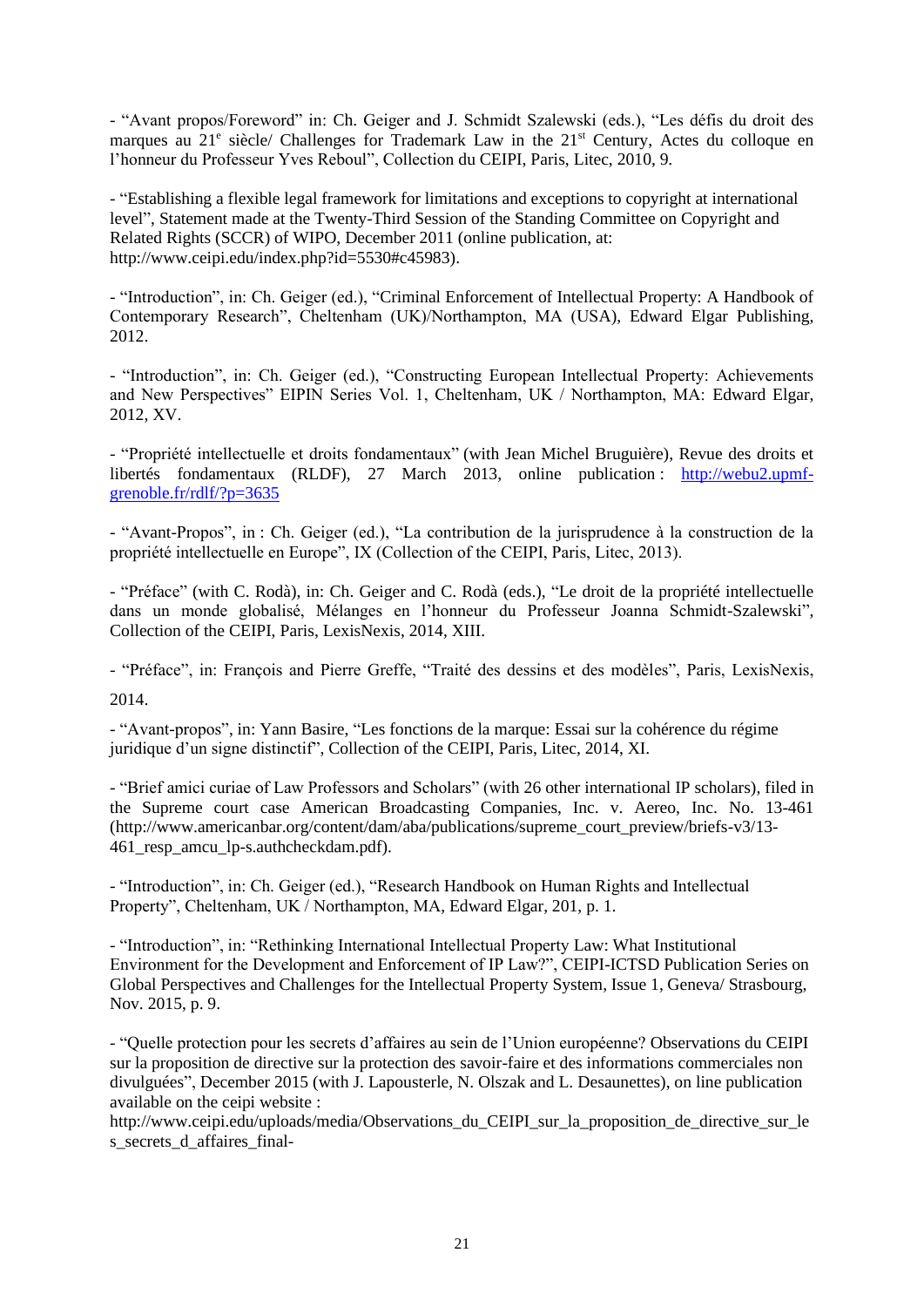- “Avant propos/Foreword” in: Ch. Geiger and J. Schmidt Szalewski (eds.), “Les défis du droit des marques au 21e siècle/ Challenges for Trademark Law in the 21st Century, Actes du colloque en l’honneur du Professeur Yves Reboul”, Collection du CEIPI, Paris, Litec, 2010, 9.

- “Establishing a flexible legal framework for limitations and exceptions to copyright at international level”, Statement made at the Twenty-Third Session of the Standing Committee on Copyright and Related Rights (SCCR) of WIPO, December 2011 (online publication, at: http://www.ceipi.edu/index.php?id=5530#c45983).

- “Introduction”, in: Ch. Geiger (ed.), “Criminal Enforcement of Intellectual Property: A Handbook of Contemporary Research”, Cheltenham (UK)/Northampton, MA (USA), Edward Elgar Publishing, 2012.

- “Introduction”, in: Ch. Geiger (ed.), “Constructing European Intellectual Property: Achievements and New Perspectives” EIPIN Series Vol. 1, Cheltenham, UK / Northampton, MA: Edward Elgar, 2012, XV.

- “Propriété intellectuelle et droits fondamentaux” (with Jean Michel Bruguière), Revue des droits et libertés fondamentaux (RLDF), 27 March 2013, online publication : http://webu2.upmf-grenoble.fr/rdlf/?p=3635

- “Avant-Propos”, in : Ch. Geiger (ed.), “La contribution de la jurisprudence à la construction de la propriété intellectuelle en Europe”, IX (Collection of the CEIPI, Paris, Litec, 2013).

- “Préface” (with C. Rodà), in: Ch. Geiger and C. Rodà (eds.), “Le droit de la propriété intellectuelle dans un monde globalisé, Mélanges en l’honneur du Professeur Joanna Schmidt-Szalewski”, Collection of the CEIPI, Paris, LexisNexis, 2014, XIII.

- “Préface”, in: François and Pierre Greffe, “Traité des dessins et des modèles”, Paris, LexisNexis, 2014.

- “Avant-propos”, in: Yann Basire, “Les fonctions de la marque: Essai sur la cohérence du régime juridique d’un signe distinctif”, Collection of the CEIPI, Paris, Litec, 2014, XI.

- “Brief amici curiae of Law Professors and Scholars” (with 26 other international IP scholars), filed in the Supreme court case American Broadcasting Companies, Inc. v. Aereo, Inc. No. 13-461 (http://www.americanbar.org/content/dam/aba/publications/supreme_court_preview/briefs-v3/13-461_resp_amcu_lp-s.authcheckdam.pdf).

- “Introduction”, in: Ch. Geiger (ed.), “Research Handbook on Human Rights and Intellectual Property”, Cheltenham, UK / Northampton, MA, Edward Elgar, 201, p. 1.

- “Introduction”, in: “Rethinking International Intellectual Property Law: What Institutional Environment for the Development and Enforcement of IP Law?”, CEIPI-ICTSD Publication Series on Global Perspectives and Challenges for the Intellectual Property System, Issue 1, Geneva/ Strasbourg, Nov. 2015, p. 9.

- “Quelle protection pour les secrets d’affaires au sein de l’Union européenne? Observations du CEIPI sur la proposition de directive sur la protection des savoir-faire et des informations commerciales non divulguées”, December 2015 (with J. Lapousterle, N. Olszak and L. Desaunettes), on line publication available on the ceipi website :
http://www.ceipi.edu/uploads/media/Observations_du_CEIPI_sur_la_proposition_de_directive_sur_les_secrets_d_affaires_final-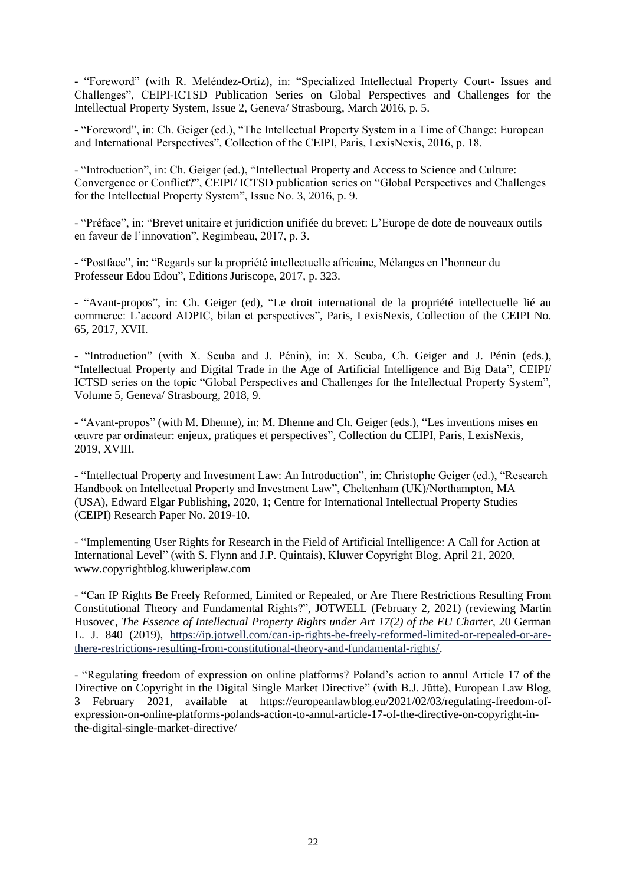- “Foreword” (with R. Meléndez-Ortiz), in: “Specialized Intellectual Property Court- Issues and Challenges”, CEIPI-ICTSD Publication Series on Global Perspectives and Challenges for the Intellectual Property System, Issue 2, Geneva/ Strasbourg, March 2016, p. 5.

- “Foreword”, in: Ch. Geiger (ed.), “The Intellectual Property System in a Time of Change: European and International Perspectives”, Collection of the CEIPI, Paris, LexisNexis, 2016, p. 18.

- “Introduction”, in: Ch. Geiger (ed.), “Intellectual Property and Access to Science and Culture: Convergence or Conflict?”, CEIPI/ ICTSD publication series on “Global Perspectives and Challenges for the Intellectual Property System”, Issue No. 3, 2016, p. 9.

- “Préface”, in: “Brevet unitaire et juridiction unifiée du brevet: L’Europe de dote de nouveaux outils en faveur de l’innovation”, Regimbeau, 2017, p. 3.

- “Postface”, in: “Regards sur la propriété intellectuelle africaine, Mélanges en l’honneur du Professeur Edou Edou”, Editions Juriscope, 2017, p. 323.

- “Avant-propos”, in: Ch. Geiger (ed), “Le droit international de la propriété intellectuelle lié au commerce: L’accord ADPIC, bilan et perspectives”, Paris, LexisNexis, Collection of the CEIPI No. 65, 2017, XVII.

- “Introduction” (with X. Seuba and J. Pénin), in: X. Seuba, Ch. Geiger and J. Pénin (eds.), “Intellectual Property and Digital Trade in the Age of Artificial Intelligence and Big Data”, CEIPI/ ICTSD series on the topic “Global Perspectives and Challenges for the Intellectual Property System”, Volume 5, Geneva/ Strasbourg, 2018, 9.

- “Avant-propos” (with M. Dhenne), in: M. Dhenne and Ch. Geiger (eds.), “Les inventions mises en œuvre par ordinateur: enjeux, pratiques et perspectives”, Collection du CEIPI, Paris, LexisNexis, 2019, XVIII.

- “Intellectual Property and Investment Law: An Introduction”, in: Christophe Geiger (ed.), “Research Handbook on Intellectual Property and Investment Law”, Cheltenham (UK)/Northampton, MA (USA), Edward Elgar Publishing, 2020, 1; Centre for International Intellectual Property Studies (CEIPI) Research Paper No. 2019-10.

- “Implementing User Rights for Research in the Field of Artificial Intelligence: A Call for Action at International Level” (with S. Flynn and J.P. Quintais), Kluwer Copyright Blog, April 21, 2020, www.copyrightblog.kluweriplaw.com

- “Can IP Rights Be Freely Reformed, Limited or Repealed, or Are There Restrictions Resulting From Constitutional Theory and Fundamental Rights?”, JOTWELL (February 2, 2021) (reviewing Martin Husovec, *The Essence of Intellectual Property Rights under Art 17(2) of the EU Charter*, 20 German L. J. 840 (2019), https://ip.jotwell.com/can-ip-rights-be-freely-reformed-limited-or-repealed-or-are-there-restrictions-resulting-from-constitutional-theory-and-fundamental-rights/.

- “Regulating freedom of expression on online platforms? Poland’s action to annul Article 17 of the Directive on Copyright in the Digital Single Market Directive” (with B.J. Jütte), European Law Blog, 3 February 2021, available at https://europeanlawblog.eu/2021/02/03/regulating-freedom-of-expression-on-online-platforms-polands-action-to-annul-article-17-of-the-directive-on-copyright-in-the-digital-single-market-directive/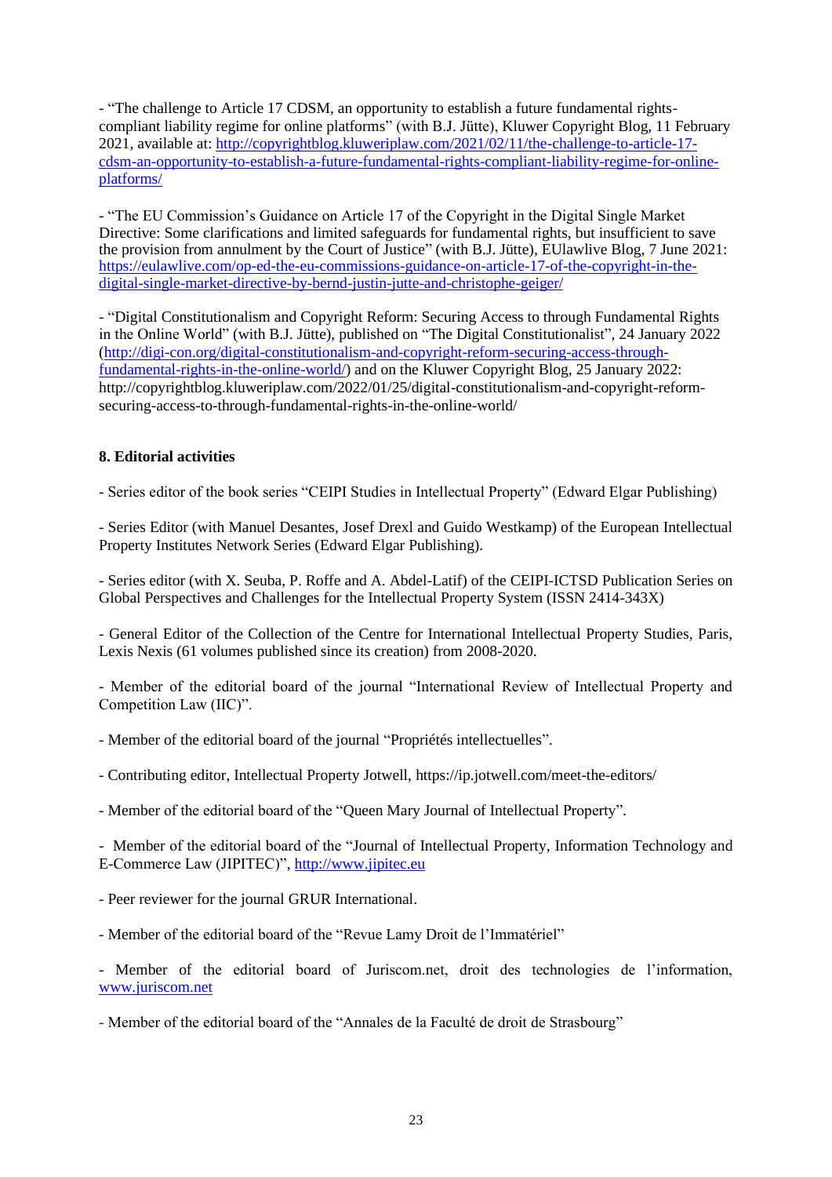- "The challenge to Article 17 CDSM, an opportunity to establish a future fundamental rights-compliant liability regime for online platforms" (with B.J. Jütte), Kluwer Copyright Blog, 11 February 2021, available at: http://copyrightblog.kluweriplaw.com/2021/02/11/the-challenge-to-article-17-cdsm-an-opportunity-to-establish-a-future-fundamental-rights-compliant-liability-regime-for-online-platforms/

- "The EU Commission's Guidance on Article 17 of the Copyright in the Digital Single Market Directive: Some clarifications and limited safeguards for fundamental rights, but insufficient to save the provision from annulment by the Court of Justice" (with B.J. Jütte), EUlawlive Blog, 7 June 2021: https://eulawlive.com/op-ed-the-eu-commissions-guidance-on-article-17-of-the-copyright-in-the-digital-single-market-directive-by-bernd-justin-jutte-and-christophe-geiger/

- "Digital Constitutionalism and Copyright Reform: Securing Access to through Fundamental Rights in the Online World" (with B.J. Jütte), published on "The Digital Constitutionalist", 24 January 2022 (http://digi-con.org/digital-constitutionalism-and-copyright-reform-securing-access-through-fundamental-rights-in-the-online-world/) and on the Kluwer Copyright Blog, 25 January 2022: http://copyrightblog.kluweriplaw.com/2022/01/25/digital-constitutionalism-and-copyright-reform-securing-access-to-through-fundamental-rights-in-the-online-world/

**8. Editorial activities**

- Series editor of the book series "CEIPI Studies in Intellectual Property" (Edward Elgar Publishing)

- Series Editor (with Manuel Desantes, Josef Drexl and Guido Westkamp) of the European Intellectual Property Institutes Network Series (Edward Elgar Publishing).

- Series editor (with X. Seuba, P. Roffe and A. Abdel-Latif) of the CEIPI-ICTSD Publication Series on Global Perspectives and Challenges for the Intellectual Property System (ISSN 2414-343X)

- General Editor of the Collection of the Centre for International Intellectual Property Studies, Paris, Lexis Nexis (61 volumes published since its creation) from 2008-2020.

- Member of the editorial board of the journal "International Review of Intellectual Property and Competition Law (IIC)".

- Member of the editorial board of the journal "Propriétés intellectuelles".

- Contributing editor, Intellectual Property Jotwell, https://ip.jotwell.com/meet-the-editors/

- Member of the editorial board of the "Queen Mary Journal of Intellectual Property".

- Member of the editorial board of the "Journal of Intellectual Property, Information Technology and E-Commerce Law (JIPITEC)", http://www.jipitec.eu

- Peer reviewer for the journal GRUR International.

- Member of the editorial board of the "Revue Lamy Droit de l'Immatériel"

- Member of the editorial board of Juriscom.net, droit des technologies de l'information, www.juriscom.net

- Member of the editorial board of the "Annales de la Faculté de droit de Strasbourg"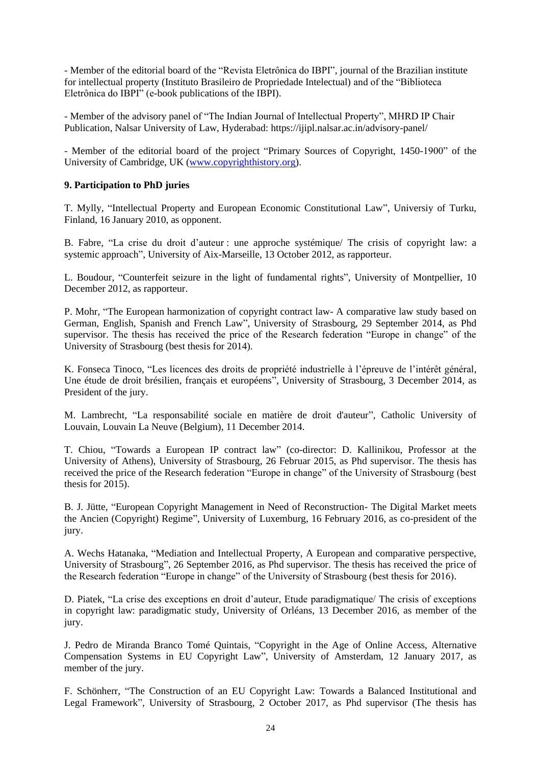- Member of the editorial board of the “Revista Eletrônica do IBPI”, journal of the Brazilian institute for intellectual property (Instituto Brasileiro de Propriedade Intelectual) and of the “Biblioteca Eletrônica do IBPI” (e-book publications of the IBPI).

- Member of the advisory panel of “The Indian Journal of Intellectual Property”, MHRD IP Chair Publication, Nalsar University of Law, Hyderabad: https://ijipl.nalsar.ac.in/advisory-panel/

- Member of the editorial board of the project “Primary Sources of Copyright, 1450-1900” of the University of Cambridge, UK (www.copyrighthistory.org).

**9. Participation to PhD juries**

T. Mylly, “Intellectual Property and European Economic Constitutional Law”, Universiy of Turku, Finland, 16 January 2010, as opponent.

B. Fabre, “La crise du droit d’auteur : une approche systémique/ The crisis of copyright law: a systemic approach”, University of Aix-Marseille, 13 October 2012, as rapporteur.

L. Boudour, “Counterfeit seizure in the light of fundamental rights”, University of Montpellier, 10 December 2012, as rapporteur.

P. Mohr, “The European harmonization of copyright contract law- A comparative law study based on German, English, Spanish and French Law”, University of Strasbourg, 29 September 2014, as Phd supervisor. The thesis has received the price of the Research federation “Europe in change” of the University of Strasbourg (best thesis for 2014).

K. Fonseca Tinoco, “Les licences des droits de propriété industrielle à l’épreuve de l’intérêt général, Une étude de droit brésilien, français et européens”, University of Strasbourg, 3 December 2014, as President of the jury.

M. Lambrecht, “La responsabilité sociale en matière de droit d'auteur”, Catholic University of Louvain, Louvain La Neuve (Belgium), 11 December 2014.

T. Chiou, “Towards a European IP contract law” (co-director: D. Kallinikou, Professor at the University of Athens), University of Strasbourg, 26 Februar 2015, as Phd supervisor. The thesis has received the price of the Research federation “Europe in change” of the University of Strasbourg (best thesis for 2015).

B. J. Jütte, “European Copyright Management in Need of Reconstruction- The Digital Market meets the Ancien (Copyright) Regime”, University of Luxemburg, 16 February 2016, as co-president of the jury.

A. Wechs Hatanaka, “Mediation and Intellectual Property, A European and comparative perspective, University of Strasbourg”, 26 September 2016, as Phd supervisor. The thesis has received the price of the Research federation “Europe in change” of the University of Strasbourg (best thesis for 2016).

D. Piatek, “La crise des exceptions en droit d’auteur, Etude paradigmatique/ The crisis of exceptions in copyright law: paradigmatic study, University of Orléans, 13 December 2016, as member of the jury.

J. Pedro de Miranda Branco Tomé Quintais, “Copyright in the Age of Online Access, Alternative Compensation Systems in EU Copyright Law”, University of Amsterdam, 12 January 2017, as member of the jury.

F. Schönherr, “The Construction of an EU Copyright Law: Towards a Balanced Institutional and Legal Framework”, University of Strasbourg, 2 October 2017, as Phd supervisor (The thesis has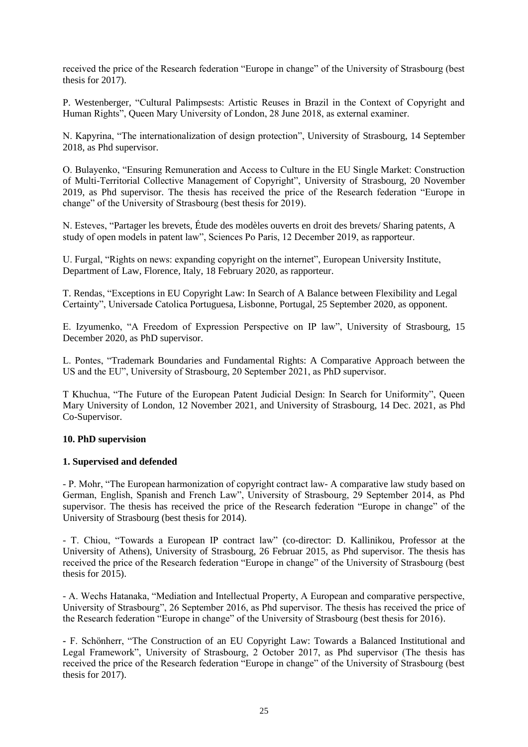received the price of the Research federation "Europe in change" of the University of Strasbourg (best thesis for 2017).

P. Westenberger, "Cultural Palimpsests: Artistic Reuses in Brazil in the Context of Copyright and Human Rights", Queen Mary University of London, 28 June 2018, as external examiner.

N. Kapyrina, "The internationalization of design protection", University of Strasbourg, 14 September 2018, as Phd supervisor.

O. Bulayenko, "Ensuring Remuneration and Access to Culture in the EU Single Market: Construction of Multi-Territorial Collective Management of Copyright", University of Strasbourg, 20 November 2019, as Phd supervisor. The thesis has received the price of the Research federation "Europe in change" of the University of Strasbourg (best thesis for 2019).

N. Esteves, "Partager les brevets, Étude des modèles ouverts en droit des brevets/ Sharing patents, A study of open models in patent law", Sciences Po Paris, 12 December 2019, as rapporteur.

U. Furgal, "Rights on news: expanding copyright on the internet", European University Institute, Department of Law, Florence, Italy, 18 February 2020, as rapporteur.

T. Rendas, "Exceptions in EU Copyright Law: In Search of A Balance between Flexibility and Legal Certainty", Universade Catolica Portuguesa, Lisbonne, Portugal, 25 September 2020, as opponent.

E. Izyumenko, "A Freedom of Expression Perspective on IP law", University of Strasbourg, 15 December 2020, as PhD supervisor.

L. Pontes, "Trademark Boundaries and Fundamental Rights: A Comparative Approach between the US and the EU", University of Strasbourg, 20 September 2021, as PhD supervisor.

T Khuchua, "The Future of the European Patent Judicial Design: In Search for Uniformity", Queen Mary University of London, 12 November 2021, and University of Strasbourg, 14 Dec. 2021, as Phd Co-Supervisor.

**10. PhD supervision**

**1. Supervised and defended**

- P. Mohr, "The European harmonization of copyright contract law- A comparative law study based on German, English, Spanish and French Law", University of Strasbourg, 29 September 2014, as Phd supervisor. The thesis has received the price of the Research federation "Europe in change" of the University of Strasbourg (best thesis for 2014).

- T. Chiou, "Towards a European IP contract law" (co-director: D. Kallinikou, Professor at the University of Athens), University of Strasbourg, 26 Februar 2015, as Phd supervisor. The thesis has received the price of the Research federation "Europe in change" of the University of Strasbourg (best thesis for 2015).

- A. Wechs Hatanaka, "Mediation and Intellectual Property, A European and comparative perspective, University of Strasbourg", 26 September 2016, as Phd supervisor. The thesis has received the price of the Research federation "Europe in change" of the University of Strasbourg (best thesis for 2016).

- F. Schönherr, "The Construction of an EU Copyright Law: Towards a Balanced Institutional and Legal Framework", University of Strasbourg, 2 October 2017, as Phd supervisor (The thesis has received the price of the Research federation "Europe in change" of the University of Strasbourg (best thesis for 2017).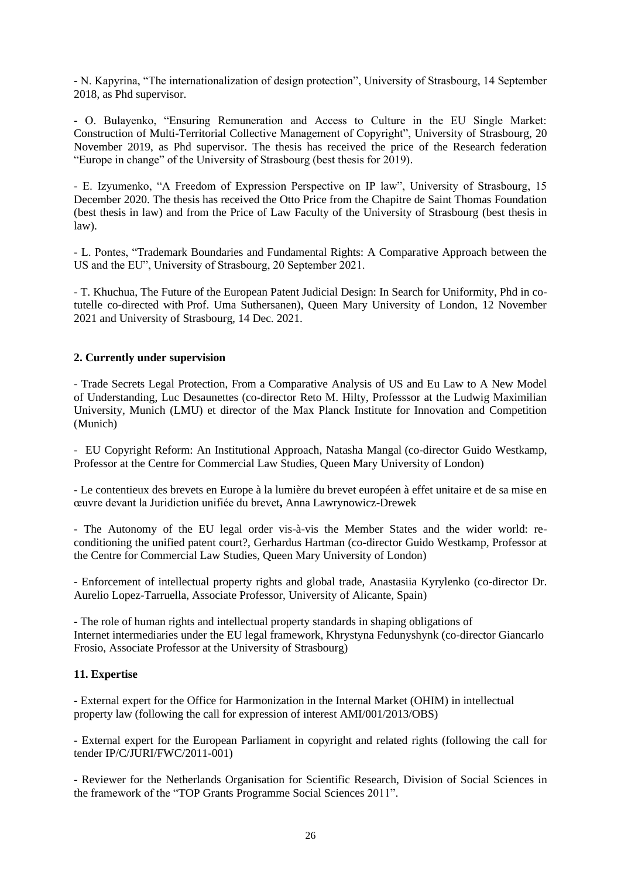- N. Kapyrina, “The internationalization of design protection”, University of Strasbourg, 14 September 2018, as Phd supervisor.

- O. Bulayenko, “Ensuring Remuneration and Access to Culture in the EU Single Market: Construction of Multi-Territorial Collective Management of Copyright”, University of Strasbourg, 20 November 2019, as Phd supervisor. The thesis has received the price of the Research federation “Europe in change” of the University of Strasbourg (best thesis for 2019).

- E. Izyumenko, “A Freedom of Expression Perspective on IP law”, University of Strasbourg, 15 December 2020. The thesis has received the Otto Price from the Chapitre de Saint Thomas Foundation (best thesis in law) and from the Price of Law Faculty of the University of Strasbourg (best thesis in law).

- L. Pontes, “Trademark Boundaries and Fundamental Rights: A Comparative Approach between the US and the EU”, University of Strasbourg, 20 September 2021.

- T. Khuchua, The Future of the European Patent Judicial Design: In Search for Uniformity, Phd in co-tutelle co-directed with Prof. Uma Suthersanen), Queen Mary University of London, 12 November 2021 and University of Strasbourg, 14 Dec. 2021.

**2. Currently under supervision**

- Trade Secrets Legal Protection, From a Comparative Analysis of US and Eu Law to A New Model of Understanding, Luc Desaunettes (co-director Reto M. Hilty, Professsor at the Ludwig Maximilian University, Munich (LMU) et director of the Max Planck Institute for Innovation and Competition (Munich)

- EU Copyright Reform: An Institutional Approach, Natasha Mangal (co-director Guido Westkamp, Professor at the Centre for Commercial Law Studies, Queen Mary University of London)

- Le contentieux des brevets en Europe à la lumière du brevet européen à effet unitaire et de sa mise en œuvre devant la Juridiction unifiée du brevet**,** Anna Lawrynowicz-Drewek

- The Autonomy of the EU legal order vis-à-vis the Member States and the wider world: re-conditioning the unified patent court?, Gerhardus Hartman (co-director Guido Westkamp, Professor at the Centre for Commercial Law Studies, Queen Mary University of London)

- Enforcement of intellectual property rights and global trade, Anastasiia Kyrylenko (co-director Dr. Aurelio Lopez-Tarruella, Associate Professor, University of Alicante, Spain)

- The role of human rights and intellectual property standards in shaping obligations of Internet intermediaries under the EU legal framework, Khrystyna Fedunyshynk (co-director Giancarlo Frosio, Associate Professor at the University of Strasbourg)

**11. Expertise**

- External expert for the Office for Harmonization in the Internal Market (OHIM) in intellectual property law (following the call for expression of interest AMI/001/2013/OBS)

- External expert for the European Parliament in copyright and related rights (following the call for tender IP/C/JURI/FWC/2011-001)

- Reviewer for the Netherlands Organisation for Scientific Research, Division of Social Sciences in the framework of the “TOP Grants Programme Social Sciences 2011”.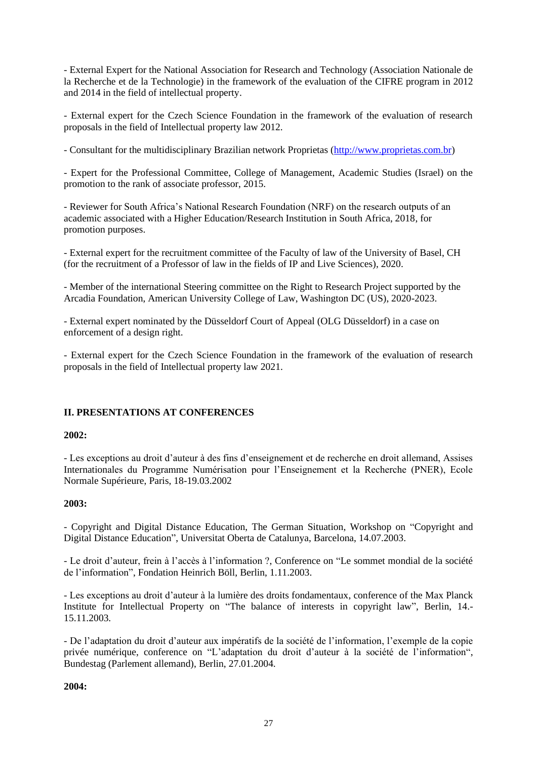- External Expert for the National Association for Research and Technology (Association Nationale de la Recherche et de la Technologie) in the framework of the evaluation of the CIFRE program in 2012 and 2014 in the field of intellectual property.

- External expert for the Czech Science Foundation in the framework of the evaluation of research proposals in the field of Intellectual property law 2012.

- Consultant for the multidisciplinary Brazilian network Proprietas (http://www.proprietas.com.br)

- Expert for the Professional Committee, College of Management, Academic Studies (Israel) on the promotion to the rank of associate professor, 2015.

- Reviewer for South Africa's National Research Foundation (NRF) on the research outputs of an academic associated with a Higher Education/Research Institution in South Africa, 2018, for promotion purposes.

- External expert for the recruitment committee of the Faculty of law of the University of Basel, CH (for the recruitment of a Professor of law in the fields of IP and Live Sciences), 2020.

- Member of the international Steering committee on the Right to Research Project supported by the Arcadia Foundation, American University College of Law, Washington DC (US), 2020-2023.

- External expert nominated by the Düsseldorf Court of Appeal (OLG Düsseldorf) in a case on enforcement of a design right.

- External expert for the Czech Science Foundation in the framework of the evaluation of research proposals in the field of Intellectual property law 2021.

## II. PRESENTATIONS AT CONFERENCES

**2002:**

- Les exceptions au droit d'auteur à des fins d'enseignement et de recherche en droit allemand, Assises Internationales du Programme Numérisation pour l'Enseignement et la Recherche (PNER), Ecole Normale Supérieure, Paris, 18-19.03.2002

**2003:**

- Copyright and Digital Distance Education, The German Situation, Workshop on "Copyright and Digital Distance Education", Universitat Oberta de Catalunya, Barcelona, 14.07.2003.

- Le droit d'auteur, frein à l'accès à l'information ?, Conference on "Le sommet mondial de la société de l'information", Fondation Heinrich Böll, Berlin, 1.11.2003.

- Les exceptions au droit d'auteur à la lumière des droits fondamentaux, conference of the Max Planck Institute for Intellectual Property on "The balance of interests in copyright law", Berlin, 14.-15.11.2003.

- De l'adaptation du droit d'auteur aux impératifs de la société de l'information, l'exemple de la copie privée numérique, conference on "L'adaptation du droit d'auteur à la société de l'information", Bundestag (Parlement allemand), Berlin, 27.01.2004.

**2004:**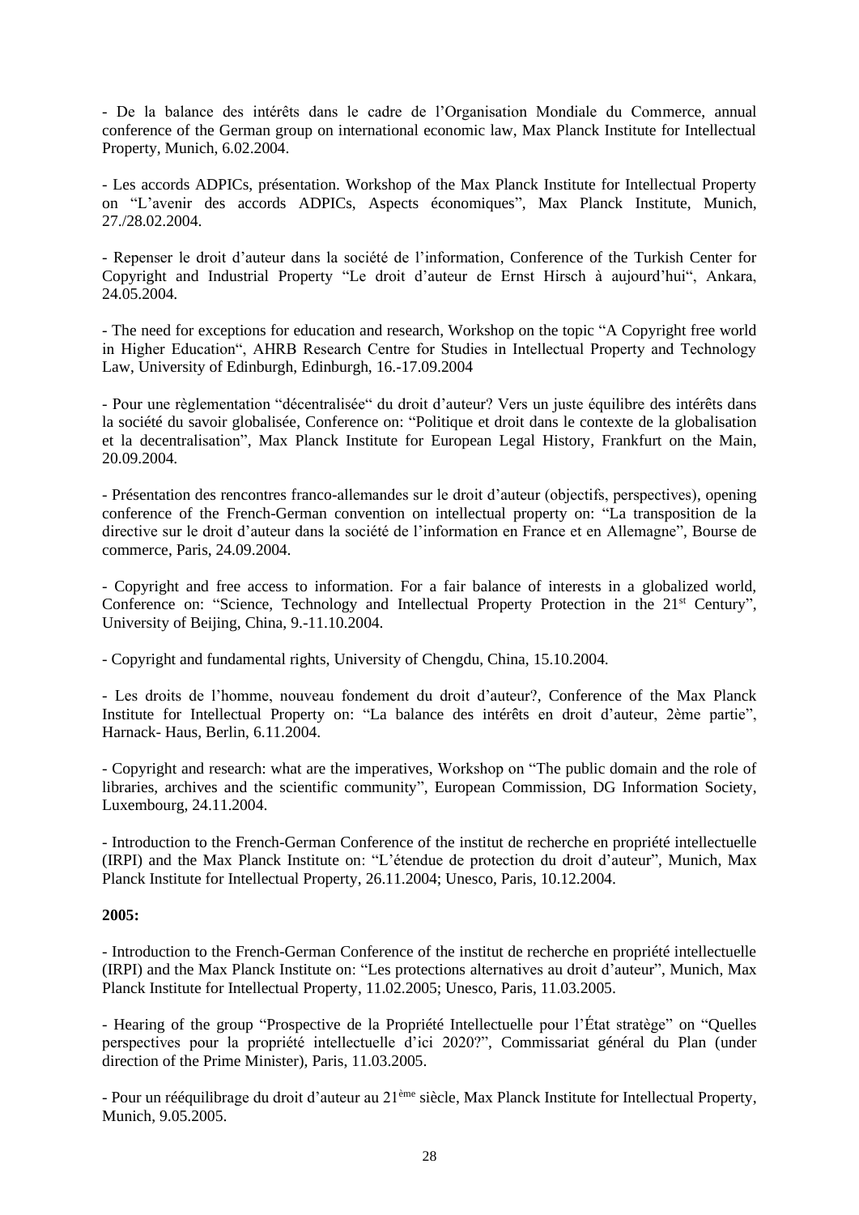- De la balance des intérêts dans le cadre de l'Organisation Mondiale du Commerce, annual conference of the German group on international economic law, Max Planck Institute for Intellectual Property, Munich, 6.02.2004.

- Les accords ADPICs, présentation. Workshop of the Max Planck Institute for Intellectual Property on "L'avenir des accords ADPICs, Aspects économiques", Max Planck Institute, Munich, 27./28.02.2004.

- Repenser le droit d'auteur dans la société de l'information, Conference of the Turkish Center for Copyright and Industrial Property "Le droit d'auteur de Ernst Hirsch à aujourd'hui", Ankara, 24.05.2004.

- The need for exceptions for education and research, Workshop on the topic "A Copyright free world in Higher Education", AHRB Research Centre for Studies in Intellectual Property and Technology Law, University of Edinburgh, Edinburgh, 16.-17.09.2004

- Pour une règlementation "décentralisée" du droit d'auteur? Vers un juste équilibre des intérêts dans la société du savoir globalisée, Conference on: "Politique et droit dans le contexte de la globalisation et la decentralisation", Max Planck Institute for European Legal History, Frankfurt on the Main, 20.09.2004.

- Présentation des rencontres franco-allemandes sur le droit d'auteur (objectifs, perspectives), opening conference of the French-German convention on intellectual property on: "La transposition de la directive sur le droit d'auteur dans la société de l'information en France et en Allemagne", Bourse de commerce, Paris, 24.09.2004.

- Copyright and free access to information. For a fair balance of interests in a globalized world, Conference on: "Science, Technology and Intellectual Property Protection in the 21st Century", University of Beijing, China, 9.-11.10.2004.

- Copyright and fundamental rights, University of Chengdu, China, 15.10.2004.

- Les droits de l'homme, nouveau fondement du droit d'auteur?, Conference of the Max Planck Institute for Intellectual Property on: "La balance des intérêts en droit d'auteur, 2ème partie", Harnack- Haus, Berlin, 6.11.2004.

- Copyright and research: what are the imperatives, Workshop on "The public domain and the role of libraries, archives and the scientific community", European Commission, DG Information Society, Luxembourg, 24.11.2004.

- Introduction to the French-German Conference of the institut de recherche en propriété intellectuelle (IRPI) and the Max Planck Institute on: "L'étendue de protection du droit d'auteur", Munich, Max Planck Institute for Intellectual Property, 26.11.2004; Unesco, Paris, 10.12.2004.

**2005:**

- Introduction to the French-German Conference of the institut de recherche en propriété intellectuelle (IRPI) and the Max Planck Institute on: "Les protections alternatives au droit d'auteur", Munich, Max Planck Institute for Intellectual Property, 11.02.2005; Unesco, Paris, 11.03.2005.

- Hearing of the group "Prospective de la Propriété Intellectuelle pour l'État stratège" on "Quelles perspectives pour la propriété intellectuelle d'ici 2020?", Commissariat général du Plan (under direction of the Prime Minister), Paris, 11.03.2005.

- Pour un rééquilibrage du droit d'auteur au 21ème siècle, Max Planck Institute for Intellectual Property, Munich, 9.05.2005.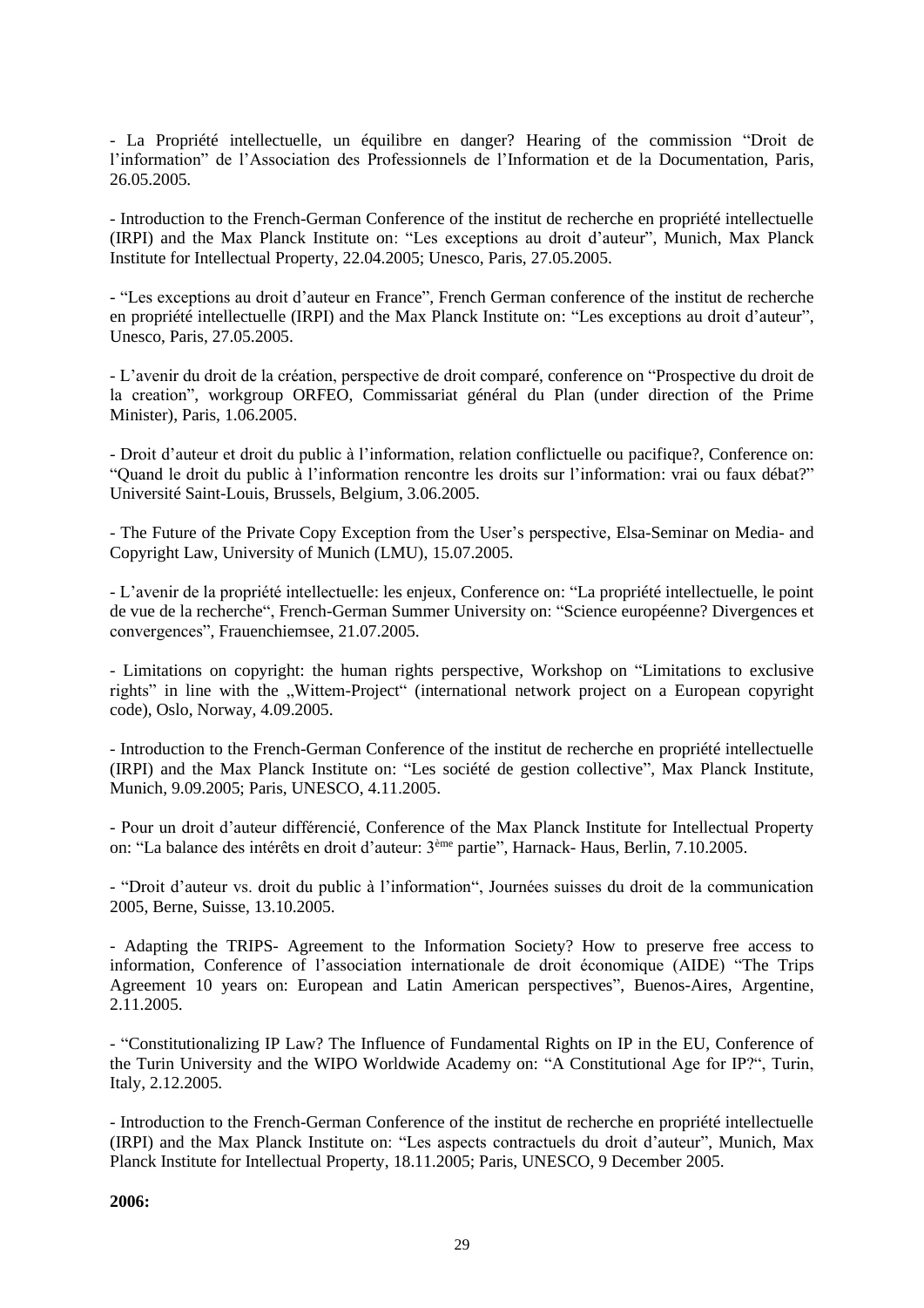- La Propriété intellectuelle, un équilibre en danger? Hearing of the commission “Droit de l’information” de l’Association des Professionnels de l’Information et de la Documentation, Paris, 26.05.2005.

- Introduction to the French-German Conference of the institut de recherche en propriété intellectuelle (IRPI) and the Max Planck Institute on: “Les exceptions au droit d’auteur”, Munich, Max Planck Institute for Intellectual Property, 22.04.2005; Unesco, Paris, 27.05.2005.

- “Les exceptions au droit d’auteur en France”, French German conference of the institut de recherche en propriété intellectuelle (IRPI) and the Max Planck Institute on: “Les exceptions au droit d’auteur”, Unesco, Paris, 27.05.2005.

- L’avenir du droit de la création, perspective de droit comparé, conference on “Prospective du droit de la creation”, workgroup ORFEO, Commissariat général du Plan (under direction of the Prime Minister), Paris, 1.06.2005.

- Droit d’auteur et droit du public à l’information, relation conflictuelle ou pacifique?, Conference on: “Quand le droit du public à l’information rencontre les droits sur l’information: vrai ou faux débat?” Université Saint-Louis, Brussels, Belgium, 3.06.2005.

- The Future of the Private Copy Exception from the User’s perspective, Elsa-Seminar on Media- and Copyright Law, University of Munich (LMU), 15.07.2005.

- L’avenir de la propriété intellectuelle: les enjeux, Conference on: “La propriété intellectuelle, le point de vue de la recherche“, French-German Summer University on: “Science européenne? Divergences et convergences”, Frauenchiemsee, 21.07.2005.

- Limitations on copyright: the human rights perspective, Workshop on “Limitations to exclusive rights” in line with the „Wittem-Project“ (international network project on a European copyright code), Oslo, Norway, 4.09.2005.

- Introduction to the French-German Conference of the institut de recherche en propriété intellectuelle (IRPI) and the Max Planck Institute on: “Les société de gestion collective”, Max Planck Institute, Munich, 9.09.2005; Paris, UNESCO, 4.11.2005.

- Pour un droit d’auteur différencié, Conference of the Max Planck Institute for Intellectual Property on: “La balance des intérêts en droit d’auteur: 3ème partie”, Harnack- Haus, Berlin, 7.10.2005.

- “Droit d’auteur vs. droit du public à l’information“, Journées suisses du droit de la communication 2005, Berne, Suisse, 13.10.2005.

- Adapting the TRIPS- Agreement to the Information Society? How to preserve free access to information, Conference of l’association internationale de droit économique (AIDE) “The Trips Agreement 10 years on: European and Latin American perspectives”, Buenos-Aires, Argentine, 2.11.2005.

- “Constitutionalizing IP Law? The Influence of Fundamental Rights on IP in the EU, Conference of the Turin University and the WIPO Worldwide Academy on: “A Constitutional Age for IP?“, Turin, Italy, 2.12.2005.

- Introduction to the French-German Conference of the institut de recherche en propriété intellectuelle (IRPI) and the Max Planck Institute on: “Les aspects contractuels du droit d’auteur”, Munich, Max Planck Institute for Intellectual Property, 18.11.2005; Paris, UNESCO, 9 December 2005.

**2006:**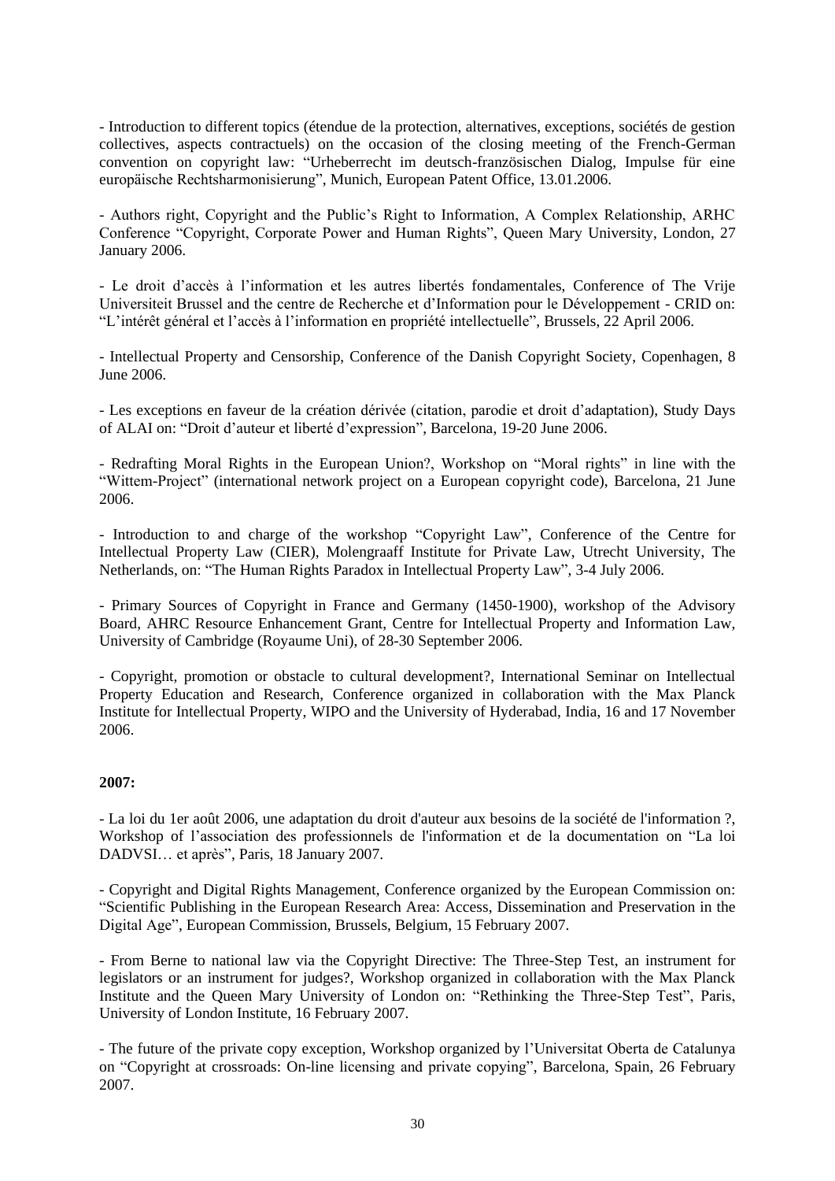- Introduction to different topics (étendue de la protection, alternatives, exceptions, sociétés de gestion collectives, aspects contractuels) on the occasion of the closing meeting of the French-German convention on copyright law: “Urheberrecht im deutsch-französischen Dialog, Impulse für eine europäische Rechtsharmonisierung”, Munich, European Patent Office, 13.01.2006.

- Authors right, Copyright and the Public’s Right to Information, A Complex Relationship, ARHC Conference “Copyright, Corporate Power and Human Rights”, Queen Mary University, London, 27 January 2006.

- Le droit d’accès à l’information et les autres libertés fondamentales, Conference of The Vrije Universiteit Brussel and the centre de Recherche et d’Information pour le Développement - CRID on: “L’intérêt général et l’accès à l’information en propriété intellectuelle”, Brussels, 22 April 2006.

- Intellectual Property and Censorship, Conference of the Danish Copyright Society, Copenhagen, 8 June 2006.

- Les exceptions en faveur de la création dérivée (citation, parodie et droit d’adaptation), Study Days of ALAI on: “Droit d’auteur et liberté d’expression”, Barcelona, 19-20 June 2006.

- Redrafting Moral Rights in the European Union?, Workshop on “Moral rights” in line with the “Wittem-Project” (international network project on a European copyright code), Barcelona, 21 June 2006.

- Introduction to and charge of the workshop “Copyright Law”, Conference of the Centre for Intellectual Property Law (CIER), Molengraaff Institute for Private Law, Utrecht University, The Netherlands, on: “The Human Rights Paradox in Intellectual Property Law”, 3-4 July 2006.

- Primary Sources of Copyright in France and Germany (1450-1900), workshop of the Advisory Board, AHRC Resource Enhancement Grant, Centre for Intellectual Property and Information Law, University of Cambridge (Royaume Uni), of 28-30 September 2006.

- Copyright, promotion or obstacle to cultural development?, International Seminar on Intellectual Property Education and Research, Conference organized in collaboration with the Max Planck Institute for Intellectual Property, WIPO and the University of Hyderabad, India, 16 and 17 November 2006.

**2007:**

- La loi du 1er août 2006, une adaptation du droit d'auteur aux besoins de la société de l'information ?, Workshop of l’association des professionnels de l'information et de la documentation on “La loi DADVSI… et après”, Paris, 18 January 2007.

- Copyright and Digital Rights Management, Conference organized by the European Commission on: “Scientific Publishing in the European Research Area: Access, Dissemination and Preservation in the Digital Age”, European Commission, Brussels, Belgium, 15 February 2007.

- From Berne to national law via the Copyright Directive: The Three-Step Test, an instrument for legislators or an instrument for judges?, Workshop organized in collaboration with the Max Planck Institute and the Queen Mary University of London on: “Rethinking the Three-Step Test”, Paris, University of London Institute, 16 February 2007.

- The future of the private copy exception, Workshop organized by l’Universitat Oberta de Catalunya on “Copyright at crossroads: On-line licensing and private copying”, Barcelona, Spain, 26 February 2007.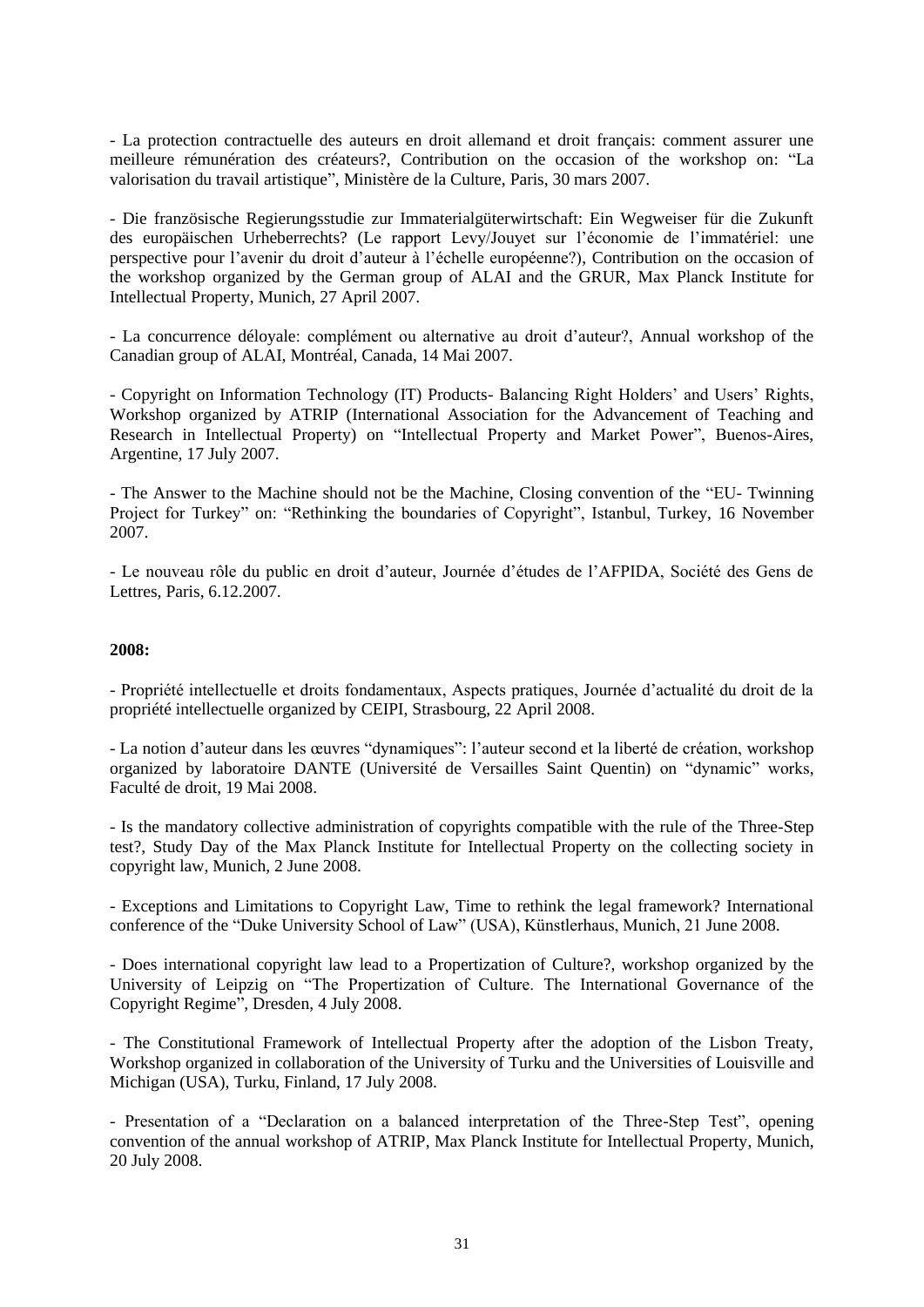- La protection contractuelle des auteurs en droit allemand et droit français: comment assurer une meilleure rémunération des créateurs?, Contribution on the occasion of the workshop on: “La valorisation du travail artistique”, Ministère de la Culture, Paris, 30 mars 2007.

- Die französische Regierungsstudie zur Immaterialgüterwirtschaft: Ein Wegweiser für die Zukunft des europäischen Urheberrechts? (Le rapport Levy/Jouyet sur l’économie de l’immatériel: une perspective pour l’avenir du droit d’auteur à l’échelle européenne?), Contribution on the occasion of the workshop organized by the German group of ALAI and the GRUR, Max Planck Institute for Intellectual Property, Munich, 27 April 2007.

- La concurrence déloyale: complément ou alternative au droit d’auteur?, Annual workshop of the Canadian group of ALAI, Montréal, Canada, 14 Mai 2007.

- Copyright on Information Technology (IT) Products- Balancing Right Holders’ and Users’ Rights, Workshop organized by ATRIP (International Association for the Advancement of Teaching and Research in Intellectual Property) on “Intellectual Property and Market Power”, Buenos-Aires, Argentine, 17 July 2007.

- The Answer to the Machine should not be the Machine, Closing convention of the “EU- Twinning Project for Turkey” on: “Rethinking the boundaries of Copyright”, Istanbul, Turkey, 16 November 2007.

- Le nouveau rôle du public en droit d’auteur, Journée d’études de l’AFPIDA, Société des Gens de Lettres, Paris, 6.12.2007.

**2008:**

- Propriété intellectuelle et droits fondamentaux, Aspects pratiques, Journée d’actualité du droit de la propriété intellectuelle organized by CEIPI, Strasbourg, 22 April 2008.

- La notion d’auteur dans les œuvres “dynamiques”: l’auteur second et la liberté de création, workshop organized by laboratoire DANTE (Université de Versailles Saint Quentin) on “dynamic” works, Faculté de droit, 19 Mai 2008.

- Is the mandatory collective administration of copyrights compatible with the rule of the Three-Step test?, Study Day of the Max Planck Institute for Intellectual Property on the collecting society in copyright law, Munich, 2 June 2008.

- Exceptions and Limitations to Copyright Law, Time to rethink the legal framework? International conference of the “Duke University School of Law” (USA), Künstlerhaus, Munich, 21 June 2008.

- Does international copyright law lead to a Propertization of Culture?, workshop organized by the University of Leipzig on “The Propertization of Culture. The International Governance of the Copyright Regime”, Dresden, 4 July 2008.

- The Constitutional Framework of Intellectual Property after the adoption of the Lisbon Treaty, Workshop organized in collaboration of the University of Turku and the Universities of Louisville and Michigan (USA), Turku, Finland, 17 July 2008.

- Presentation of a “Declaration on a balanced interpretation of the Three-Step Test”, opening convention of the annual workshop of ATRIP, Max Planck Institute for Intellectual Property, Munich, 20 July 2008.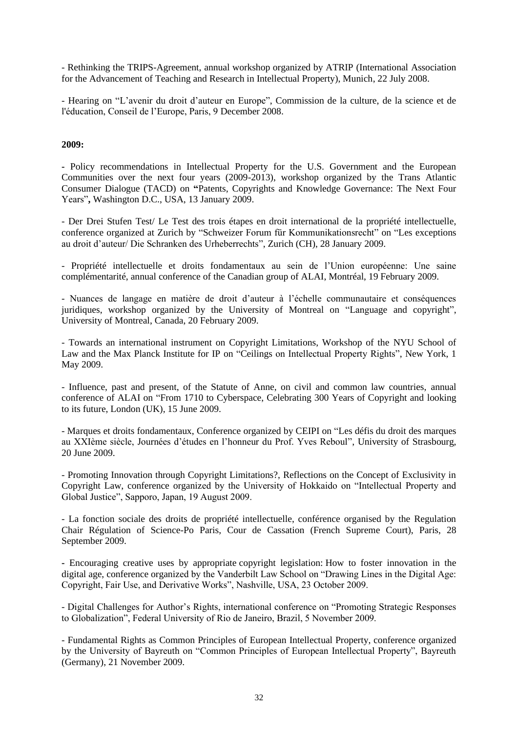- Rethinking the TRIPS-Agreement, annual workshop organized by ATRIP (International Association for the Advancement of Teaching and Research in Intellectual Property), Munich, 22 July 2008.

- Hearing on "L'avenir du droit d'auteur en Europe", Commission de la culture, de la science et de l'éducation, Conseil de l'Europe, Paris, 9 December 2008.

**2009:**

- Policy recommendations in Intellectual Property for the U.S. Government and the European Communities over the next four years (2009-2013), workshop organized by the Trans Atlantic Consumer Dialogue (TACD) on **"**Patents, Copyrights and Knowledge Governance: The Next Four Years"**,** Washington D.C., USA, 13 January 2009.

- Der Drei Stufen Test/ Le Test des trois étapes en droit international de la propriété intellectuelle, conference organized at Zurich by "Schweizer Forum für Kommunikationsrecht" on "Les exceptions au droit d'auteur/ Die Schranken des Urheberrechts", Zurich (CH), 28 January 2009.

- Propriété intellectuelle et droits fondamentaux au sein de l'Union européenne: Une saine complémentarité, annual conference of the Canadian group of ALAI, Montréal, 19 February 2009.

- Nuances de langage en matière de droit d'auteur à l'échelle communautaire et conséquences juridiques, workshop organized by the University of Montreal on "Language and copyright", University of Montreal, Canada, 20 February 2009.

- Towards an international instrument on Copyright Limitations, Workshop of the NYU School of Law and the Max Planck Institute for IP on "Ceilings on Intellectual Property Rights", New York, 1 May 2009.

- Influence, past and present, of the Statute of Anne, on civil and common law countries, annual conference of ALAI on "From 1710 to Cyberspace, Celebrating 300 Years of Copyright and looking to its future, London (UK), 15 June 2009.

- Marques et droits fondamentaux, Conference organized by CEIPI on "Les défis du droit des marques au XXIème siècle, Journées d'études en l'honneur du Prof. Yves Reboul", University of Strasbourg, 20 June 2009.

- Promoting Innovation through Copyright Limitations?, Reflections on the Concept of Exclusivity in Copyright Law, conference organized by the University of Hokkaido on "Intellectual Property and Global Justice", Sapporo, Japan, 19 August 2009.

- La fonction sociale des droits de propriété intellectuelle, conférence organised by the Regulation Chair Régulation of Science-Po Paris, Cour de Cassation (French Supreme Court), Paris, 28 September 2009.

- Encouraging creative uses by appropriate copyright legislation: How to foster innovation in the digital age, conference organized by the Vanderbilt Law School on "Drawing Lines in the Digital Age: Copyright, Fair Use, and Derivative Works", Nashville, USA, 23 October 2009.

- Digital Challenges for Author's Rights, international conference on "Promoting Strategic Responses to Globalization", Federal University of Rio de Janeiro, Brazil, 5 November 2009.

- Fundamental Rights as Common Principles of European Intellectual Property, conference organized by the University of Bayreuth on "Common Principles of European Intellectual Property", Bayreuth (Germany), 21 November 2009.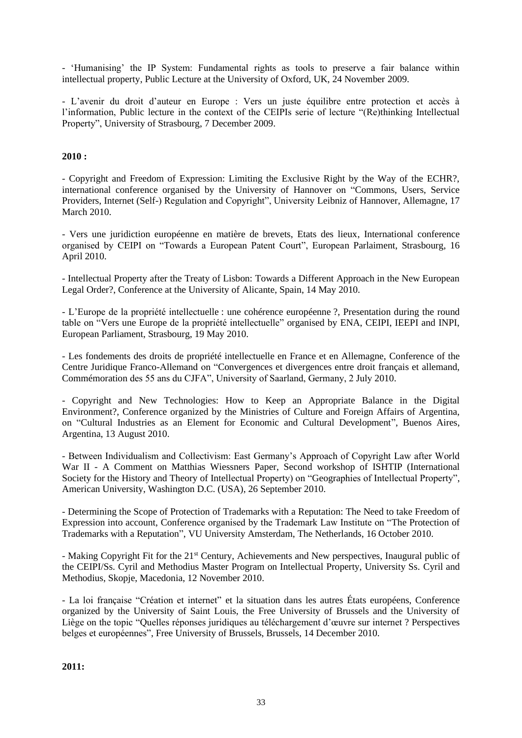- 'Humanising' the IP System: Fundamental rights as tools to preserve a fair balance within intellectual property, Public Lecture at the University of Oxford, UK, 24 November 2009.

- L'avenir du droit d'auteur en Europe : Vers un juste équilibre entre protection et accès à l'information, Public lecture in the context of the CEIPIs serie of lecture "(Re)thinking Intellectual Property", University of Strasbourg, 7 December 2009.

**2010 :**

- Copyright and Freedom of Expression: Limiting the Exclusive Right by the Way of the ECHR?, international conference organised by the University of Hannover on "Commons, Users, Service Providers, Internet (Self-) Regulation and Copyright", University Leibniz of Hannover, Allemagne, 17 March 2010.

- Vers une juridiction européenne en matière de brevets, Etats des lieux, International conference organised by CEIPI on "Towards a European Patent Court", European Parlaiment, Strasbourg, 16 April 2010.

- Intellectual Property after the Treaty of Lisbon: Towards a Different Approach in the New European Legal Order?, Conference at the University of Alicante, Spain, 14 May 2010.

- L'Europe de la propriété intellectuelle : une cohérence européenne ?, Presentation during the round table on "Vers une Europe de la propriété intellectuelle" organised by ENA, CEIPI, IEEPI and INPI, European Parliament, Strasbourg, 19 May 2010.

- Les fondements des droits de propriété intellectuelle en France et en Allemagne, Conference of the Centre Juridique Franco-Allemand on "Convergences et divergences entre droit français et allemand, Commémoration des 55 ans du CJFA", University of Saarland, Germany, 2 July 2010.

- Copyright and New Technologies: How to Keep an Appropriate Balance in the Digital Environment?, Conference organized by the Ministries of Culture and Foreign Affairs of Argentina, on "Cultural Industries as an Element for Economic and Cultural Development", Buenos Aires, Argentina, 13 August 2010.

- Between Individualism and Collectivism: East Germany's Approach of Copyright Law after World War II - A Comment on Matthias Wiessners Paper, Second workshop of ISHTIP (International Society for the History and Theory of Intellectual Property) on "Geographies of Intellectual Property", American University, Washington D.C. (USA), 26 September 2010.

- Determining the Scope of Protection of Trademarks with a Reputation: The Need to take Freedom of Expression into account, Conference organised by the Trademark Law Institute on "The Protection of Trademarks with a Reputation", VU University Amsterdam, The Netherlands, 16 October 2010.

- Making Copyright Fit for the 21st Century, Achievements and New perspectives, Inaugural public of the CEIPI/Ss. Cyril and Methodius Master Program on Intellectual Property, University Ss. Cyril and Methodius, Skopje, Macedonia, 12 November 2010.

- La loi française "Création et internet" et la situation dans les autres États européens, Conference organized by the University of Saint Louis, the Free University of Brussels and the University of Liège on the topic "Quelles réponses juridiques au téléchargement d'œuvre sur internet ? Perspectives belges et européennes", Free University of Brussels, Brussels, 14 December 2010.

**2011:**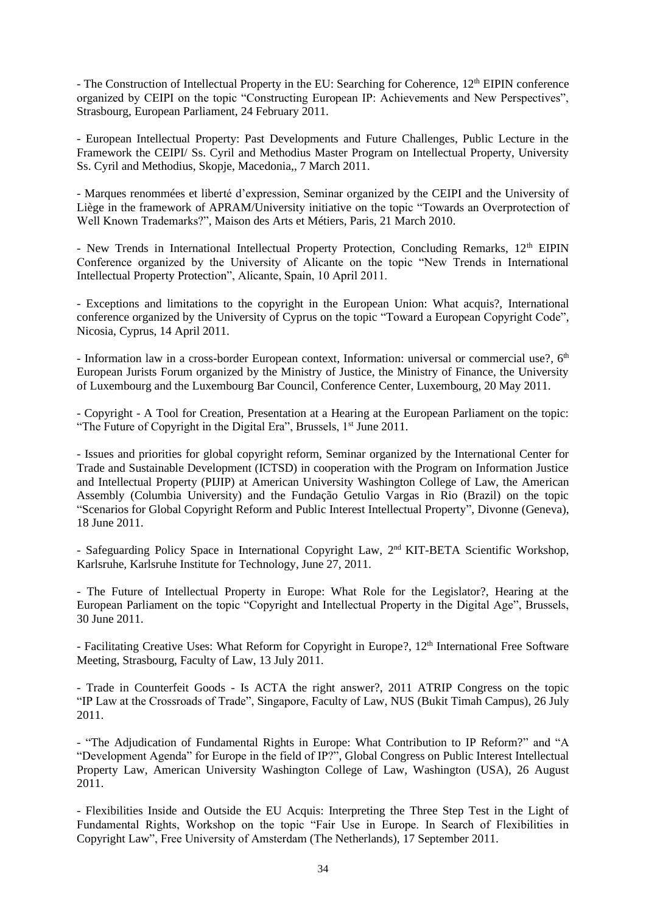- The Construction of Intellectual Property in the EU: Searching for Coherence, 12th EIPIN conference organized by CEIPI on the topic "Constructing European IP: Achievements and New Perspectives", Strasbourg, European Parliament, 24 February 2011.

- European Intellectual Property: Past Developments and Future Challenges, Public Lecture in the Framework the CEIPI/ Ss. Cyril and Methodius Master Program on Intellectual Property, University Ss. Cyril and Methodius, Skopje, Macedonia,, 7 March 2011.

- Marques renommées et liberté d'expression, Seminar organized by the CEIPI and the University of Liège in the framework of APRAM/University initiative on the topic "Towards an Overprotection of Well Known Trademarks?", Maison des Arts et Métiers, Paris, 21 March 2010.

- New Trends in International Intellectual Property Protection, Concluding Remarks, 12th EIPIN Conference organized by the University of Alicante on the topic "New Trends in International Intellectual Property Protection", Alicante, Spain, 10 April 2011.

- Exceptions and limitations to the copyright in the European Union: What acquis?, International conference organized by the University of Cyprus on the topic "Toward a European Copyright Code", Nicosia, Cyprus, 14 April 2011.

- Information law in a cross-border European context, Information: universal or commercial use?, 6th European Jurists Forum organized by the Ministry of Justice, the Ministry of Finance, the University of Luxembourg and the Luxembourg Bar Council, Conference Center, Luxembourg, 20 May 2011.

- Copyright - A Tool for Creation, Presentation at a Hearing at the European Parliament on the topic: "The Future of Copyright in the Digital Era", Brussels, 1st June 2011.

- Issues and priorities for global copyright reform, Seminar organized by the International Center for Trade and Sustainable Development (ICTSD) in cooperation with the Program on Information Justice and Intellectual Property (PIJIP) at American University Washington College of Law, the American Assembly (Columbia University) and the Fundação Getulio Vargas in Rio (Brazil) on the topic "Scenarios for Global Copyright Reform and Public Interest Intellectual Property", Divonne (Geneva), 18 June 2011.

- Safeguarding Policy Space in International Copyright Law, 2nd KIT-BETA Scientific Workshop, Karlsruhe, Karlsruhe Institute for Technology, June 27, 2011.

- The Future of Intellectual Property in Europe: What Role for the Legislator?, Hearing at the European Parliament on the topic "Copyright and Intellectual Property in the Digital Age", Brussels, 30 June 2011.

- Facilitating Creative Uses: What Reform for Copyright in Europe?, 12th International Free Software Meeting, Strasbourg, Faculty of Law, 13 July 2011.

- Trade in Counterfeit Goods - Is ACTA the right answer?, 2011 ATRIP Congress on the topic "IP Law at the Crossroads of Trade", Singapore, Faculty of Law, NUS (Bukit Timah Campus), 26 July 2011.

- "The Adjudication of Fundamental Rights in Europe: What Contribution to IP Reform?" and "A "Development Agenda" for Europe in the field of IP?", Global Congress on Public Interest Intellectual Property Law, American University Washington College of Law, Washington (USA), 26 August 2011.

- Flexibilities Inside and Outside the EU Acquis: Interpreting the Three Step Test in the Light of Fundamental Rights, Workshop on the topic "Fair Use in Europe. In Search of Flexibilities in Copyright Law", Free University of Amsterdam (The Netherlands), 17 September 2011.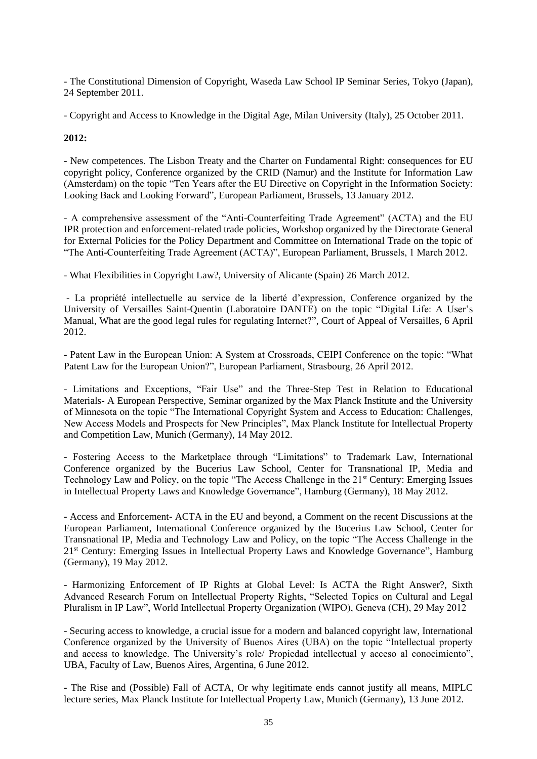- The Constitutional Dimension of Copyright, Waseda Law School IP Seminar Series, Tokyo (Japan), 24 September 2011.

- Copyright and Access to Knowledge in the Digital Age, Milan University (Italy), 25 October 2011.

**2012:**

- New competences. The Lisbon Treaty and the Charter on Fundamental Right: consequences for EU copyright policy, Conference organized by the CRID (Namur) and the Institute for Information Law (Amsterdam) on the topic "Ten Years after the EU Directive on Copyright in the Information Society: Looking Back and Looking Forward", European Parliament, Brussels, 13 January 2012.

- A comprehensive assessment of the "Anti-Counterfeiting Trade Agreement" (ACTA) and the EU IPR protection and enforcement-related trade policies, Workshop organized by the Directorate General for External Policies for the Policy Department and Committee on International Trade on the topic of "The Anti-Counterfeiting Trade Agreement (ACTA)", European Parliament, Brussels, 1 March 2012.

- What Flexibilities in Copyright Law?, University of Alicante (Spain) 26 March 2012.

- La propriété intellectuelle au service de la liberté d'expression, Conference organized by the University of Versailles Saint-Quentin (Laboratoire DANTE) on the topic "Digital Life: A User's Manual, What are the good legal rules for regulating Internet?", Court of Appeal of Versailles, 6 April 2012.

- Patent Law in the European Union: A System at Crossroads, CEIPI Conference on the topic: "What Patent Law for the European Union?", European Parliament, Strasbourg, 26 April 2012.

- Limitations and Exceptions, "Fair Use" and the Three-Step Test in Relation to Educational Materials- A European Perspective, Seminar organized by the Max Planck Institute and the University of Minnesota on the topic "The International Copyright System and Access to Education: Challenges, New Access Models and Prospects for New Principles", Max Planck Institute for Intellectual Property and Competition Law, Munich (Germany), 14 May 2012.

- Fostering Access to the Marketplace through "Limitations" to Trademark Law, International Conference organized by the Bucerius Law School, Center for Transnational IP, Media and Technology Law and Policy, on the topic "The Access Challenge in the 21st Century: Emerging Issues in Intellectual Property Laws and Knowledge Governance", Hamburg (Germany), 18 May 2012.

- Access and Enforcement- ACTA in the EU and beyond, a Comment on the recent Discussions at the European Parliament, International Conference organized by the Bucerius Law School, Center for Transnational IP, Media and Technology Law and Policy, on the topic "The Access Challenge in the 21st Century: Emerging Issues in Intellectual Property Laws and Knowledge Governance", Hamburg (Germany), 19 May 2012.

- Harmonizing Enforcement of IP Rights at Global Level: Is ACTA the Right Answer?, Sixth Advanced Research Forum on Intellectual Property Rights, "Selected Topics on Cultural and Legal Pluralism in IP Law", World Intellectual Property Organization (WIPO), Geneva (CH), 29 May 2012

- Securing access to knowledge, a crucial issue for a modern and balanced copyright law, International Conference organized by the University of Buenos Aires (UBA) on the topic "Intellectual property and access to knowledge. The University's role/ Propiedad intellectual y acceso al conocimiento", UBA, Faculty of Law, Buenos Aires, Argentina, 6 June 2012.

- The Rise and (Possible) Fall of ACTA, Or why legitimate ends cannot justify all means, MIPLC lecture series, Max Planck Institute for Intellectual Property Law, Munich (Germany), 13 June 2012.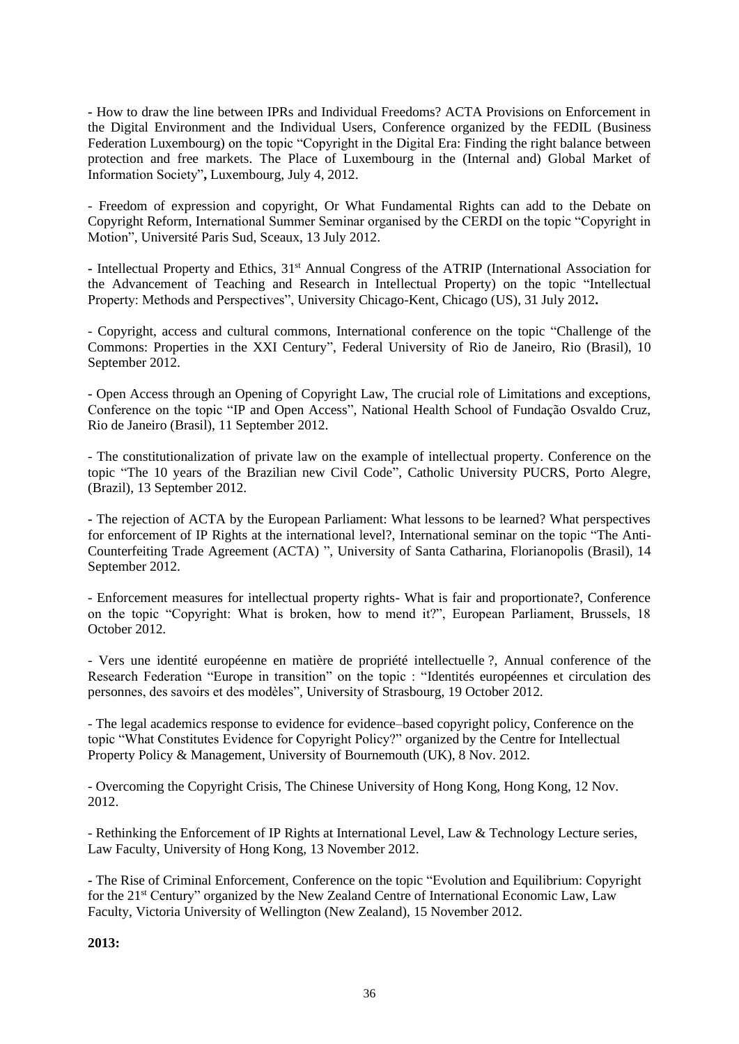- How to draw the line between IPRs and Individual Freedoms? ACTA Provisions on Enforcement in the Digital Environment and the Individual Users, Conference organized by the FEDIL (Business Federation Luxembourg) on the topic "Copyright in the Digital Era: Finding the right balance between protection and free markets. The Place of Luxembourg in the (Internal and) Global Market of Information Society"**,** Luxembourg, July 4, 2012.

- Freedom of expression and copyright, Or What Fundamental Rights can add to the Debate on Copyright Reform, International Summer Seminar organised by the CERDI on the topic "Copyright in Motion", Université Paris Sud, Sceaux, 13 July 2012.

- Intellectual Property and Ethics, 31st Annual Congress of the ATRIP (International Association for the Advancement of Teaching and Research in Intellectual Property) on the topic "Intellectual Property: Methods and Perspectives", University Chicago-Kent, Chicago (US), 31 July 2012**.**

- Copyright, access and cultural commons, International conference on the topic "Challenge of the Commons: Properties in the XXI Century", Federal University of Rio de Janeiro, Rio (Brasil), 10 September 2012.

- Open Access through an Opening of Copyright Law, The crucial role of Limitations and exceptions, Conference on the topic "IP and Open Access", National Health School of Fundação Osvaldo Cruz, Rio de Janeiro (Brasil), 11 September 2012.

- The constitutionalization of private law on the example of intellectual property. Conference on the topic "The 10 years of the Brazilian new Civil Code", Catholic University PUCRS, Porto Alegre, (Brazil), 13 September 2012.

- The rejection of ACTA by the European Parliament: What lessons to be learned? What perspectives for enforcement of IP Rights at the international level?, International seminar on the topic "The Anti-Counterfeiting Trade Agreement (ACTA) ", University of Santa Catharina, Florianopolis (Brasil), 14 September 2012.

- Enforcement measures for intellectual property rights- What is fair and proportionate?, Conference on the topic "Copyright: What is broken, how to mend it?", European Parliament, Brussels, 18 October 2012.

- Vers une identité européenne en matière de propriété intellectuelle ?, Annual conference of the Research Federation "Europe in transition" on the topic : "Identités européennes et circulation des personnes, des savoirs et des modèles", University of Strasbourg, 19 October 2012.

- The legal academics response to evidence for evidence–based copyright policy, Conference on the topic "What Constitutes Evidence for Copyright Policy?" organized by the Centre for Intellectual Property Policy & Management, University of Bournemouth (UK), 8 Nov. 2012.

- Overcoming the Copyright Crisis, The Chinese University of Hong Kong, Hong Kong, 12 Nov. 2012.

- Rethinking the Enforcement of IP Rights at International Level, Law & Technology Lecture series, Law Faculty, University of Hong Kong, 13 November 2012.

- The Rise of Criminal Enforcement, Conference on the topic "Evolution and Equilibrium: Copyright for the 21st Century" organized by the New Zealand Centre of International Economic Law, Law Faculty, Victoria University of Wellington (New Zealand), 15 November 2012.

**2013:**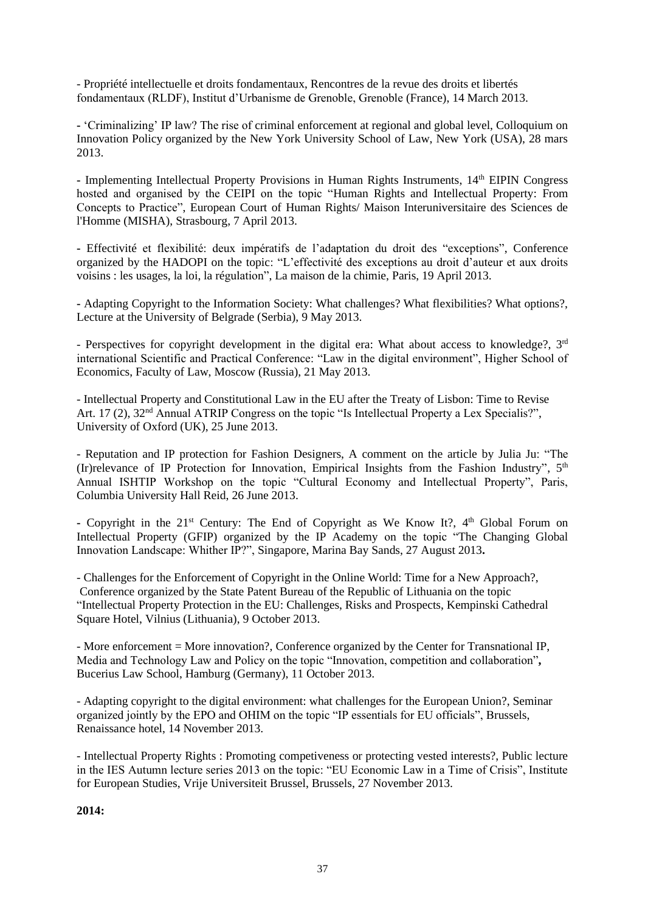- Propriété intellectuelle et droits fondamentaux, Rencontres de la revue des droits et libertés fondamentaux (RLDF), Institut d'Urbanisme de Grenoble, Grenoble (France), 14 March 2013.

- 'Criminalizing' IP law? The rise of criminal enforcement at regional and global level, Colloquium on Innovation Policy organized by the New York University School of Law, New York (USA), 28 mars 2013.

- Implementing Intellectual Property Provisions in Human Rights Instruments, 14th EIPIN Congress hosted and organised by the CEIPI on the topic "Human Rights and Intellectual Property: From Concepts to Practice", European Court of Human Rights/ Maison Interuniversitaire des Sciences de l'Homme (MISHA), Strasbourg, 7 April 2013.

- Effectivité et flexibilité: deux impératifs de l'adaptation du droit des "exceptions", Conference organized by the HADOPI on the topic: "L'effectivité des exceptions au droit d'auteur et aux droits voisins : les usages, la loi, la régulation", La maison de la chimie, Paris, 19 April 2013.

- Adapting Copyright to the Information Society: What challenges? What flexibilities? What options?, Lecture at the University of Belgrade (Serbia), 9 May 2013.

- Perspectives for copyright development in the digital era: What about access to knowledge?, 3rd international Scientific and Practical Conference: "Law in the digital environment", Higher School of Economics, Faculty of Law, Moscow (Russia), 21 May 2013.

- Intellectual Property and Constitutional Law in the EU after the Treaty of Lisbon: Time to Revise Art. 17 (2), 32nd Annual ATRIP Congress on the topic "Is Intellectual Property a Lex Specialis?", University of Oxford (UK), 25 June 2013.

- Reputation and IP protection for Fashion Designers, A comment on the article by Julia Ju: "The (Ir)relevance of IP Protection for Innovation, Empirical Insights from the Fashion Industry", 5th Annual ISHTIP Workshop on the topic "Cultural Economy and Intellectual Property", Paris, Columbia University Hall Reid, 26 June 2013.

- Copyright in the 21st Century: The End of Copyright as We Know It?, 4th Global Forum on Intellectual Property (GFIP) organized by the IP Academy on the topic "The Changing Global Innovation Landscape: Whither IP?", Singapore, Marina Bay Sands, 27 August 2013**.**

- Challenges for the Enforcement of Copyright in the Online World: Time for a New Approach?, Conference organized by the State Patent Bureau of the Republic of Lithuania on the topic "Intellectual Property Protection in the EU: Challenges, Risks and Prospects, Kempinski Cathedral Square Hotel, Vilnius (Lithuania), 9 October 2013.

- More enforcement = More innovation?, Conference organized by the Center for Transnational IP, Media and Technology Law and Policy on the topic "Innovation, competition and collaboration"**,** Bucerius Law School, Hamburg (Germany), 11 October 2013.

- Adapting copyright to the digital environment: what challenges for the European Union?, Seminar organized jointly by the EPO and OHIM on the topic "IP essentials for EU officials", Brussels, Renaissance hotel, 14 November 2013.

- Intellectual Property Rights : Promoting competiveness or protecting vested interests?, Public lecture in the IES Autumn lecture series 2013 on the topic: "EU Economic Law in a Time of Crisis", Institute for European Studies, Vrije Universiteit Brussel, Brussels, 27 November 2013.

**2014:**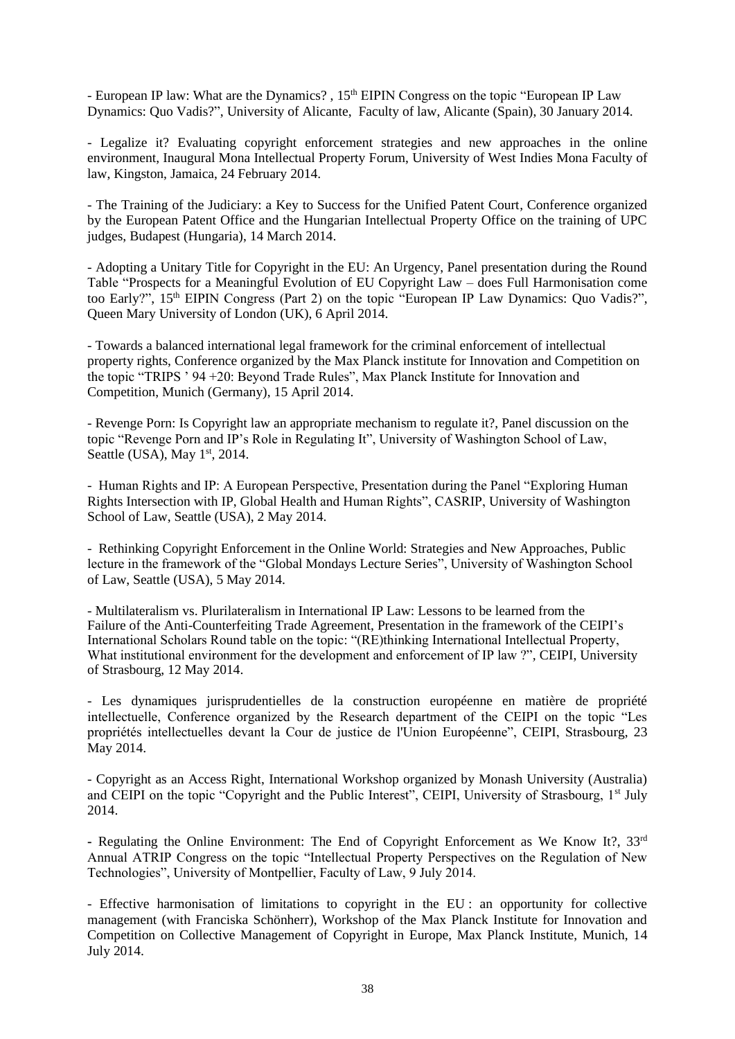- European IP law: What are the Dynamics? , 15th EIPIN Congress on the topic "European IP Law Dynamics: Quo Vadis?", University of Alicante, Faculty of law, Alicante (Spain), 30 January 2014.

- Legalize it? Evaluating copyright enforcement strategies and new approaches in the online environment, Inaugural Mona Intellectual Property Forum, University of West Indies Mona Faculty of law, Kingston, Jamaica, 24 February 2014.

- The Training of the Judiciary: a Key to Success for the Unified Patent Court, Conference organized by the European Patent Office and the Hungarian Intellectual Property Office on the training of UPC judges, Budapest (Hungaria), 14 March 2014.

- Adopting a Unitary Title for Copyright in the EU: An Urgency, Panel presentation during the Round Table "Prospects for a Meaningful Evolution of EU Copyright Law – does Full Harmonisation come too Early?", 15th EIPIN Congress (Part 2) on the topic "European IP Law Dynamics: Quo Vadis?", Queen Mary University of London (UK), 6 April 2014.

- Towards a balanced international legal framework for the criminal enforcement of intellectual property rights, Conference organized by the Max Planck institute for Innovation and Competition on the topic "TRIPS ' 94 +20: Beyond Trade Rules", Max Planck Institute for Innovation and Competition, Munich (Germany), 15 April 2014.

- Revenge Porn: Is Copyright law an appropriate mechanism to regulate it?, Panel discussion on the topic "Revenge Porn and IP's Role in Regulating It", University of Washington School of Law, Seattle (USA), May 1st, 2014.

- Human Rights and IP: A European Perspective, Presentation during the Panel "Exploring Human Rights Intersection with IP, Global Health and Human Rights", CASRIP, University of Washington School of Law, Seattle (USA), 2 May 2014.

- Rethinking Copyright Enforcement in the Online World: Strategies and New Approaches, Public lecture in the framework of the "Global Mondays Lecture Series", University of Washington School of Law, Seattle (USA), 5 May 2014.

- Multilateralism vs. Plurilateralism in International IP Law: Lessons to be learned from the Failure of the Anti-Counterfeiting Trade Agreement, Presentation in the framework of the CEIPI's International Scholars Round table on the topic: "(RE)thinking International Intellectual Property, What institutional environment for the development and enforcement of IP law ?", CEIPI, University of Strasbourg, 12 May 2014.

- Les dynamiques jurisprudentielles de la construction européenne en matière de propriété intellectuelle, Conference organized by the Research department of the CEIPI on the topic "Les propriétés intellectuelles devant la Cour de justice de l'Union Européenne", CEIPI, Strasbourg, 23 May 2014.

- Copyright as an Access Right, International Workshop organized by Monash University (Australia) and CEIPI on the topic "Copyright and the Public Interest", CEIPI, University of Strasbourg, 1st July 2014.

- Regulating the Online Environment: The End of Copyright Enforcement as We Know It?, 33rd Annual ATRIP Congress on the topic "Intellectual Property Perspectives on the Regulation of New Technologies", University of Montpellier, Faculty of Law, 9 July 2014.

- Effective harmonisation of limitations to copyright in the EU : an opportunity for collective management (with Franciska Schönherr), Workshop of the Max Planck Institute for Innovation and Competition on Collective Management of Copyright in Europe, Max Planck Institute, Munich, 14 July 2014.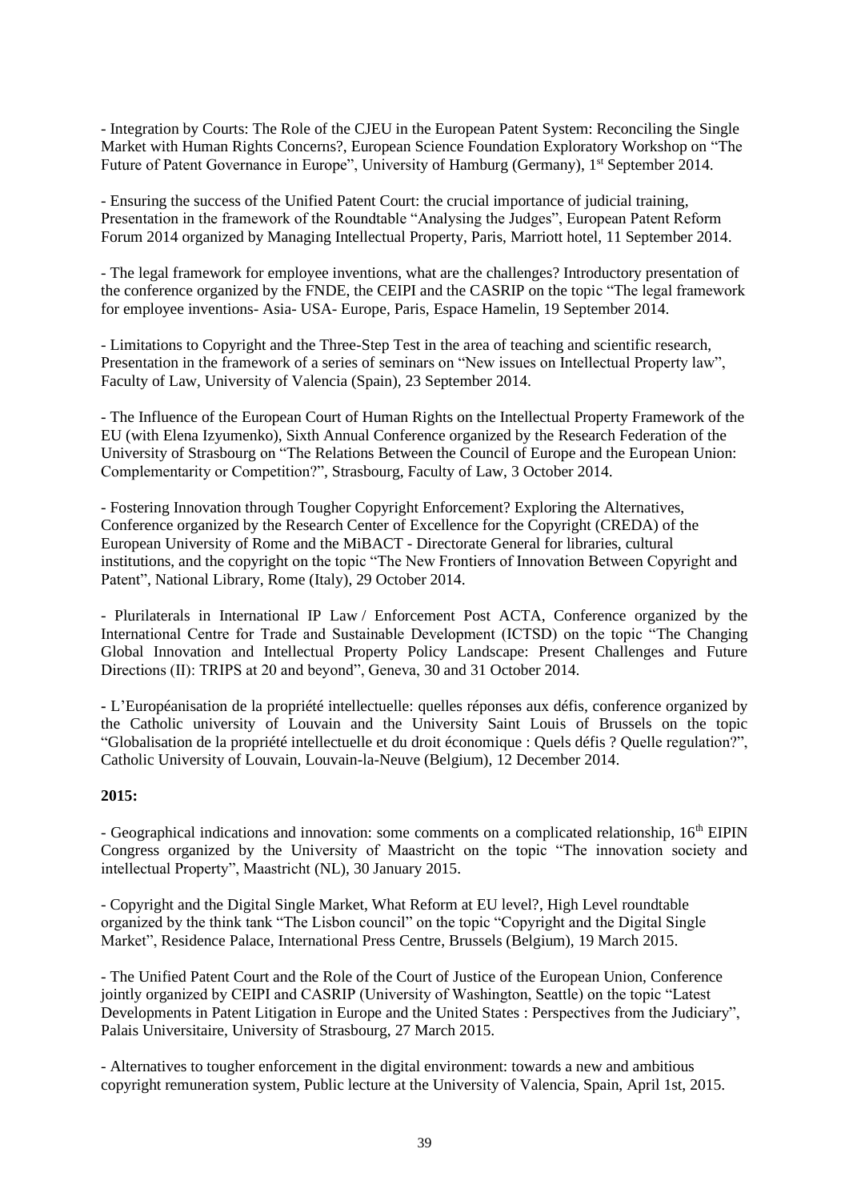- Integration by Courts: The Role of the CJEU in the European Patent System: Reconciling the Single Market with Human Rights Concerns?, European Science Foundation Exploratory Workshop on "The Future of Patent Governance in Europe", University of Hamburg (Germany), 1st September 2014.

- Ensuring the success of the Unified Patent Court: the crucial importance of judicial training, Presentation in the framework of the Roundtable "Analysing the Judges", European Patent Reform Forum 2014 organized by Managing Intellectual Property, Paris, Marriott hotel, 11 September 2014.

- The legal framework for employee inventions, what are the challenges? Introductory presentation of the conference organized by the FNDE, the CEIPI and the CASRIP on the topic "The legal framework for employee inventions- Asia- USA- Europe, Paris, Espace Hamelin, 19 September 2014.

- Limitations to Copyright and the Three-Step Test in the area of teaching and scientific research, Presentation in the framework of a series of seminars on "New issues on Intellectual Property law", Faculty of Law, University of Valencia (Spain), 23 September 2014.

- The Influence of the European Court of Human Rights on the Intellectual Property Framework of the EU (with Elena Izyumenko), Sixth Annual Conference organized by the Research Federation of the University of Strasbourg on "The Relations Between the Council of Europe and the European Union: Complementarity or Competition?", Strasbourg, Faculty of Law, 3 October 2014.

- Fostering Innovation through Tougher Copyright Enforcement? Exploring the Alternatives, Conference organized by the Research Center of Excellence for the Copyright (CREDA) of the European University of Rome and the MiBACT - Directorate General for libraries, cultural institutions, and the copyright on the topic "The New Frontiers of Innovation Between Copyright and Patent", National Library, Rome (Italy), 29 October 2014.

- Plurilaterals in International IP Law / Enforcement Post ACTA, Conference organized by the International Centre for Trade and Sustainable Development (ICTSD) on the topic "The Changing Global Innovation and Intellectual Property Policy Landscape: Present Challenges and Future Directions (II): TRIPS at 20 and beyond", Geneva, 30 and 31 October 2014.

- L'Européanisation de la propriété intellectuelle: quelles réponses aux défis, conference organized by the Catholic university of Louvain and the University Saint Louis of Brussels on the topic "Globalisation de la propriété intellectuelle et du droit économique : Quels défis ? Quelle regulation?", Catholic University of Louvain, Louvain-la-Neuve (Belgium), 12 December 2014.

**2015:**

- Geographical indications and innovation: some comments on a complicated relationship, 16th EIPIN Congress organized by the University of Maastricht on the topic "The innovation society and intellectual Property", Maastricht (NL), 30 January 2015.

- Copyright and the Digital Single Market, What Reform at EU level?, High Level roundtable organized by the think tank "The Lisbon council" on the topic "Copyright and the Digital Single Market", Residence Palace, International Press Centre, Brussels (Belgium), 19 March 2015.

- The Unified Patent Court and the Role of the Court of Justice of the European Union, Conference jointly organized by CEIPI and CASRIP (University of Washington, Seattle) on the topic "Latest Developments in Patent Litigation in Europe and the United States : Perspectives from the Judiciary", Palais Universitaire, University of Strasbourg, 27 March 2015.

- Alternatives to tougher enforcement in the digital environment: towards a new and ambitious copyright remuneration system, Public lecture at the University of Valencia, Spain, April 1st, 2015.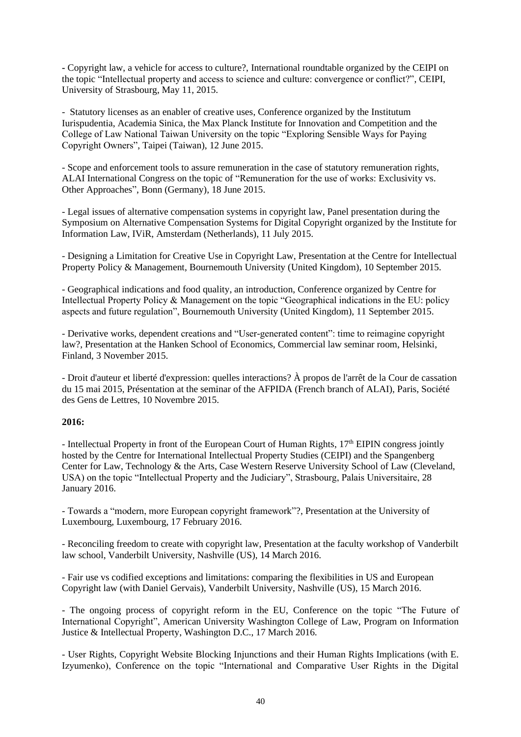- Copyright law, a vehicle for access to culture?, International roundtable organized by the CEIPI on the topic “Intellectual property and access to science and culture: convergence or conflict?”, CEIPI, University of Strasbourg, May 11, 2015.

- Statutory licenses as an enabler of creative uses, Conference organized by the Institutum Iurispudentia, Academia Sinica, the Max Planck Institute for Innovation and Competition and the College of Law National Taiwan University on the topic “Exploring Sensible Ways for Paying Copyright Owners”, Taipei (Taiwan), 12 June 2015.

- Scope and enforcement tools to assure remuneration in the case of statutory remuneration rights, ALAI International Congress on the topic of “Remuneration for the use of works: Exclusivity vs. Other Approaches”, Bonn (Germany), 18 June 2015.

- Legal issues of alternative compensation systems in copyright law, Panel presentation during the Symposium on Alternative Compensation Systems for Digital Copyright organized by the Institute for Information Law, IViR, Amsterdam (Netherlands), 11 July 2015.

- Designing a Limitation for Creative Use in Copyright Law, Presentation at the Centre for Intellectual Property Policy & Management, Bournemouth University (United Kingdom), 10 September 2015.

- Geographical indications and food quality, an introduction, Conference organized by Centre for Intellectual Property Policy & Management on the topic “Geographical indications in the EU: policy aspects and future regulation”, Bournemouth University (United Kingdom), 11 September 2015.

- Derivative works, dependent creations and “User-generated content”: time to reimagine copyright law?, Presentation at the Hanken School of Economics, Commercial law seminar room, Helsinki, Finland, 3 November 2015.

- Droit d'auteur et liberté d'expression: quelles interactions? À propos de l'arrêt de la Cour de cassation du 15 mai 2015, Présentation at the seminar of the AFPIDA (French branch of ALAI), Paris, Société des Gens de Lettres, 10 Novembre 2015.

**2016:**

- Intellectual Property in front of the European Court of Human Rights, 17th EIPIN congress jointly hosted by the Centre for International Intellectual Property Studies (CEIPI) and the Spangenberg Center for Law, Technology & the Arts, Case Western Reserve University School of Law (Cleveland, USA) on the topic “Intellectual Property and the Judiciary”, Strasbourg, Palais Universitaire, 28 January 2016.

- Towards a “modern, more European copyright framework”?, Presentation at the University of Luxembourg, Luxembourg, 17 February 2016.

- Reconciling freedom to create with copyright law, Presentation at the faculty workshop of Vanderbilt law school, Vanderbilt University, Nashville (US), 14 March 2016.

- Fair use vs codified exceptions and limitations: comparing the flexibilities in US and European Copyright law (with Daniel Gervais), Vanderbilt University, Nashville (US), 15 March 2016.

- The ongoing process of copyright reform in the EU, Conference on the topic “The Future of International Copyright”, American University Washington College of Law, Program on Information Justice & Intellectual Property, Washington D.C., 17 March 2016.

- User Rights, Copyright Website Blocking Injunctions and their Human Rights Implications (with E. Izyumenko), Conference on the topic “International and Comparative User Rights in the Digital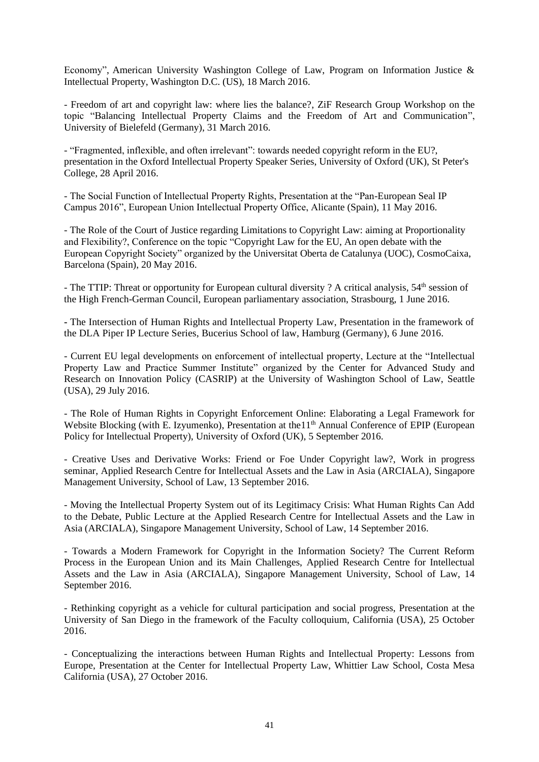Economy", American University Washington College of Law, Program on Information Justice & Intellectual Property, Washington D.C. (US), 18 March 2016.

- Freedom of art and copyright law: where lies the balance?, ZiF Research Group Workshop on the topic "Balancing Intellectual Property Claims and the Freedom of Art and Communication", University of Bielefeld (Germany), 31 March 2016.

- "Fragmented, inflexible, and often irrelevant": towards needed copyright reform in the EU?, presentation in the Oxford Intellectual Property Speaker Series, University of Oxford (UK), St Peter's College, 28 April 2016.

- The Social Function of Intellectual Property Rights, Presentation at the "Pan-European Seal IP Campus 2016", European Union Intellectual Property Office, Alicante (Spain), 11 May 2016.

- The Role of the Court of Justice regarding Limitations to Copyright Law: aiming at Proportionality and Flexibility?, Conference on the topic "Copyright Law for the EU, An open debate with the European Copyright Society" organized by the Universitat Oberta de Catalunya (UOC), CosmoCaixa, Barcelona (Spain), 20 May 2016.

- The TTIP: Threat or opportunity for European cultural diversity ? A critical analysis, 54th session of the High French-German Council, European parliamentary association, Strasbourg, 1 June 2016.

- The Intersection of Human Rights and Intellectual Property Law, Presentation in the framework of the DLA Piper IP Lecture Series, Bucerius School of law, Hamburg (Germany), 6 June 2016.

- Current EU legal developments on enforcement of intellectual property, Lecture at the "Intellectual Property Law and Practice Summer Institute" organized by the Center for Advanced Study and Research on Innovation Policy (CASRIP) at the University of Washington School of Law, Seattle (USA), 29 July 2016.

- The Role of Human Rights in Copyright Enforcement Online: Elaborating a Legal Framework for Website Blocking (with E. Izyumenko), Presentation at the11th Annual Conference of EPIP (European Policy for Intellectual Property), University of Oxford (UK), 5 September 2016.

- Creative Uses and Derivative Works: Friend or Foe Under Copyright law?, Work in progress seminar, Applied Research Centre for Intellectual Assets and the Law in Asia (ARCIALA), Singapore Management University, School of Law, 13 September 2016.

- Moving the Intellectual Property System out of its Legitimacy Crisis: What Human Rights Can Add to the Debate, Public Lecture at the Applied Research Centre for Intellectual Assets and the Law in Asia (ARCIALA), Singapore Management University, School of Law, 14 September 2016.

- Towards a Modern Framework for Copyright in the Information Society? The Current Reform Process in the European Union and its Main Challenges, Applied Research Centre for Intellectual Assets and the Law in Asia (ARCIALA), Singapore Management University, School of Law, 14 September 2016.

- Rethinking copyright as a vehicle for cultural participation and social progress, Presentation at the University of San Diego in the framework of the Faculty colloquium, California (USA), 25 October 2016.

- Conceptualizing the interactions between Human Rights and Intellectual Property: Lessons from Europe, Presentation at the Center for Intellectual Property Law, Whittier Law School, Costa Mesa California (USA), 27 October 2016.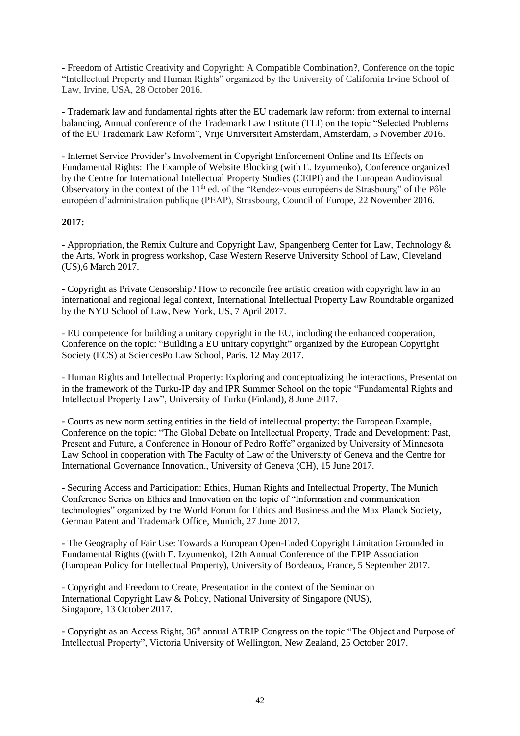- Freedom of Artistic Creativity and Copyright: A Compatible Combination?, Conference on the topic "Intellectual Property and Human Rights" organized by the University of California Irvine School of Law, Irvine, USA, 28 October 2016.

- Trademark law and fundamental rights after the EU trademark law reform: from external to internal balancing, Annual conference of the Trademark Law Institute (TLI) on the topic "Selected Problems of the EU Trademark Law Reform", Vrije Universiteit Amsterdam, Amsterdam, 5 November 2016.

- Internet Service Provider's Involvement in Copyright Enforcement Online and Its Effects on Fundamental Rights: The Example of Website Blocking (with E. Izyumenko), Conference organized by the Centre for International Intellectual Property Studies (CEIPI) and the European Audiovisual Observatory in the context of the 11th ed. of the "Rendez-vous européens de Strasbourg" of the Pôle européen d'administration publique (PEAP), Strasbourg, Council of Europe, 22 November 2016.

**2017:**

- Appropriation, the Remix Culture and Copyright Law, Spangenberg Center for Law, Technology & the Arts, Work in progress workshop, Case Western Reserve University School of Law, Cleveland (US),6 March 2017.

- Copyright as Private Censorship? How to reconcile free artistic creation with copyright law in an international and regional legal context, International Intellectual Property Law Roundtable organized by the NYU School of Law, New York, US, 7 April 2017.

- EU competence for building a unitary copyright in the EU, including the enhanced cooperation, Conference on the topic: "Building a EU unitary copyright" organized by the European Copyright Society (ECS) at SciencesPo Law School, Paris. 12 May 2017.

- Human Rights and Intellectual Property: Exploring and conceptualizing the interactions, Presentation in the framework of the Turku-IP day and IPR Summer School on the topic "Fundamental Rights and Intellectual Property Law", University of Turku (Finland), 8 June 2017.

- Courts as new norm setting entities in the field of intellectual property: the European Example, Conference on the topic: "The Global Debate on Intellectual Property, Trade and Development: Past, Present and Future, a Conference in Honour of Pedro Roffe" organized by University of Minnesota Law School in cooperation with The Faculty of Law of the University of Geneva and the Centre for International Governance Innovation., University of Geneva (CH), 15 June 2017.

- Securing Access and Participation: Ethics, Human Rights and Intellectual Property, The Munich Conference Series on Ethics and Innovation on the topic of "Information and communication technologies" organized by the World Forum for Ethics and Business and the Max Planck Society, German Patent and Trademark Office, Munich, 27 June 2017.

- The Geography of Fair Use: Towards a European Open-Ended Copyright Limitation Grounded in Fundamental Rights ((with E. Izyumenko), 12th Annual Conference of the EPIP Association (European Policy for Intellectual Property), University of Bordeaux, France, 5 September 2017.

- Copyright and Freedom to Create, Presentation in the context of the Seminar on International Copyright Law & Policy, National University of Singapore (NUS), Singapore, 13 October 2017.

- Copyright as an Access Right, 36th annual ATRIP Congress on the topic "The Object and Purpose of Intellectual Property", Victoria University of Wellington, New Zealand, 25 October 2017.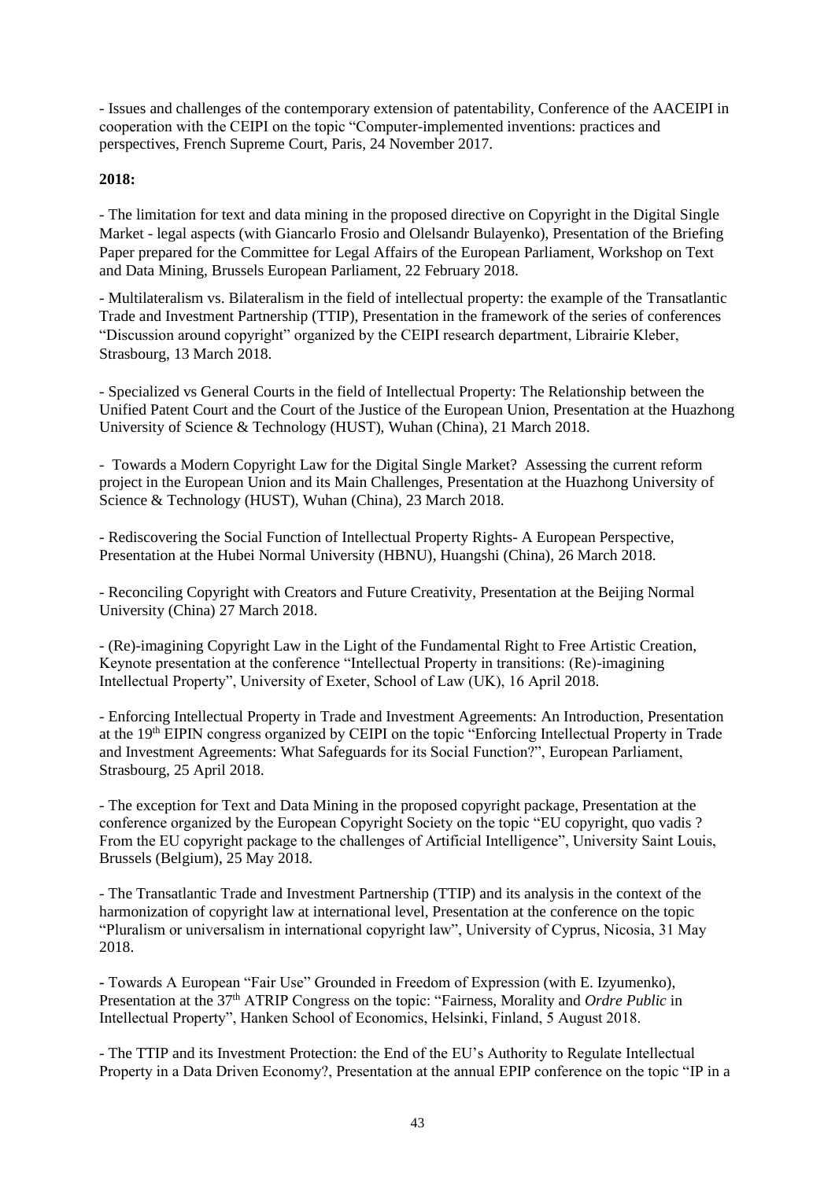- Issues and challenges of the contemporary extension of patentability, Conference of the AACEIPI in cooperation with the CEIPI on the topic "Computer-implemented inventions: practices and perspectives, French Supreme Court, Paris, 24 November 2017.

**2018:**

- The limitation for text and data mining in the proposed directive on Copyright in the Digital Single Market - legal aspects (with Giancarlo Frosio and Olelsandr Bulayenko), Presentation of the Briefing Paper prepared for the Committee for Legal Affairs of the European Parliament, Workshop on Text and Data Mining, Brussels European Parliament, 22 February 2018.

- Multilateralism vs. Bilateralism in the field of intellectual property: the example of the Transatlantic Trade and Investment Partnership (TTIP), Presentation in the framework of the series of conferences "Discussion around copyright" organized by the CEIPI research department, Librairie Kleber, Strasbourg, 13 March 2018.

- Specialized vs General Courts in the field of Intellectual Property: The Relationship between the Unified Patent Court and the Court of the Justice of the European Union, Presentation at the Huazhong University of Science & Technology (HUST), Wuhan (China), 21 March 2018.

- Towards a Modern Copyright Law for the Digital Single Market? Assessing the current reform project in the European Union and its Main Challenges, Presentation at the Huazhong University of Science & Technology (HUST), Wuhan (China), 23 March 2018.

- Rediscovering the Social Function of Intellectual Property Rights- A European Perspective, Presentation at the Hubei Normal University (HBNU), Huangshi (China), 26 March 2018.

- Reconciling Copyright with Creators and Future Creativity, Presentation at the Beijing Normal University (China) 27 March 2018.

- (Re)-imagining Copyright Law in the Light of the Fundamental Right to Free Artistic Creation, Keynote presentation at the conference "Intellectual Property in transitions: (Re)-imagining Intellectual Property", University of Exeter, School of Law (UK), 16 April 2018.

- Enforcing Intellectual Property in Trade and Investment Agreements: An Introduction, Presentation at the 19th EIPIN congress organized by CEIPI on the topic "Enforcing Intellectual Property in Trade and Investment Agreements: What Safeguards for its Social Function?", European Parliament, Strasbourg, 25 April 2018.

- The exception for Text and Data Mining in the proposed copyright package, Presentation at the conference organized by the European Copyright Society on the topic "EU copyright, quo vadis ? From the EU copyright package to the challenges of Artificial Intelligence", University Saint Louis, Brussels (Belgium), 25 May 2018.

- The Transatlantic Trade and Investment Partnership (TTIP) and its analysis in the context of the harmonization of copyright law at international level, Presentation at the conference on the topic "Pluralism or universalism in international copyright law", University of Cyprus, Nicosia, 31 May 2018.

- Towards A European "Fair Use" Grounded in Freedom of Expression (with E. Izyumenko), Presentation at the 37th ATRIP Congress on the topic: "Fairness, Morality and *Ordre Public* in Intellectual Property", Hanken School of Economics, Helsinki, Finland, 5 August 2018.

- The TTIP and its Investment Protection: the End of the EU's Authority to Regulate Intellectual Property in a Data Driven Economy?, Presentation at the annual EPIP conference on the topic "IP in a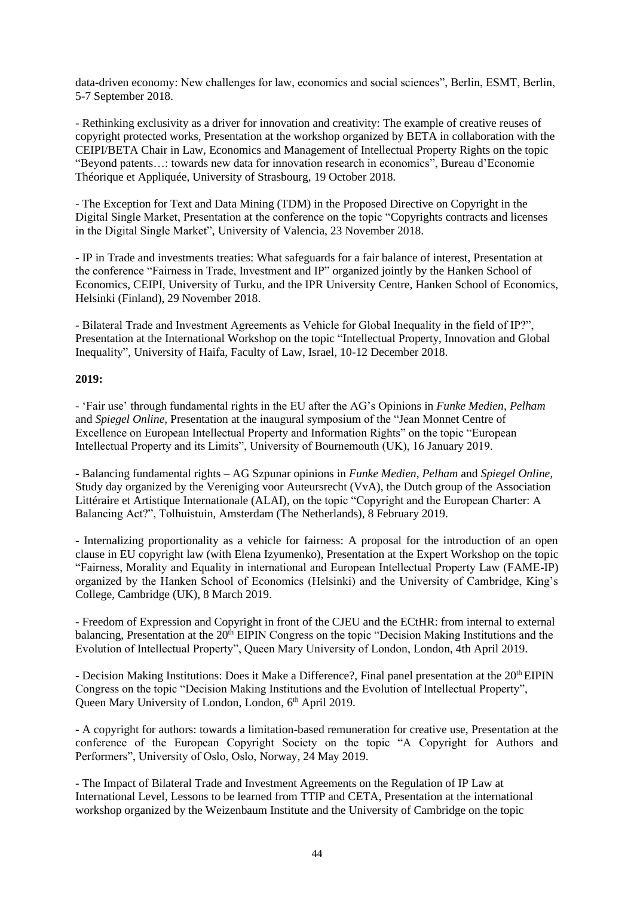data-driven economy: New challenges for law, economics and social sciences", Berlin, ESMT, Berlin, 5-7 September 2018.

- Rethinking exclusivity as a driver for innovation and creativity: The example of creative reuses of copyright protected works, Presentation at the workshop organized by BETA in collaboration with the CEIPI/BETA Chair in Law, Economics and Management of Intellectual Property Rights on the topic "Beyond patents…: towards new data for innovation research in economics", Bureau d'Economie Théorique et Appliquée, University of Strasbourg, 19 October 2018.

- The Exception for Text and Data Mining (TDM) in the Proposed Directive on Copyright in the Digital Single Market, Presentation at the conference on the topic "Copyrights contracts and licenses in the Digital Single Market", University of Valencia, 23 November 2018.

- IP in Trade and investments treaties: What safeguards for a fair balance of interest, Presentation at the conference "Fairness in Trade, Investment and IP" organized jointly by the Hanken School of Economics, CEIPI, University of Turku, and the IPR University Centre, Hanken School of Economics, Helsinki (Finland), 29 November 2018.

- Bilateral Trade and Investment Agreements as Vehicle for Global Inequality in the field of IP?", Presentation at the International Workshop on the topic "Intellectual Property, Innovation and Global Inequality", University of Haifa, Faculty of Law, Israel, 10-12 December 2018.

**2019:**

- 'Fair use' through fundamental rights in the EU after the AG's Opinions in *Funke Medien*, *Pelham* and *Spiegel Online,* Presentation at the inaugural symposium of the "Jean Monnet Centre of Excellence on European Intellectual Property and Information Rights" on the topic "European Intellectual Property and its Limits", University of Bournemouth (UK), 16 January 2019.

- Balancing fundamental rights – AG Szpunar opinions in *Funke Medien*, *Pelham* and *Spiegel Online*, Study day organized by the Vereniging voor Auteursrecht (VvA), the Dutch group of the Association Littéraire et Artistique Internationale (ALAI), on the topic "Copyright and the European Charter: A Balancing Act?", Tolhuistuin, Amsterdam (The Netherlands), 8 February 2019.

- Internalizing proportionality as a vehicle for fairness: A proposal for the introduction of an open clause in EU copyright law (with Elena Izyumenko), Presentation at the Expert Workshop on the topic "Fairness, Morality and Equality in international and European Intellectual Property Law (FAME-IP) organized by the Hanken School of Economics (Helsinki) and the University of Cambridge, King's College, Cambridge (UK), 8 March 2019.

- Freedom of Expression and Copyright in front of the CJEU and the ECtHR: from internal to external balancing, Presentation at the 20th EIPIN Congress on the topic "Decision Making Institutions and the Evolution of Intellectual Property", Queen Mary University of London, London, 4th April 2019.

- Decision Making Institutions: Does it Make a Difference?, Final panel presentation at the 20th EIPIN Congress on the topic "Decision Making Institutions and the Evolution of Intellectual Property", Queen Mary University of London, London, 6th April 2019.

- A copyright for authors: towards a limitation-based remuneration for creative use, Presentation at the conference of the European Copyright Society on the topic "A Copyright for Authors and Performers", University of Oslo, Oslo, Norway, 24 May 2019.

- The Impact of Bilateral Trade and Investment Agreements on the Regulation of IP Law at International Level, Lessons to be learned from TTIP and CETA, Presentation at the international workshop organized by the Weizenbaum Institute and the University of Cambridge on the topic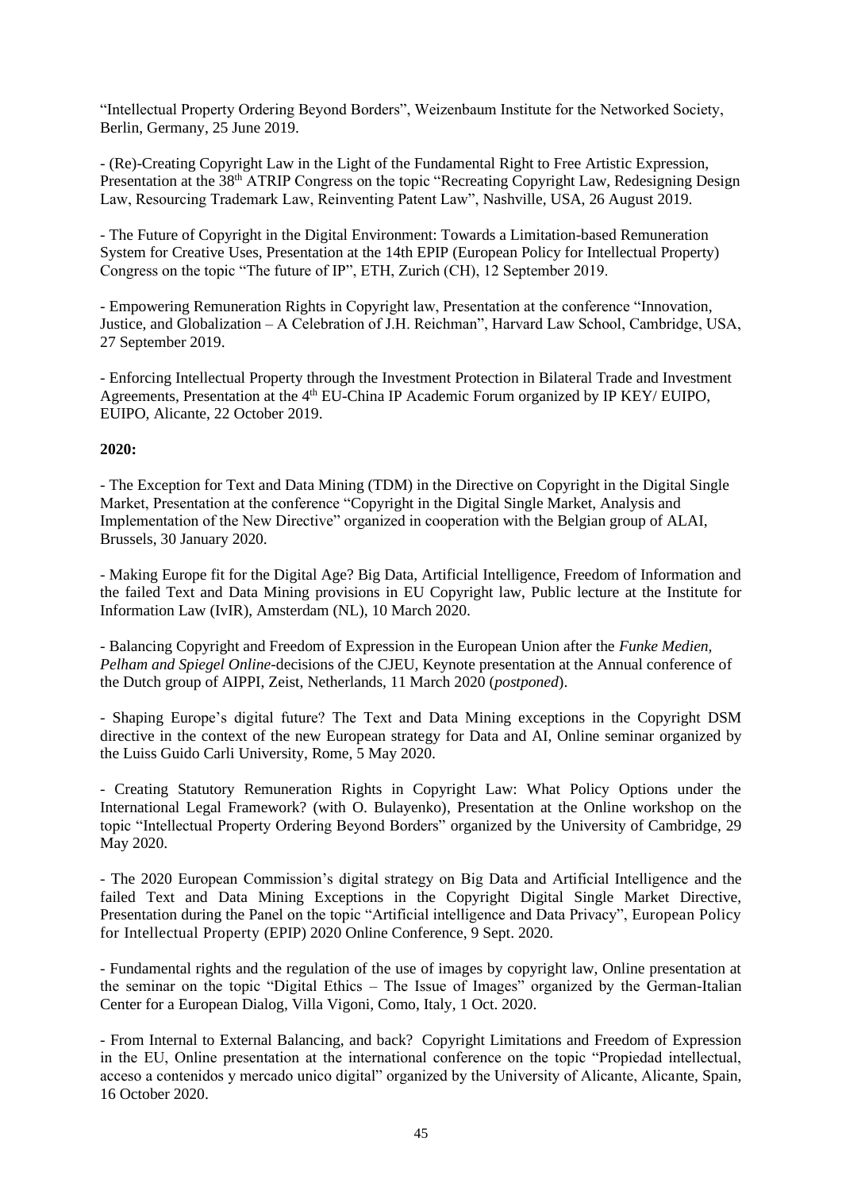"Intellectual Property Ordering Beyond Borders", Weizenbaum Institute for the Networked Society, Berlin, Germany, 25 June 2019.

- (Re)-Creating Copyright Law in the Light of the Fundamental Right to Free Artistic Expression, Presentation at the 38th ATRIP Congress on the topic "Recreating Copyright Law, Redesigning Design Law, Resourcing Trademark Law, Reinventing Patent Law", Nashville, USA, 26 August 2019.

- The Future of Copyright in the Digital Environment: Towards a Limitation-based Remuneration System for Creative Uses, Presentation at the 14th EPIP (European Policy for Intellectual Property) Congress on the topic "The future of IP", ETH, Zurich (CH), 12 September 2019.

- Empowering Remuneration Rights in Copyright law, Presentation at the conference "Innovation, Justice, and Globalization – A Celebration of J.H. Reichman", Harvard Law School, Cambridge, USA, 27 September 2019.

- Enforcing Intellectual Property through the Investment Protection in Bilateral Trade and Investment Agreements, Presentation at the 4th EU-China IP Academic Forum organized by IP KEY/ EUIPO, EUIPO, Alicante, 22 October 2019.

**2020:**

- The Exception for Text and Data Mining (TDM) in the Directive on Copyright in the Digital Single Market, Presentation at the conference "Copyright in the Digital Single Market, Analysis and Implementation of the New Directive" organized in cooperation with the Belgian group of ALAI, Brussels, 30 January 2020.

- Making Europe fit for the Digital Age? Big Data, Artificial Intelligence, Freedom of Information and the failed Text and Data Mining provisions in EU Copyright law, Public lecture at the Institute for Information Law (IvIR), Amsterdam (NL), 10 March 2020.

- Balancing Copyright and Freedom of Expression in the European Union after the *Funke Medien, Pelham and Spiegel Online*-decisions of the CJEU, Keynote presentation at the Annual conference of the Dutch group of AIPPI, Zeist, Netherlands, 11 March 2020 (*postponed*).

- Shaping Europe's digital future? The Text and Data Mining exceptions in the Copyright DSM directive in the context of the new European strategy for Data and AI, Online seminar organized by the Luiss Guido Carli University, Rome, 5 May 2020.

- Creating Statutory Remuneration Rights in Copyright Law: What Policy Options under the International Legal Framework? (with O. Bulayenko), Presentation at the Online workshop on the topic "Intellectual Property Ordering Beyond Borders" organized by the University of Cambridge, 29 May 2020.

- The 2020 European Commission's digital strategy on Big Data and Artificial Intelligence and the failed Text and Data Mining Exceptions in the Copyright Digital Single Market Directive, Presentation during the Panel on the topic "Artificial intelligence and Data Privacy", European Policy for Intellectual Property (EPIP) 2020 Online Conference, 9 Sept. 2020.

- Fundamental rights and the regulation of the use of images by copyright law, Online presentation at the seminar on the topic "Digital Ethics – The Issue of Images" organized by the German-Italian Center for a European Dialog, Villa Vigoni, Como, Italy, 1 Oct. 2020.

- From Internal to External Balancing, and back? Copyright Limitations and Freedom of Expression in the EU, Online presentation at the international conference on the topic "Propiedad intellectual, acceso a contenidos y mercado unico digital" organized by the University of Alicante, Alicante, Spain, 16 October 2020.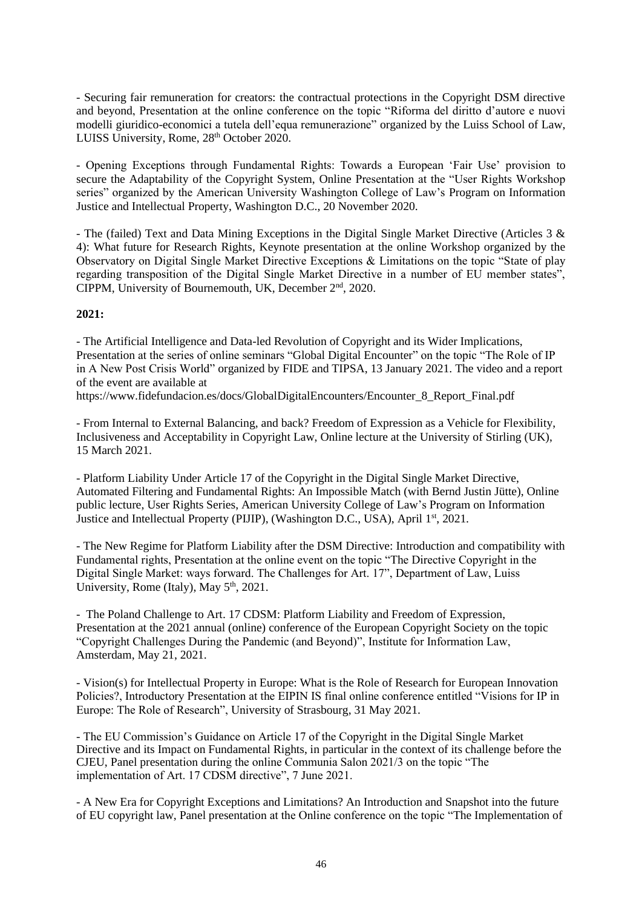- Securing fair remuneration for creators: the contractual protections in the Copyright DSM directive and beyond, Presentation at the online conference on the topic "Riforma del diritto d'autore e nuovi modelli giuridico-economici a tutela dell'equa remunerazione" organized by the Luiss School of Law, LUISS University, Rome, 28th October 2020.

- Opening Exceptions through Fundamental Rights: Towards a European 'Fair Use' provision to secure the Adaptability of the Copyright System, Online Presentation at the "User Rights Workshop series" organized by the American University Washington College of Law's Program on Information Justice and Intellectual Property, Washington D.C., 20 November 2020.

- The (failed) Text and Data Mining Exceptions in the Digital Single Market Directive (Articles 3 & 4): What future for Research Rights, Keynote presentation at the online Workshop organized by the Observatory on Digital Single Market Directive Exceptions & Limitations on the topic "State of play regarding transposition of the Digital Single Market Directive in a number of EU member states", CIPPM, University of Bournemouth, UK, December 2nd, 2020.

**2021:**

- The Artificial Intelligence and Data-led Revolution of Copyright and its Wider Implications, Presentation at the series of online seminars "Global Digital Encounter" on the topic "The Role of IP in A New Post Crisis World" organized by FIDE and TIPSA, 13 January 2021. The video and a report of the event are available at https://www.fidefundacion.es/docs/GlobalDigitalEncounters/Encounter_8_Report_Final.pdf

- From Internal to External Balancing, and back? Freedom of Expression as a Vehicle for Flexibility, Inclusiveness and Acceptability in Copyright Law, Online lecture at the University of Stirling (UK), 15 March 2021.

- Platform Liability Under Article 17 of the Copyright in the Digital Single Market Directive, Automated Filtering and Fundamental Rights: An Impossible Match (with Bernd Justin Jütte), Online public lecture, User Rights Series, American University College of Law's Program on Information Justice and Intellectual Property (PIJIP), (Washington D.C., USA), April 1st, 2021.

- The New Regime for Platform Liability after the DSM Directive: Introduction and compatibility with Fundamental rights, Presentation at the online event on the topic "The Directive Copyright in the Digital Single Market: ways forward. The Challenges for Art. 17", Department of Law, Luiss University, Rome (Italy), May 5th, 2021.

- The Poland Challenge to Art. 17 CDSM: Platform Liability and Freedom of Expression, Presentation at the 2021 annual (online) conference of the European Copyright Society on the topic "Copyright Challenges During the Pandemic (and Beyond)", Institute for Information Law, Amsterdam, May 21, 2021.

- Vision(s) for Intellectual Property in Europe: What is the Role of Research for European Innovation Policies?, Introductory Presentation at the EIPIN IS final online conference entitled "Visions for IP in Europe: The Role of Research", University of Strasbourg, 31 May 2021.

- The EU Commission's Guidance on Article 17 of the Copyright in the Digital Single Market Directive and its Impact on Fundamental Rights, in particular in the context of its challenge before the CJEU, Panel presentation during the online Communia Salon 2021/3 on the topic "The implementation of Art. 17 CDSM directive", 7 June 2021.

- A New Era for Copyright Exceptions and Limitations? An Introduction and Snapshot into the future of EU copyright law, Panel presentation at the Online conference on the topic "The Implementation of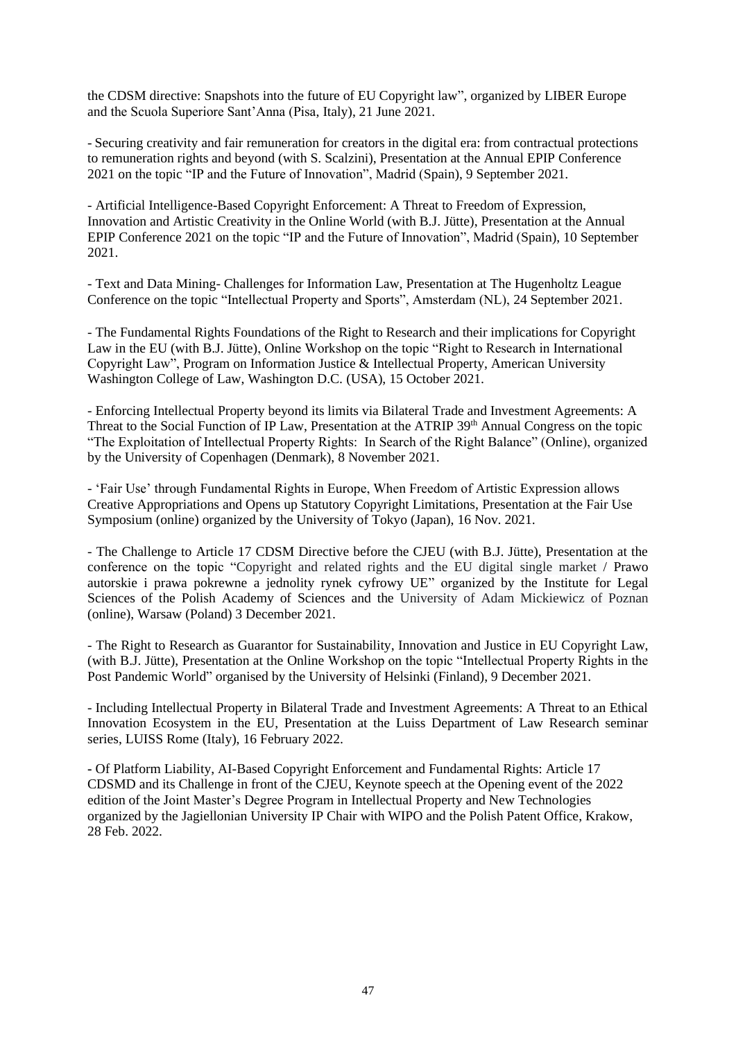the CDSM directive: Snapshots into the future of EU Copyright law", organized by LIBER Europe and the Scuola Superiore Sant'Anna (Pisa, Italy), 21 June 2021.

- Securing creativity and fair remuneration for creators in the digital era: from contractual protections to remuneration rights and beyond (with S. Scalzini), Presentation at the Annual EPIP Conference 2021 on the topic "IP and the Future of Innovation", Madrid (Spain), 9 September 2021.

- Artificial Intelligence-Based Copyright Enforcement: A Threat to Freedom of Expression, Innovation and Artistic Creativity in the Online World (with B.J. Jütte), Presentation at the Annual EPIP Conference 2021 on the topic "IP and the Future of Innovation", Madrid (Spain), 10 September 2021.

- Text and Data Mining- Challenges for Information Law, Presentation at The Hugenholtz League Conference on the topic "Intellectual Property and Sports", Amsterdam (NL), 24 September 2021.

- The Fundamental Rights Foundations of the Right to Research and their implications for Copyright Law in the EU (with B.J. Jütte), Online Workshop on the topic "Right to Research in International Copyright Law", Program on Information Justice & Intellectual Property, American University Washington College of Law, Washington D.C. (USA), 15 October 2021.

- Enforcing Intellectual Property beyond its limits via Bilateral Trade and Investment Agreements: A Threat to the Social Function of IP Law, Presentation at the ATRIP 39th Annual Congress on the topic "The Exploitation of Intellectual Property Rights: In Search of the Right Balance" (Online), organized by the University of Copenhagen (Denmark), 8 November 2021.

- 'Fair Use' through Fundamental Rights in Europe, When Freedom of Artistic Expression allows Creative Appropriations and Opens up Statutory Copyright Limitations, Presentation at the Fair Use Symposium (online) organized by the University of Tokyo (Japan), 16 Nov. 2021.

- The Challenge to Article 17 CDSM Directive before the CJEU (with B.J. Jütte), Presentation at the conference on the topic "Copyright and related rights and the EU digital single market / Prawo autorskie i prawa pokrewne a jednolity rynek cyfrowy UE" organized by the Institute for Legal Sciences of the Polish Academy of Sciences and the University of Adam Mickiewicz of Poznan (online), Warsaw (Poland) 3 December 2021.

- The Right to Research as Guarantor for Sustainability, Innovation and Justice in EU Copyright Law, (with B.J. Jütte), Presentation at the Online Workshop on the topic "Intellectual Property Rights in the Post Pandemic World" organised by the University of Helsinki (Finland), 9 December 2021.

- Including Intellectual Property in Bilateral Trade and Investment Agreements: A Threat to an Ethical Innovation Ecosystem in the EU, Presentation at the Luiss Department of Law Research seminar series, LUISS Rome (Italy), 16 February 2022.

- Of Platform Liability, AI-Based Copyright Enforcement and Fundamental Rights: Article 17 CDSMD and its Challenge in front of the CJEU, Keynote speech at the Opening event of the 2022 edition of the Joint Master's Degree Program in Intellectual Property and New Technologies organized by the Jagiellonian University IP Chair with WIPO and the Polish Patent Office, Krakow, 28 Feb. 2022.